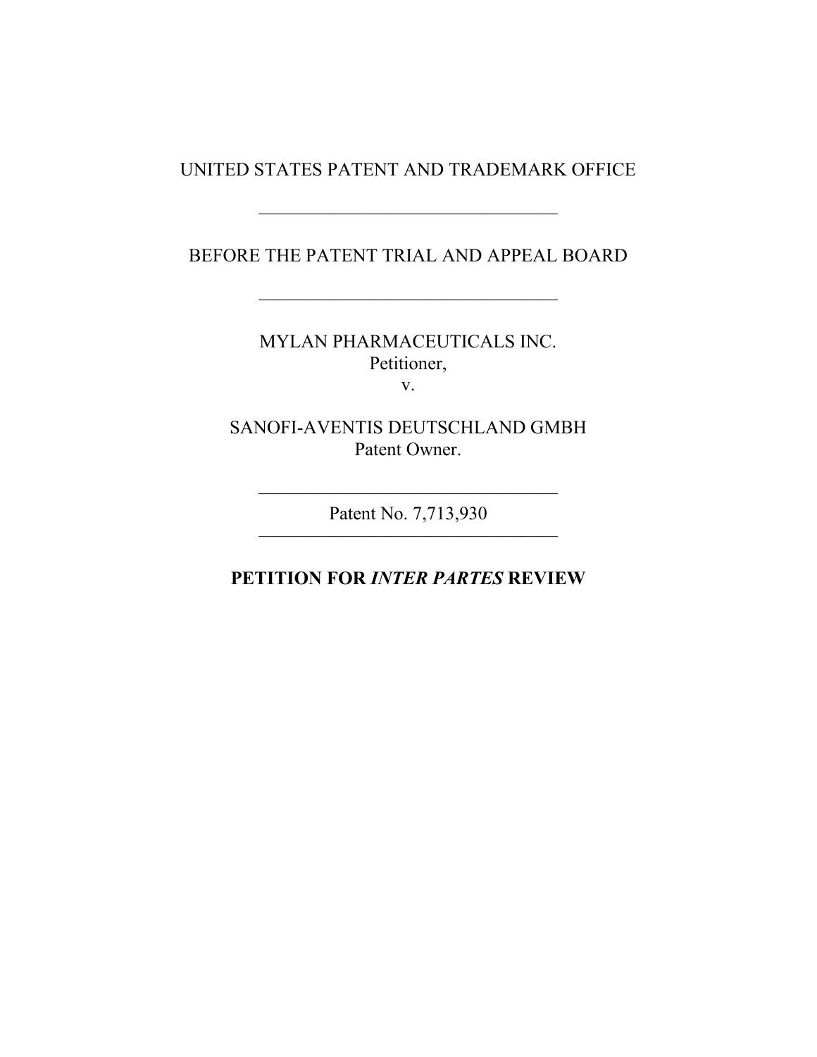UNITED STATES PATENT AND TRADEMARK OFFICE

---

BEFORE THE PATENT TRIAL AND APPEAL BOARD

---

MYLAN PHARMACEUTICALS INC.
Petitioner,
v.

SANOFI-AVENTIS DEUTSCHLAND GMBH
Patent Owner.

---

Patent No. 7,713,930

---

**PETITION FOR *INTER PARTES* REVIEW**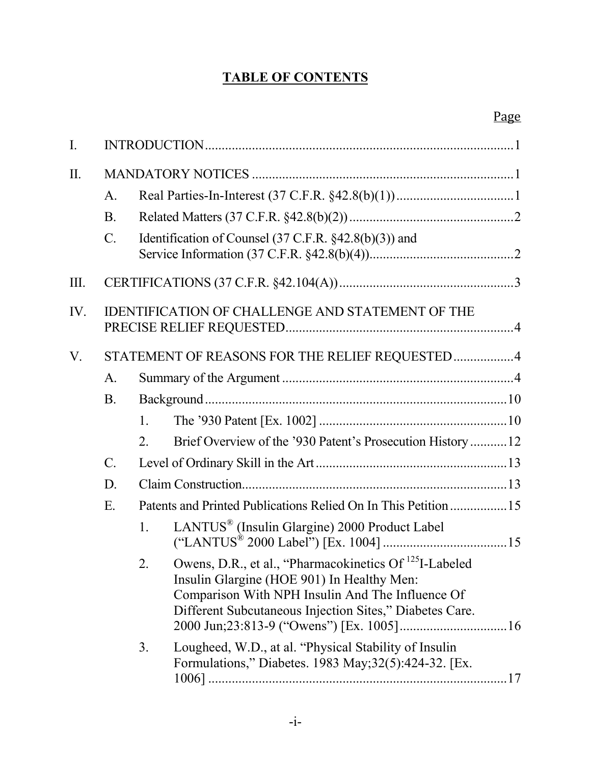# TABLE OF CONTENTS

| | | | | Page |
|---|---|---|---|---|
| I. | INTRODUCTION | | | 1 |
| II. | MANDATORY NOTICES | | | 1 |
| | A. | Real Parties-In-Interest (37 C.F.R. §42.8(b)(1)) | | 1 |
| | B. | Related Matters (37 C.F.R. §42.8(b)(2)) | | 2 |
| | C. | Identification of Counsel (37 C.F.R. §42.8(b)(3)) and Service Information (37 C.F.R. §42.8(b)(4)) | | 2 |
| III. | CERTIFICATIONS (37 C.F.R. §42.104(A)) | | | 3 |
| IV. | IDENTIFICATION OF CHALLENGE AND STATEMENT OF THE PRECISE RELIEF REQUESTED | | | 4 |
| V. | STATEMENT OF REASONS FOR THE RELIEF REQUESTED | | | 4 |
| | A. | Summary of the Argument | | 4 |
| | B. | Background | | 10 |
| | | 1. | The ’930 Patent [Ex. 1002] | 10 |
| | | 2. | Brief Overview of the ’930 Patent’s Prosecution History | 12 |
| | C. | Level of Ordinary Skill in the Art | | 13 |
| | D. | Claim Construction | | 13 |
| | E. | Patents and Printed Publications Relied On In This Petition | | 15 |
| | | 1. | LANTUS® (Insulin Glargine) 2000 Product Label (“LANTUS® 2000 Label”) [Ex. 1004] | 15 |
| | | 2. | Owens, D.R., et al., “Pharmacokinetics Of $^{125}$I-Labeled Insulin Glargine (HOE 901) In Healthy Men: Comparison With NPH Insulin And The Influence Of Different Subcutaneous Injection Sites,” Diabetes Care. 2000 Jun;23:813-9 (“Owens”) [Ex. 1005] | 16 |
| | | 3. | Lougheed, W.D., at al. “Physical Stability of Insulin Formulations,” Diabetes. 1983 May;32(5):424-32. [Ex. 1006] | 17 |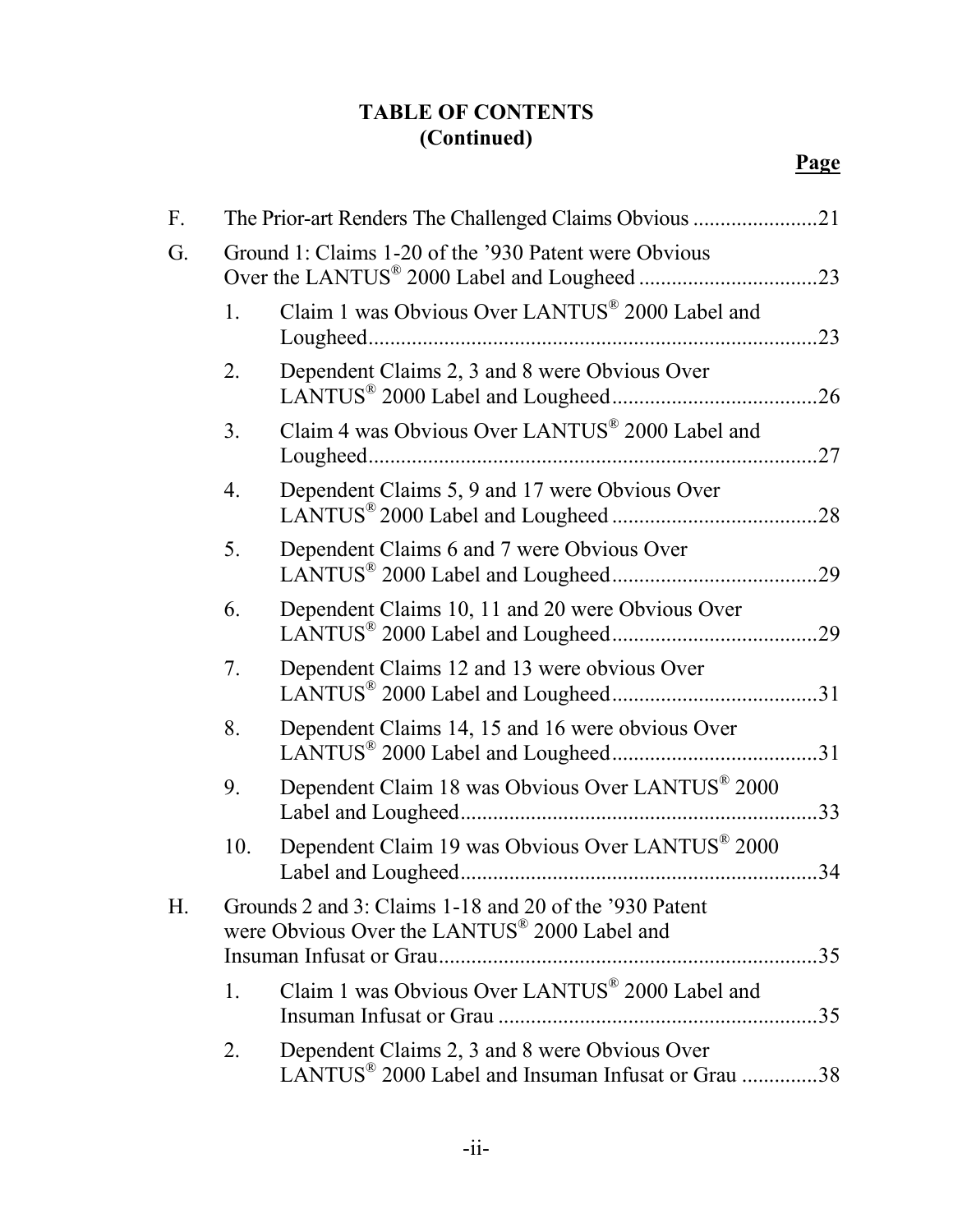**TABLE OF CONTENTS**
**(Continued)**

**Page**

F. The Prior-art Renders The Challenged Claims Obvious .......................21

G. Ground 1: Claims 1-20 of the '930 Patent were Obvious Over the LANTUS® 2000 Label and Lougheed .................................23

1. Claim 1 was Obvious Over LANTUS® 2000 Label and Lougheed...................................................................................23

2. Dependent Claims 2, 3 and 8 were Obvious Over LANTUS® 2000 Label and Lougheed......................................26

3. Claim 4 was Obvious Over LANTUS® 2000 Label and Lougheed...................................................................................27

4. Dependent Claims 5, 9 and 17 were Obvious Over LANTUS® 2000 Label and Lougheed ......................................28

5. Dependent Claims 6 and 7 were Obvious Over LANTUS® 2000 Label and Lougheed......................................29

6. Dependent Claims 10, 11 and 20 were Obvious Over LANTUS® 2000 Label and Lougheed......................................29

7. Dependent Claims 12 and 13 were obvious Over LANTUS® 2000 Label and Lougheed......................................31

8. Dependent Claims 14, 15 and 16 were obvious Over LANTUS® 2000 Label and Lougheed......................................31

9. Dependent Claim 18 was Obvious Over LANTUS® 2000 Label and Lougheed..................................................................33

10. Dependent Claim 19 was Obvious Over LANTUS® 2000 Label and Lougheed..................................................................34

H. Grounds 2 and 3: Claims 1-18 and 20 of the '930 Patent were Obvious Over the LANTUS® 2000 Label and Insuman Infusat or Grau......................................................................35

1. Claim 1 was Obvious Over LANTUS® 2000 Label and Insuman Infusat or Grau ...........................................................35

2. Dependent Claims 2, 3 and 8 were Obvious Over LANTUS® 2000 Label and Insuman Infusat or Grau ..............38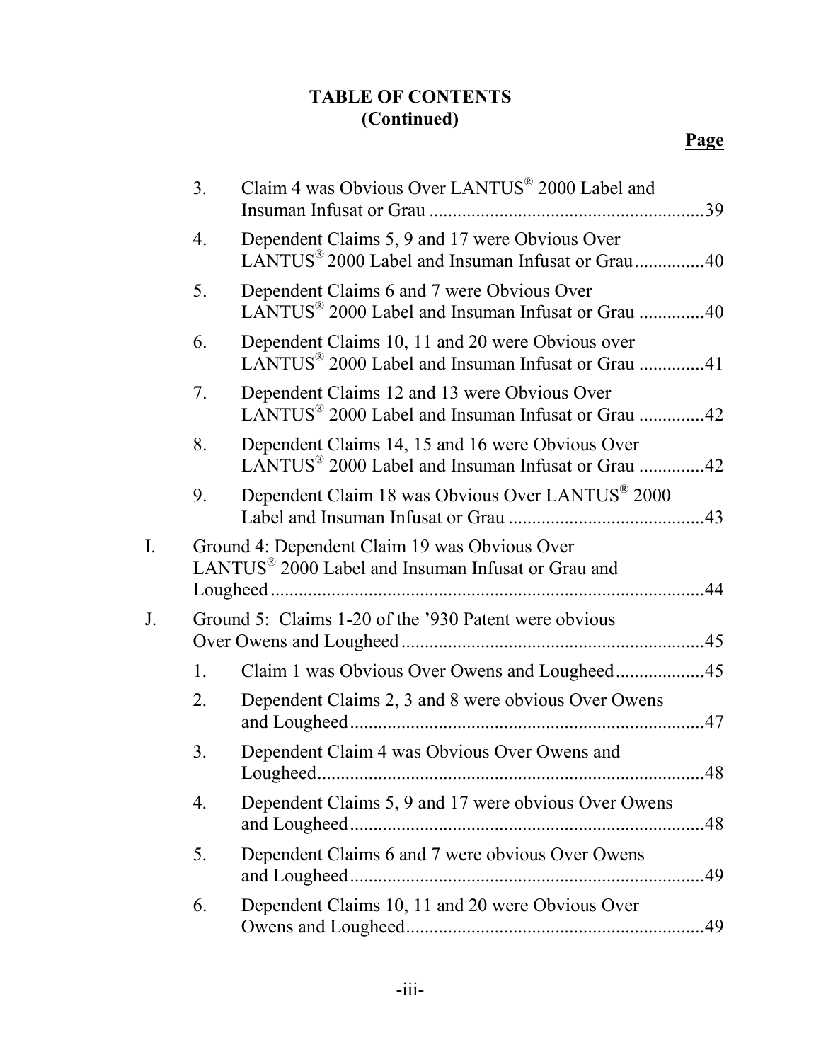**TABLE OF CONTENTS (Continued)**

| | | | Page |
|---|---|---|---|
| | 3. | Claim 4 was Obvious Over LANTUS® 2000 Label and Insuman Infusat or Grau | 39 |
| | 4. | Dependent Claims 5, 9 and 17 were Obvious Over LANTUS® 2000 Label and Insuman Infusat or Grau | 40 |
| | 5. | Dependent Claims 6 and 7 were Obvious Over LANTUS® 2000 Label and Insuman Infusat or Grau | 40 |
| | 6. | Dependent Claims 10, 11 and 20 were Obvious over LANTUS® 2000 Label and Insuman Infusat or Grau | 41 |
| | 7. | Dependent Claims 12 and 13 were Obvious Over LANTUS® 2000 Label and Insuman Infusat or Grau | 42 |
| | 8. | Dependent Claims 14, 15 and 16 were Obvious Over LANTUS® 2000 Label and Insuman Infusat or Grau | 42 |
| | 9. | Dependent Claim 18 was Obvious Over LANTUS® 2000 Label and Insuman Infusat or Grau | 43 |
| I. | | Ground 4: Dependent Claim 19 was Obvious Over LANTUS® 2000 Label and Insuman Infusat or Grau and Lougheed | 44 |
| J. | | Ground 5: Claims 1-20 of the '930 Patent were obvious Over Owens and Lougheed | 45 |
| | 1. | Claim 1 was Obvious Over Owens and Lougheed | 45 |
| | 2. | Dependent Claims 2, 3 and 8 were obvious Over Owens and Lougheed | 47 |
| | 3. | Dependent Claim 4 was Obvious Over Owens and Lougheed | 48 |
| | 4. | Dependent Claims 5, 9 and 17 were obvious Over Owens and Lougheed | 48 |
| | 5. | Dependent Claims 6 and 7 were obvious Over Owens and Lougheed | 49 |
| | 6. | Dependent Claims 10, 11 and 20 were Obvious Over Owens and Lougheed | 49 |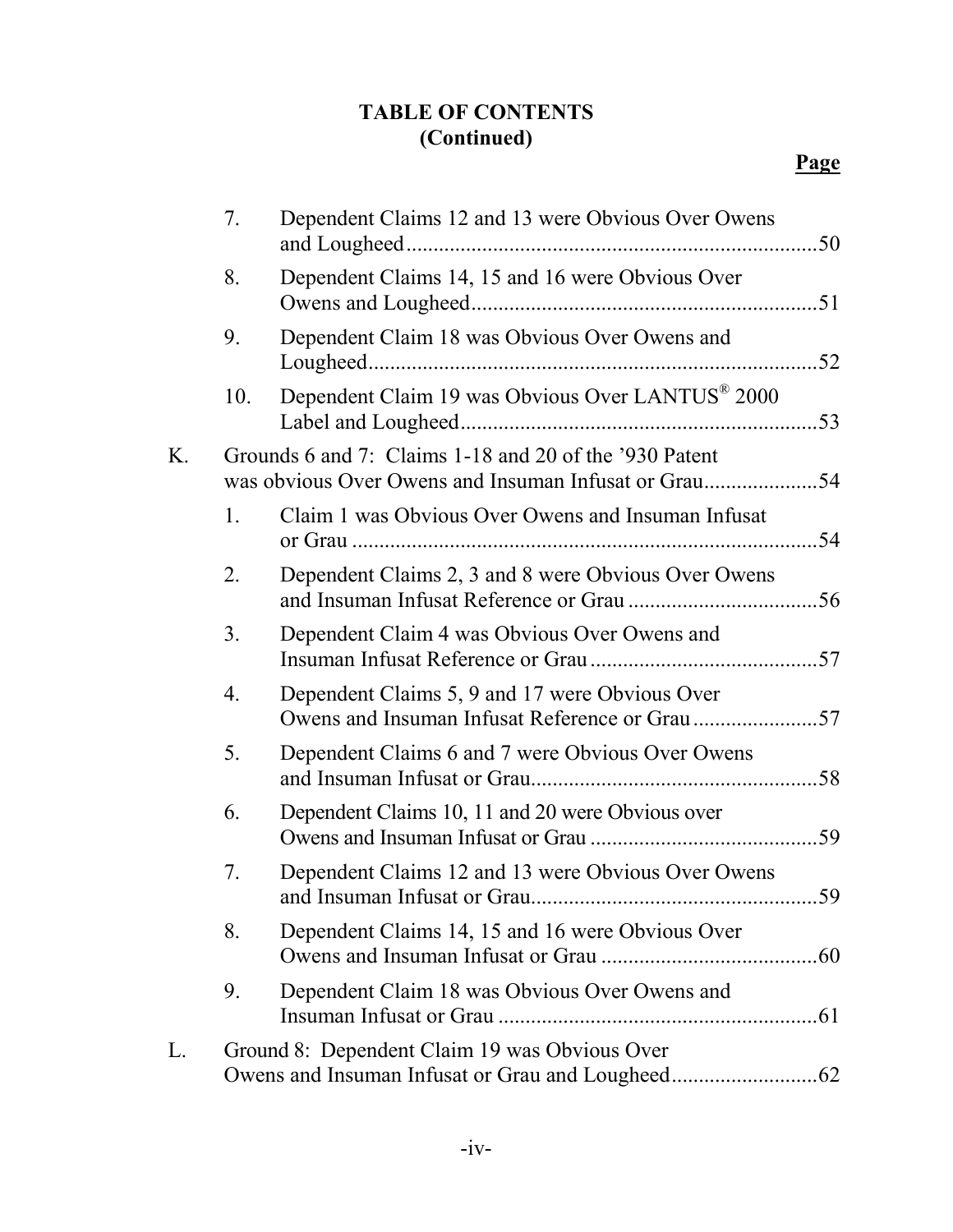**TABLE OF CONTENTS (Continued)**

**Page**

7. Dependent Claims 12 and 13 were Obvious Over Owens and Lougheed ............................................................................ 50
8. Dependent Claims 14, 15 and 16 were Obvious Over Owens and Lougheed ................................................................ 51
9. Dependent Claim 18 was Obvious Over Owens and Lougheed .................................................................................. 52
10. Dependent Claim 19 was Obvious Over LANTUS® 2000 Label and Lougheed .................................................................. 53

K. Grounds 6 and 7: Claims 1-18 and 20 of the ’930 Patent was obvious Over Owens and Insuman Infusat or Grau ..................... 54

1. Claim 1 was Obvious Over Owens and Insuman Infusat or Grau ...................................................................................... 54
2. Dependent Claims 2, 3 and 8 were Obvious Over Owens and Insuman Infusat Reference or Grau ................................... 56
3. Dependent Claim 4 was Obvious Over Owens and Insuman Infusat Reference or Grau .......................................... 57
4. Dependent Claims 5, 9 and 17 were Obvious Over Owens and Insuman Infusat Reference or Grau ....................... 57
5. Dependent Claims 6 and 7 were Obvious Over Owens and Insuman Infusat or Grau ..................................................... 58
6. Dependent Claims 10, 11 and 20 were Obvious over Owens and Insuman Infusat or Grau .......................................... 59
7. Dependent Claims 12 and 13 were Obvious Over Owens and Insuman Infusat or Grau ..................................................... 59
8. Dependent Claims 14, 15 and 16 were Obvious Over Owens and Insuman Infusat or Grau ........................................ 60
9. Dependent Claim 18 was Obvious Over Owens and Insuman Infusat or Grau ............................................................ 61

L. Ground 8: Dependent Claim 19 was Obvious Over Owens and Insuman Infusat or Grau and Lougheed ........................... 62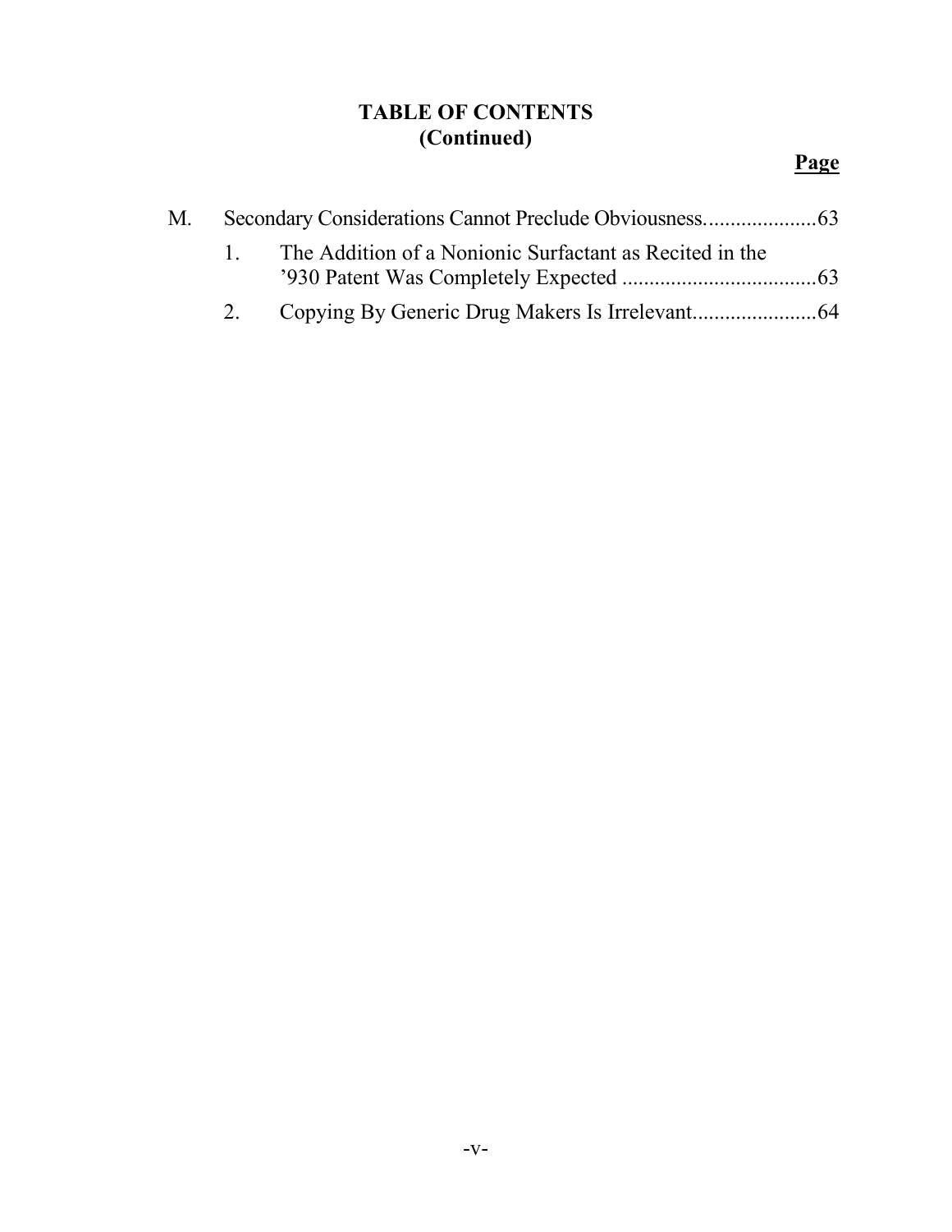**TABLE OF CONTENTS**
**(Continued)**

**Page**

M. Secondary Considerations Cannot Preclude Obviousness.....................63

1. The Addition of a Nonionic Surfactant as Recited in the ’930 Patent Was Completely Expected ....................................63
2. Copying By Generic Drug Makers Is Irrelevant.......................64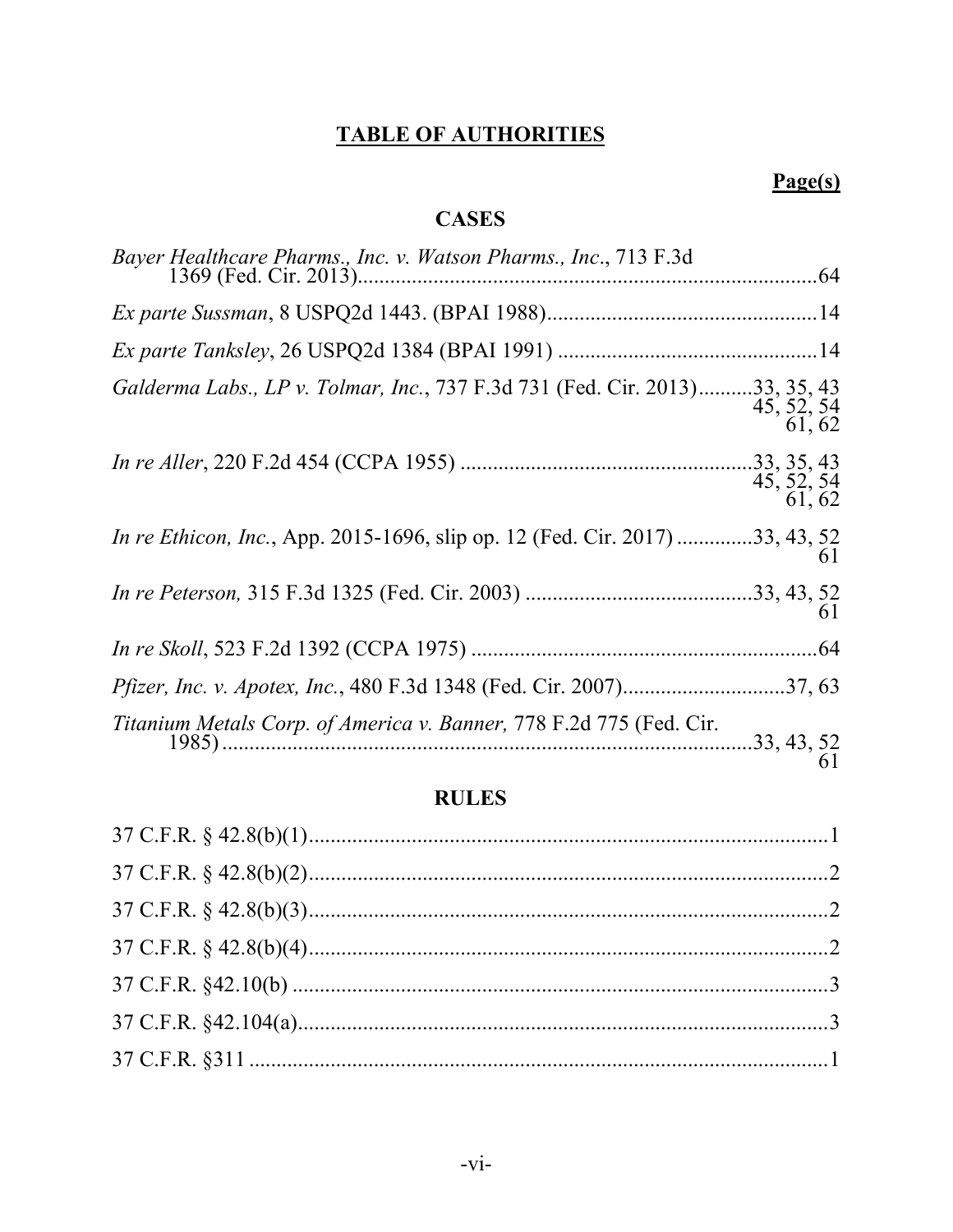# TABLE OF AUTHORITIES

**Page(s)**

## CASES

*Bayer Healthcare Pharms., Inc. v. Watson Pharms., Inc.*, 713 F.3d 1369 (Fed. Cir. 2013)....................64

*Ex parte Sussman*, 8 USPQ2d 1443. (BPAI 1988)....................14

*Ex parte Tanksley*, 26 USPQ2d 1384 (BPAI 1991)....................14

*Galderma Labs., LP v. Tolmar, Inc.*, 737 F.3d 731 (Fed. Cir. 2013)....................33, 35, 43, 45, 52, 54, 61, 62

*In re Aller*, 220 F.2d 454 (CCPA 1955)....................33, 35, 43, 45, 52, 54, 61, 62

*In re Ethicon, Inc.*, App. 2015-1696, slip op. 12 (Fed. Cir. 2017)....................33, 43, 52, 61

*In re Peterson,* 315 F.3d 1325 (Fed. Cir. 2003)....................33, 43, 52, 61

*In re Skoll*, 523 F.2d 1392 (CCPA 1975)....................64

*Pfizer, Inc. v. Apotex, Inc.*, 480 F.3d 1348 (Fed. Cir. 2007)....................37, 63

*Titanium Metals Corp. of America v. Banner,* 778 F.2d 775 (Fed. Cir. 1985)....................33, 43, 52, 61

## RULES

37 C.F.R. § 42.8(b)(1)....................1

37 C.F.R. § 42.8(b)(2)....................2

37 C.F.R. § 42.8(b)(3)....................2

37 C.F.R. § 42.8(b)(4)....................2

37 C.F.R. §42.10(b)....................3

37 C.F.R. §42.104(a)....................3

37 C.F.R. §311....................1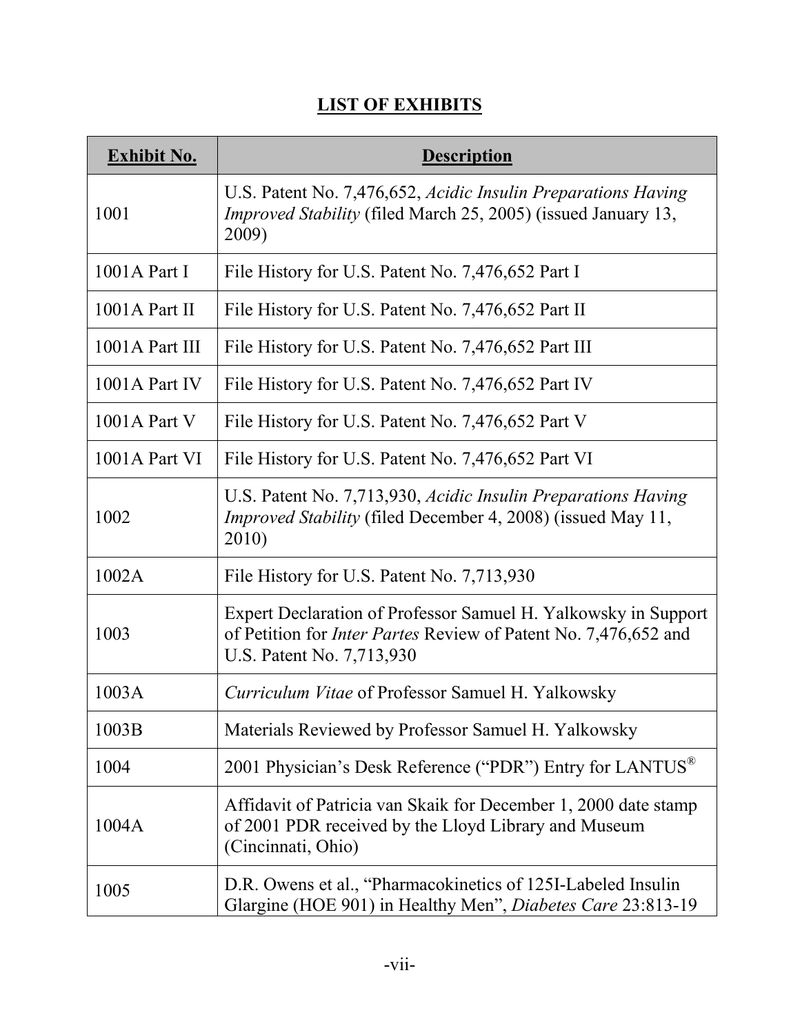## LIST OF EXHIBITS

| Exhibit No. | Description |
|---|---|
| 1001 | U.S. Patent No. 7,476,652, *Acidic Insulin Preparations Having Improved Stability* (filed March 25, 2005) (issued January 13, 2009) |
| 1001A Part I | File History for U.S. Patent No. 7,476,652 Part I |
| 1001A Part II | File History for U.S. Patent No. 7,476,652 Part II |
| 1001A Part III | File History for U.S. Patent No. 7,476,652 Part III |
| 1001A Part IV | File History for U.S. Patent No. 7,476,652 Part IV |
| 1001A Part V | File History for U.S. Patent No. 7,476,652 Part V |
| 1001A Part VI | File History for U.S. Patent No. 7,476,652 Part VI |
| 1002 | U.S. Patent No. 7,713,930, *Acidic Insulin Preparations Having Improved Stability* (filed December 4, 2008) (issued May 11, 2010) |
| 1002A | File History for U.S. Patent No. 7,713,930 |
| 1003 | Expert Declaration of Professor Samuel H. Yalkowsky in Support of Petition for *Inter Partes* Review of Patent No. 7,476,652 and U.S. Patent No. 7,713,930 |
| 1003A | *Curriculum Vitae* of Professor Samuel H. Yalkowsky |
| 1003B | Materials Reviewed by Professor Samuel H. Yalkowsky |
| 1004 | 2001 Physician's Desk Reference ("PDR") Entry for LANTUS® |
| 1004A | Affidavit of Patricia van Skaik for December 1, 2000 date stamp of 2001 PDR received by the Lloyd Library and Museum (Cincinnati, Ohio) |
| 1005 | D.R. Owens et al., "Pharmacokinetics of 125I-Labeled Insulin Glargine (HOE 901) in Healthy Men", *Diabetes Care* 23:813-19 |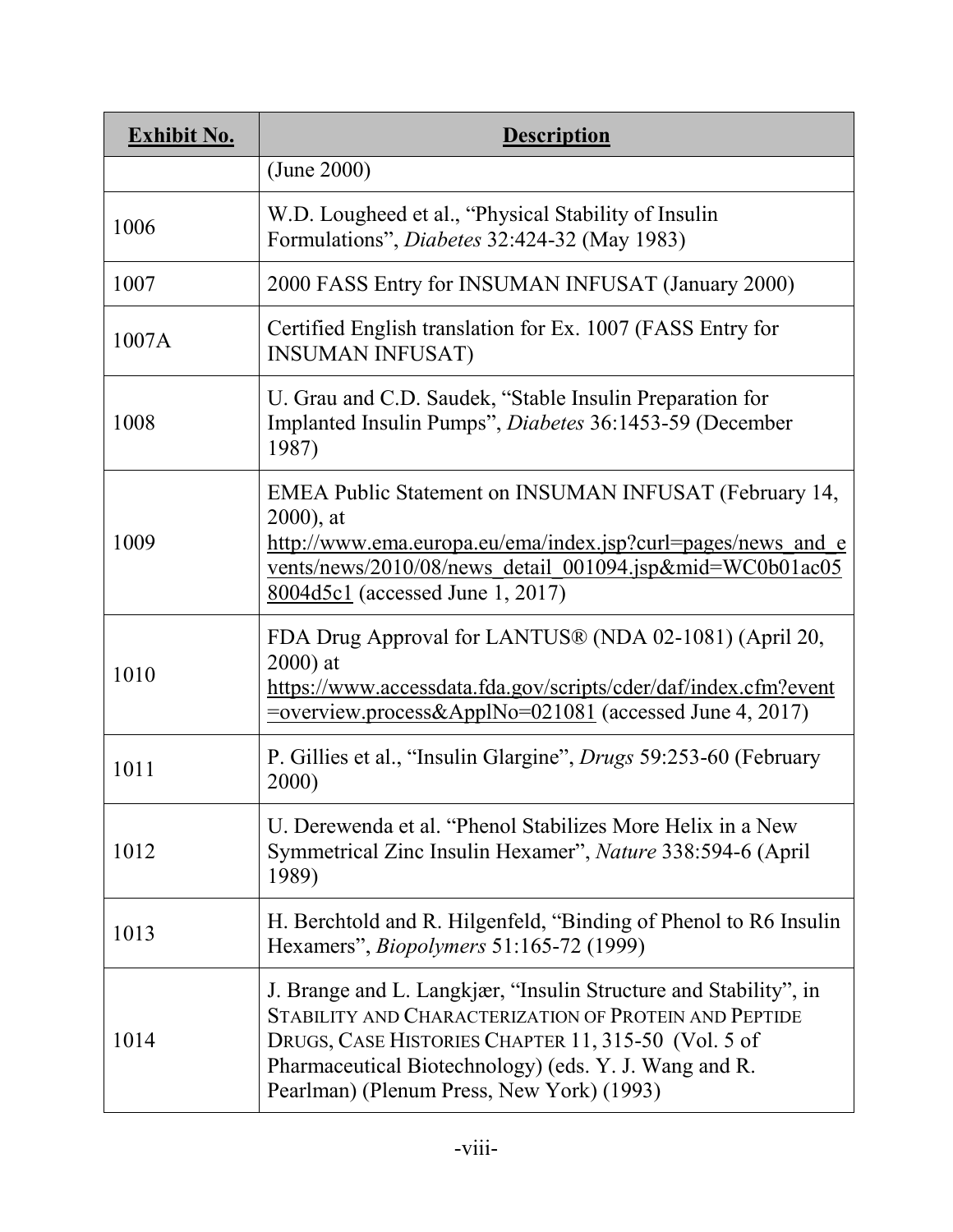| Exhibit No. | Description |
|---|---|
| | (June 2000) |
| 1006 | W.D. Lougheed et al., "Physical Stability of Insulin Formulations", *Diabetes* 32:424-32 (May 1983) |
| 1007 | 2000 FASS Entry for INSUMAN INFUSAT (January 2000) |
| 1007A | Certified English translation for Ex. 1007 (FASS Entry for INSUMAN INFUSAT) |
| 1008 | U. Grau and C.D. Saudek, "Stable Insulin Preparation for Implanted Insulin Pumps", *Diabetes* 36:1453-59 (December 1987) |
| 1009 | EMEA Public Statement on INSUMAN INFUSAT (February 14, 2000), at http://www.ema.europa.eu/ema/index.jsp?curl=pages/news_and_events/news/2010/08/news_detail_001094.jsp&mid=WC0b01ac058004d5c1 (accessed June 1, 2017) |
| 1010 | FDA Drug Approval for LANTUS® (NDA 02-1081) (April 20, 2000) at https://www.accessdata.fda.gov/scripts/cder/daf/index.cfm?event=overview.process&ApplNo=021081 (accessed June 4, 2017) |
| 1011 | P. Gillies et al., "Insulin Glargine", *Drugs* 59:253-60 (February 2000) |
| 1012 | U. Derewenda et al. "Phenol Stabilizes More Helix in a New Symmetrical Zinc Insulin Hexamer", *Nature* 338:594-6 (April 1989) |
| 1013 | H. Berchtold and R. Hilgenfeld, "Binding of Phenol to R6 Insulin Hexamers", *Biopolymers* 51:165-72 (1999) |
| 1014 | J. Brange and L. Langkjær, "Insulin Structure and Stability", in STABILITY AND CHARACTERIZATION OF PROTEIN AND PEPTIDE DRUGS, CASE HISTORIES CHAPTER 11, 315-50 (Vol. 5 of Pharmaceutical Biotechnology) (eds. Y. J. Wang and R. Pearlman) (Plenum Press, New York) (1993) |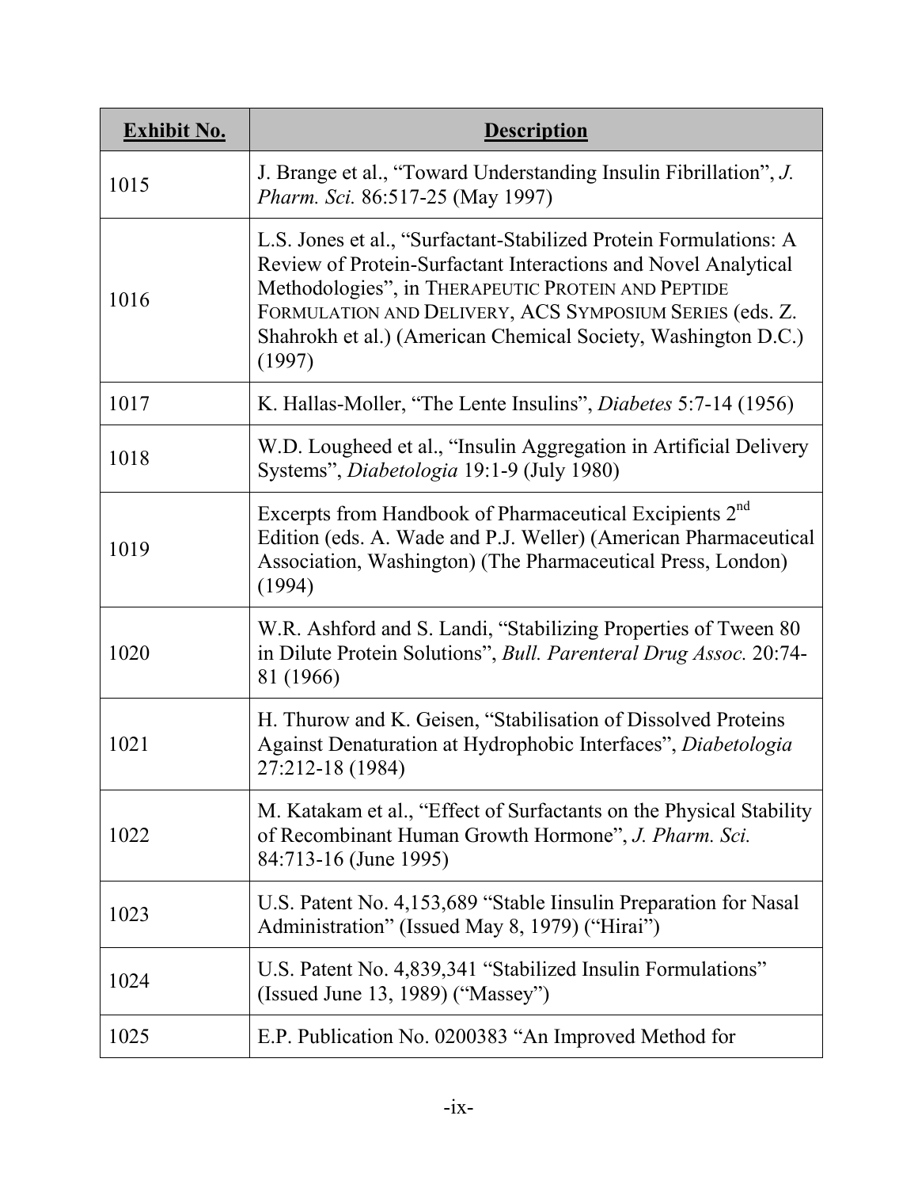| **Exhibit No.** | **Description** |
|---|---|
| 1015 | J. Brange et al., "Toward Understanding Insulin Fibrillation", *J. Pharm. Sci.* 86:517-25 (May 1997) |
| 1016 | L.S. Jones et al., "Surfactant-Stabilized Protein Formulations: A Review of Protein-Surfactant Interactions and Novel Analytical Methodologies", in THERAPEUTIC PROTEIN AND PEPTIDE FORMULATION AND DELIVERY, ACS SYMPOSIUM SERIES (eds. Z. Shahrokh et al.) (American Chemical Society, Washington D.C.) (1997) |
| 1017 | K. Hallas-Moller, "The Lente Insulins", *Diabetes* 5:7-14 (1956) |
| 1018 | W.D. Lougheed et al., "Insulin Aggregation in Artificial Delivery Systems", *Diabetologia* 19:1-9 (July 1980) |
| 1019 | Excerpts from Handbook of Pharmaceutical Excipients 2nd Edition (eds. A. Wade and P.J. Weller) (American Pharmaceutical Association, Washington) (The Pharmaceutical Press, London) (1994) |
| 1020 | W.R. Ashford and S. Landi, "Stabilizing Properties of Tween 80 in Dilute Protein Solutions", *Bull. Parenteral Drug Assoc.* 20:74-81 (1966) |
| 1021 | H. Thurow and K. Geisen, "Stabilisation of Dissolved Proteins Against Denaturation at Hydrophobic Interfaces", *Diabetologia* 27:212-18 (1984) |
| 1022 | M. Katakam et al., "Effect of Surfactants on the Physical Stability of Recombinant Human Growth Hormone", *J. Pharm. Sci.* 84:713-16 (June 1995) |
| 1023 | U.S. Patent No. 4,153,689 "Stable Iinsulin Preparation for Nasal Administration" (Issued May 8, 1979) ("Hirai") |
| 1024 | U.S. Patent No. 4,839,341 "Stabilized Insulin Formulations" (Issued June 13, 1989) ("Massey") |
| 1025 | E.P. Publication No. 0200383 "An Improved Method for |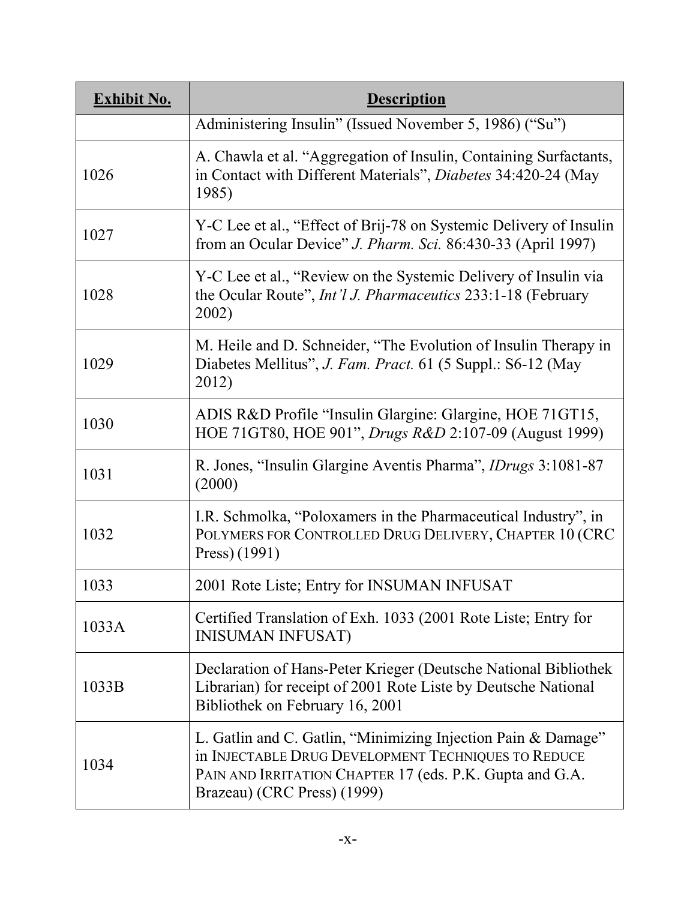| **Exhibit No.** | **Description** |
|---|---|
| | Administering Insulin" (Issued November 5, 1986) ("Su") |
| 1026 | A. Chawla et al. "Aggregation of Insulin, Containing Surfactants, in Contact with Different Materials", *Diabetes* 34:420-24 (May 1985) |
| 1027 | Y-C Lee et al., "Effect of Brij-78 on Systemic Delivery of Insulin from an Ocular Device" *J. Pharm. Sci.* 86:430-33 (April 1997) |
| 1028 | Y-C Lee et al., "Review on the Systemic Delivery of Insulin via the Ocular Route", *Int'l J. Pharmaceutics* 233:1-18 (February 2002) |
| 1029 | M. Heile and D. Schneider, "The Evolution of Insulin Therapy in Diabetes Mellitus", *J. Fam. Pract.* 61 (5 Suppl.: S6-12 (May 2012) |
| 1030 | ADIS R&D Profile "Insulin Glargine: Glargine, HOE 71GT15, HOE 71GT80, HOE 901", *Drugs R&D* 2:107-09 (August 1999) |
| 1031 | R. Jones, "Insulin Glargine Aventis Pharma", *IDrugs* 3:1081-87 (2000) |
| 1032 | I.R. Schmolka, "Poloxamers in the Pharmaceutical Industry", in POLYMERS FOR CONTROLLED DRUG DELIVERY, CHAPTER 10 (CRC Press) (1991) |
| 1033 | 2001 Rote Liste; Entry for INSUMAN INFUSAT |
| 1033A | Certified Translation of Exh. 1033 (2001 Rote Liste; Entry for INISUMAN INFUSAT) |
| 1033B | Declaration of Hans-Peter Krieger (Deutsche National Bibliothek Librarian) for receipt of 2001 Rote Liste by Deutsche National Bibliothek on February 16, 2001 |
| 1034 | L. Gatlin and C. Gatlin, "Minimizing Injection Pain & Damage" in INJECTABLE DRUG DEVELOPMENT TECHNIQUES TO REDUCE PAIN AND IRRITATION CHAPTER 17 (eds. P.K. Gupta and G.A. Brazeau) (CRC Press) (1999) |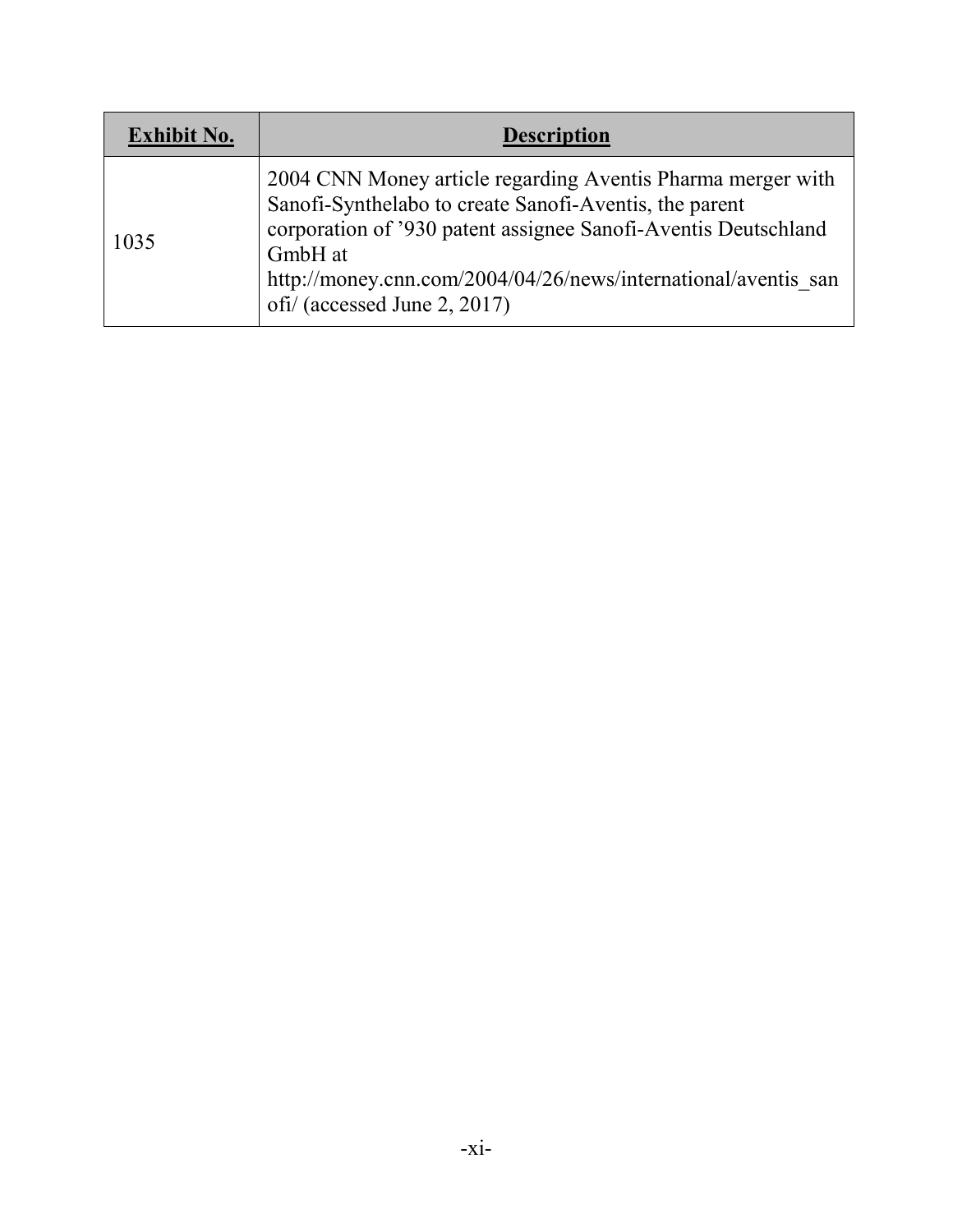| Exhibit No. | Description |
| --- | --- |
| 1035 | 2004 CNN Money article regarding Aventis Pharma merger with Sanofi-Synthelabo to create Sanofi-Aventis, the parent corporation of ’930 patent assignee Sanofi-Aventis Deutschland GmbH at http://money.cnn.com/2004/04/26/news/international/aventis_sanofi/ (accessed June 2, 2017) |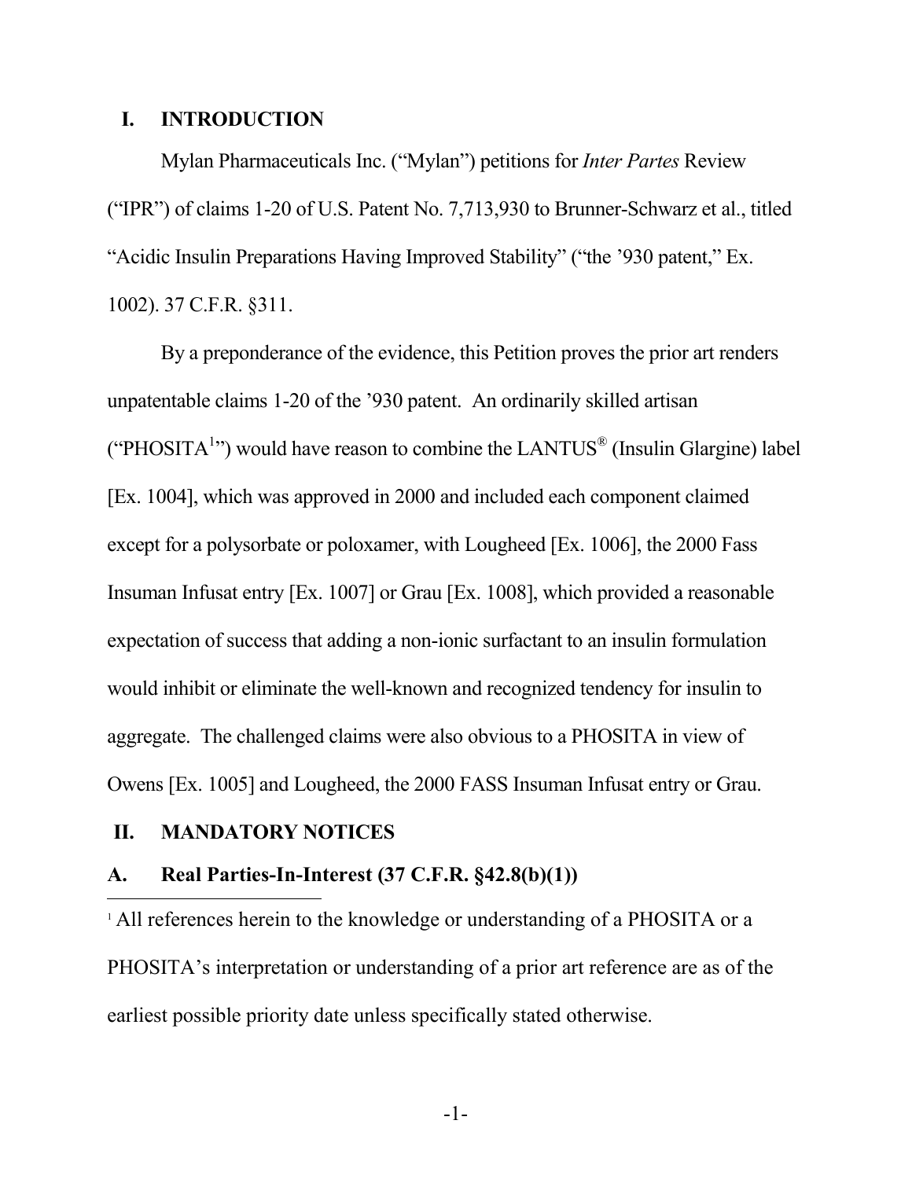## I. INTRODUCTION

Mylan Pharmaceuticals Inc. ("Mylan") petitions for *Inter Partes* Review ("IPR") of claims 1-20 of U.S. Patent No. 7,713,930 to Brunner-Schwarz et al., titled "Acidic Insulin Preparations Having Improved Stability" ("the '930 patent," Ex. 1002). 37 C.F.R. §311.

By a preponderance of the evidence, this Petition proves the prior art renders unpatentable claims 1-20 of the '930 patent. An ordinarily skilled artisan ("PHOSITA[1]") would have reason to combine the LANTUS® (Insulin Glargine) label [Ex. 1004], which was approved in 2000 and included each component claimed except for a polysorbate or poloxamer, with Lougheed [Ex. 1006], the 2000 Fass Insuman Infusat entry [Ex. 1007] or Grau [Ex. 1008], which provided a reasonable expectation of success that adding a non-ionic surfactant to an insulin formulation would inhibit or eliminate the well-known and recognized tendency for insulin to aggregate. The challenged claims were also obvious to a PHOSITA in view of Owens [Ex. 1005] and Lougheed, the 2000 FASS Insuman Infusat entry or Grau.

## II. MANDATORY NOTICES

### A. Real Parties-In-Interest (37 C.F.R. §42.8(b)(1))

[1] All references herein to the knowledge or understanding of a PHOSITA or a PHOSITA's interpretation or understanding of a prior art reference are as of the earliest possible priority date unless specifically stated otherwise.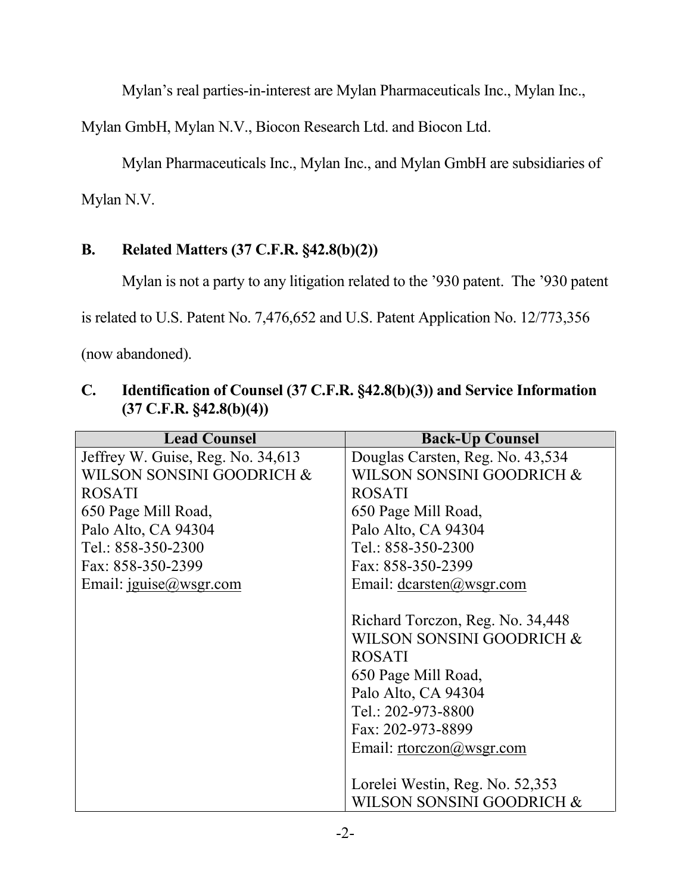Mylan's real parties-in-interest are Mylan Pharmaceuticals Inc., Mylan Inc., Mylan GmbH, Mylan N.V., Biocon Research Ltd. and Biocon Ltd.

Mylan Pharmaceuticals Inc., Mylan Inc., and Mylan GmbH are subsidiaries of Mylan N.V.

### B. Related Matters (37 C.F.R. §42.8(b)(2))

Mylan is not a party to any litigation related to the '930 patent. The '930 patent is related to U.S. Patent No. 7,476,652 and U.S. Patent Application No. 12/773,356 (now abandoned).

### C. Identification of Counsel (37 C.F.R. §42.8(b)(3)) and Service Information (37 C.F.R. §42.8(b)(4))

| Lead Counsel | Back-Up Counsel |
|---|---|
| Jeffrey W. Guise, Reg. No. 34,613<br>WILSON SONSINI GOODRICH & ROSATI<br>650 Page Mill Road,<br>Palo Alto, CA 94304<br>Tel.: 858-350-2300<br>Fax: 858-350-2399<br>Email: jguise@wsgr.com | Douglas Carsten, Reg. No. 43,534<br>WILSON SONSINI GOODRICH & ROSATI<br>650 Page Mill Road,<br>Palo Alto, CA 94304<br>Tel.: 858-350-2300<br>Fax: 858-350-2399<br>Email: dcarsten@wsgr.com<br><br>Richard Torczon, Reg. No. 34,448<br>WILSON SONSINI GOODRICH & ROSATI<br>650 Page Mill Road,<br>Palo Alto, CA 94304<br>Tel.: 202-973-8800<br>Fax: 202-973-8899<br>Email: rtorczon@wsgr.com<br><br>Lorelei Westin, Reg. No. 52,353<br>WILSON SONSINI GOODRICH & |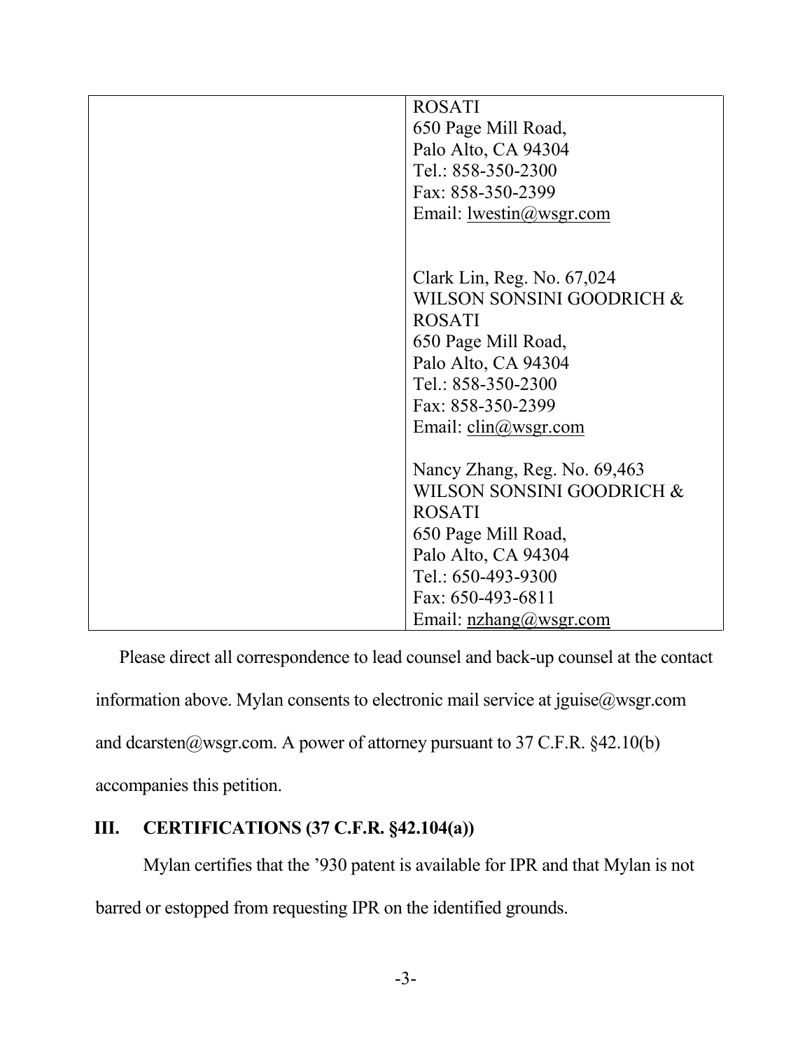| | ROSATI<br>650 Page Mill Road,<br>Palo Alto, CA 94304<br>Tel.: 858-350-2300<br>Fax: 858-350-2399<br>Email: lwestin@wsgr.com<br><br>Clark Lin, Reg. No. 67,024<br>WILSON SONSINI GOODRICH & ROSATI<br>650 Page Mill Road,<br>Palo Alto, CA 94304<br>Tel.: 858-350-2300<br>Fax: 858-350-2399<br>Email: clin@wsgr.com<br><br>Nancy Zhang, Reg. No. 69,463<br>WILSON SONSINI GOODRICH & ROSATI<br>650 Page Mill Road,<br>Palo Alto, CA 94304<br>Tel.: 650-493-9300<br>Fax: 650-493-6811<br>Email: nzhang@wsgr.com |
|---|---|

Please direct all correspondence to lead counsel and back-up counsel at the contact information above. Mylan consents to electronic mail service at jguise@wsgr.com and dcarsten@wsgr.com. A power of attorney pursuant to 37 C.F.R. §42.10(b) accompanies this petition.

## III. CERTIFICATIONS (37 C.F.R. §42.104(a))

Mylan certifies that the '930 patent is available for IPR and that Mylan is not barred or estopped from requesting IPR on the identified grounds.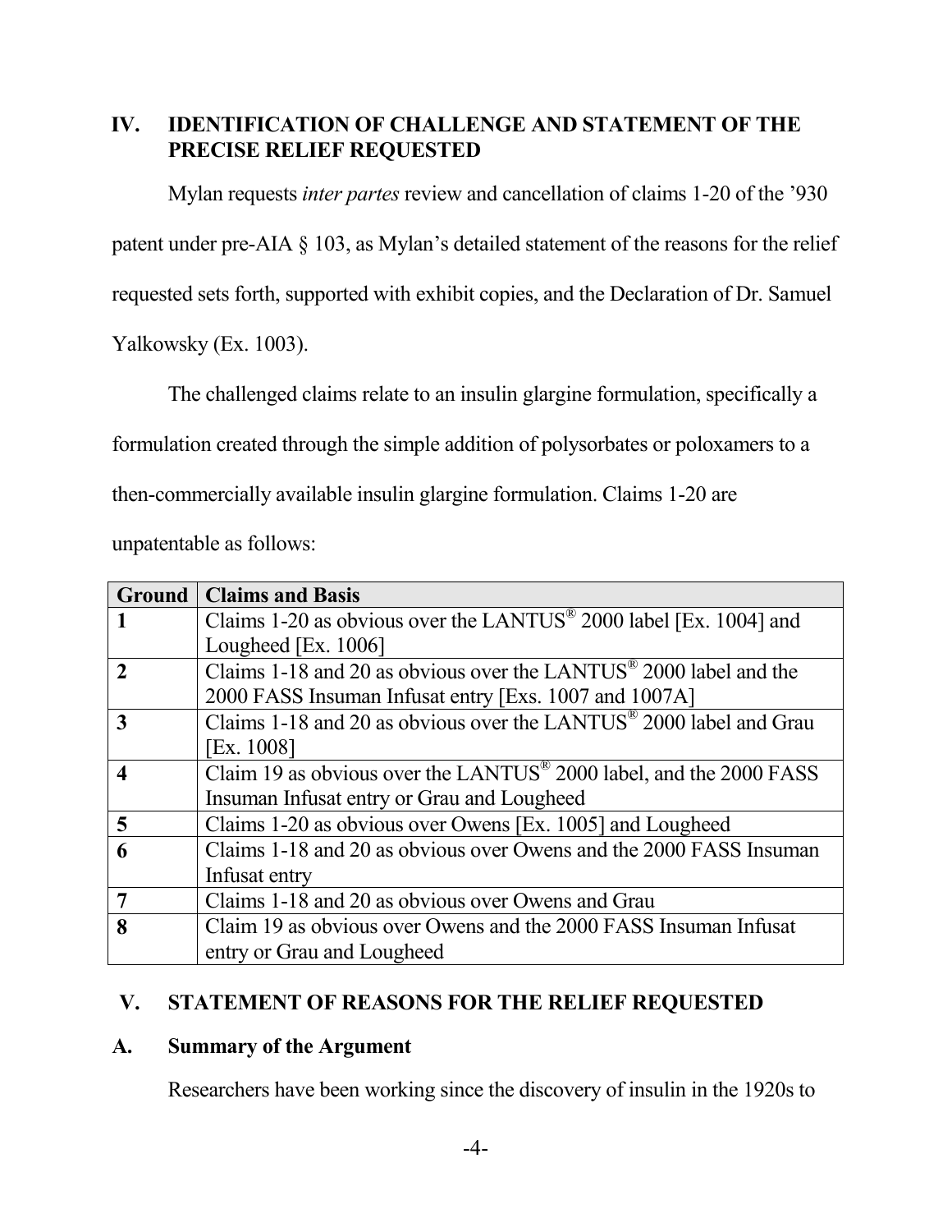## IV. IDENTIFICATION OF CHALLENGE AND STATEMENT OF THE PRECISE RELIEF REQUESTED

Mylan requests *inter partes* review and cancellation of claims 1-20 of the '930 patent under pre-AIA § 103, as Mylan's detailed statement of the reasons for the relief requested sets forth, supported with exhibit copies, and the Declaration of Dr. Samuel Yalkowsky (Ex. 1003).

The challenged claims relate to an insulin glargine formulation, specifically a formulation created through the simple addition of polysorbates or poloxamers to a then-commercially available insulin glargine formulation. Claims 1-20 are unpatentable as follows:

| Ground | Claims and Basis |
|---|---|
| **1** | Claims 1-20 as obvious over the LANTUS® 2000 label [Ex. 1004] and Lougheed [Ex. 1006] |
| **2** | Claims 1-18 and 20 as obvious over the LANTUS® 2000 label and the 2000 FASS Insuman Infusat entry [Exs. 1007 and 1007A] |
| **3** | Claims 1-18 and 20 as obvious over the LANTUS® 2000 label and Grau [Ex. 1008] |
| **4** | Claim 19 as obvious over the LANTUS® 2000 label, and the 2000 FASS Insuman Infusat entry or Grau and Lougheed |
| **5** | Claims 1-20 as obvious over Owens [Ex. 1005] and Lougheed |
| **6** | Claims 1-18 and 20 as obvious over Owens and the 2000 FASS Insuman Infusat entry |
| **7** | Claims 1-18 and 20 as obvious over Owens and Grau |
| **8** | Claim 19 as obvious over Owens and the 2000 FASS Insuman Infusat entry or Grau and Lougheed |

## V. STATEMENT OF REASONS FOR THE RELIEF REQUESTED

### A. Summary of the Argument

Researchers have been working since the discovery of insulin in the 1920s to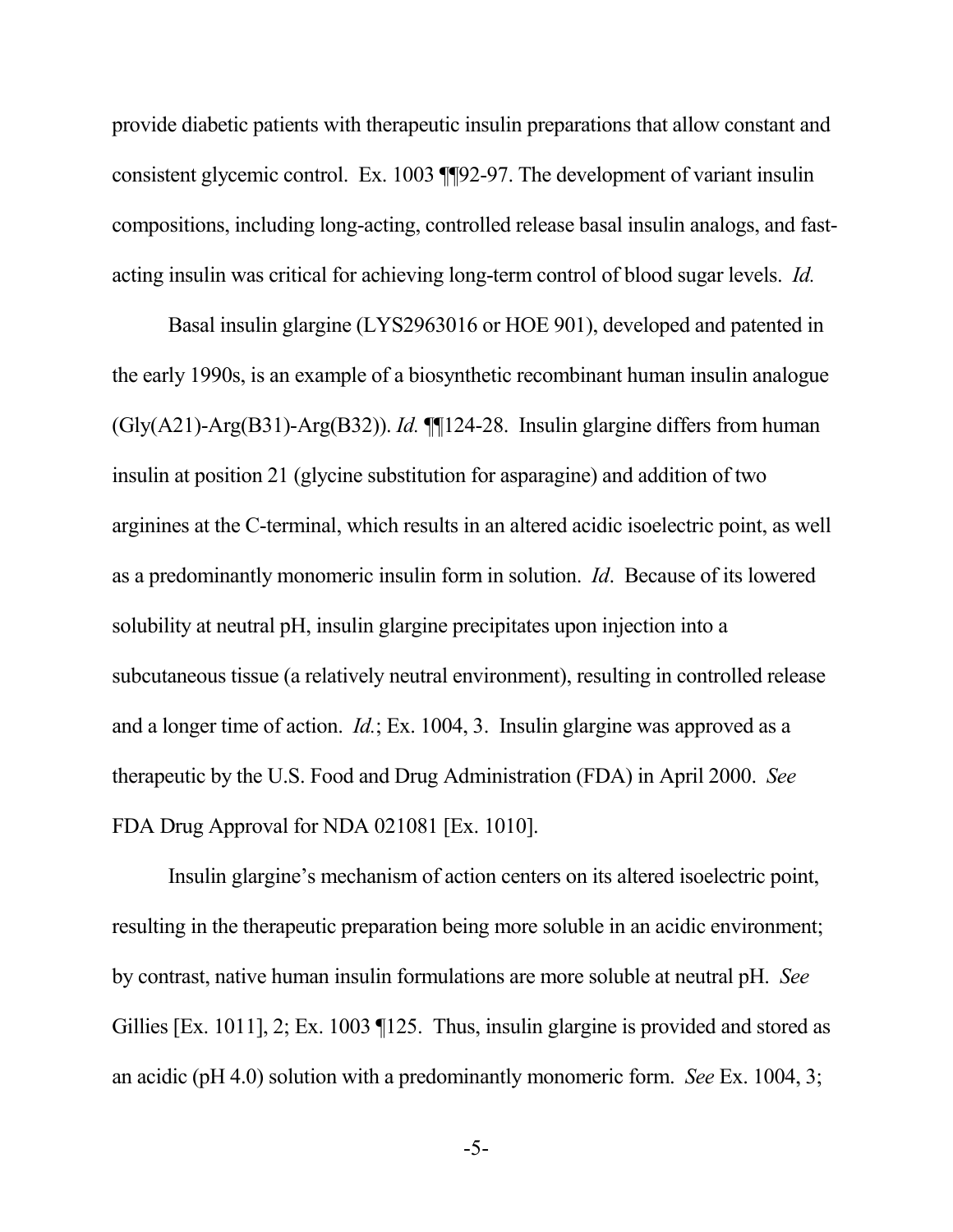provide diabetic patients with therapeutic insulin preparations that allow constant and consistent glycemic control. Ex. 1003 ¶¶92-97. The development of variant insulin compositions, including long-acting, controlled release basal insulin analogs, and fast-acting insulin was critical for achieving long-term control of blood sugar levels. *Id.*

Basal insulin glargine (LYS2963016 or HOE 901), developed and patented in the early 1990s, is an example of a biosynthetic recombinant human insulin analogue (Gly(A21)-Arg(B31)-Arg(B32)). *Id.* ¶¶124-28. Insulin glargine differs from human insulin at position 21 (glycine substitution for asparagine) and addition of two arginines at the C-terminal, which results in an altered acidic isoelectric point, as well as a predominantly monomeric insulin form in solution. *Id*. Because of its lowered solubility at neutral pH, insulin glargine precipitates upon injection into a subcutaneous tissue (a relatively neutral environment), resulting in controlled release and a longer time of action. *Id.*; Ex. 1004, 3. Insulin glargine was approved as a therapeutic by the U.S. Food and Drug Administration (FDA) in April 2000. *See* FDA Drug Approval for NDA 021081 [Ex. 1010].

Insulin glargine's mechanism of action centers on its altered isoelectric point, resulting in the therapeutic preparation being more soluble in an acidic environment; by contrast, native human insulin formulations are more soluble at neutral pH. *See* Gillies [Ex. 1011], 2; Ex. 1003 ¶125. Thus, insulin glargine is provided and stored as an acidic (pH 4.0) solution with a predominantly monomeric form. *See* Ex. 1004, 3;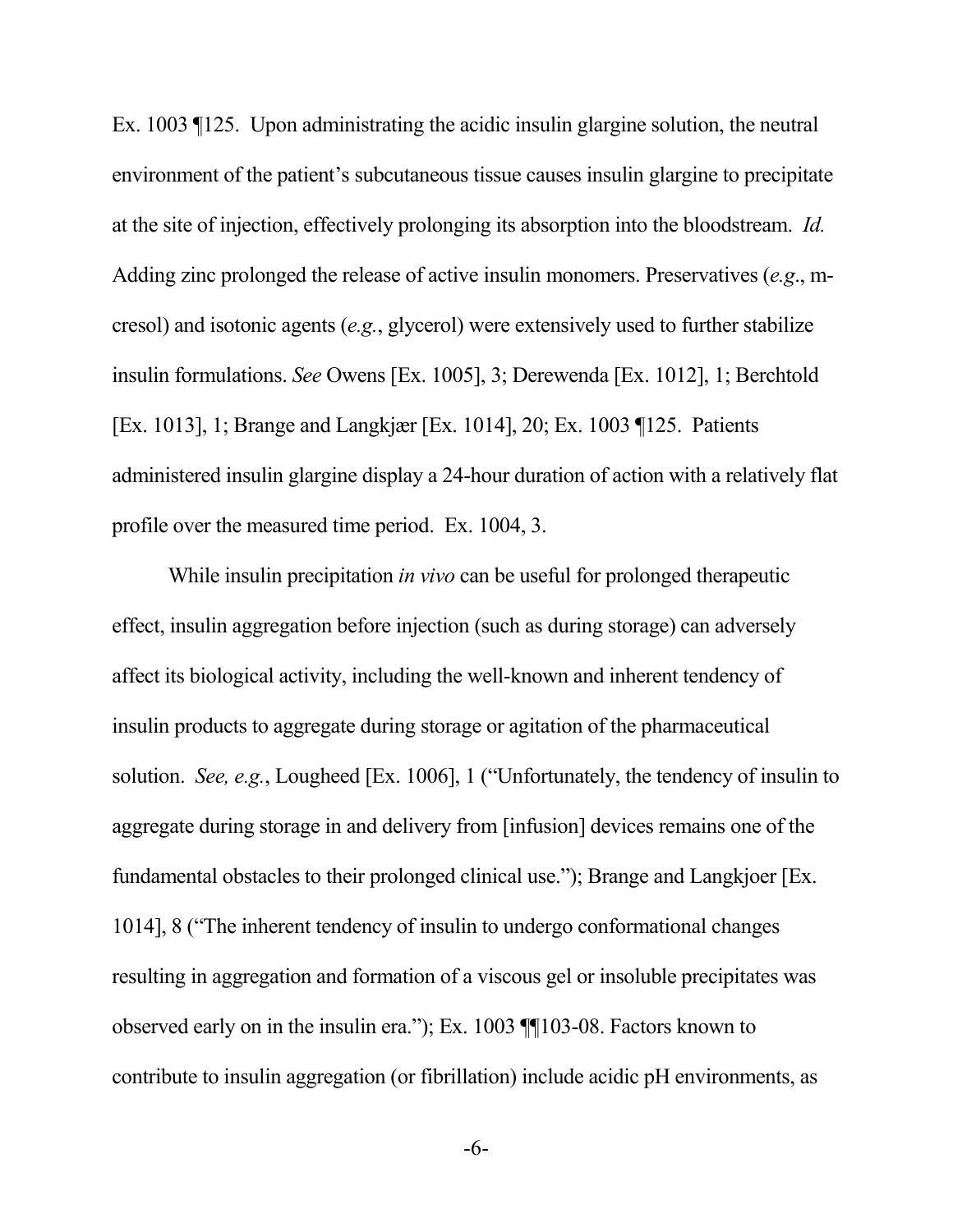Ex. 1003 ¶125. Upon administrating the acidic insulin glargine solution, the neutral environment of the patient's subcutaneous tissue causes insulin glargine to precipitate at the site of injection, effectively prolonging its absorption into the bloodstream. *Id.* Adding zinc prolonged the release of active insulin monomers. Preservatives (*e.g.*, m-cresol) and isotonic agents (*e.g.*, glycerol) were extensively used to further stabilize insulin formulations. *See* Owens [Ex. 1005], 3; Derewenda [Ex. 1012], 1; Berchtold [Ex. 1013], 1; Brange and Langkjær [Ex. 1014], 20; Ex. 1003 ¶125. Patients administered insulin glargine display a 24-hour duration of action with a relatively flat profile over the measured time period. Ex. 1004, 3.

While insulin precipitation *in vivo* can be useful for prolonged therapeutic effect, insulin aggregation before injection (such as during storage) can adversely affect its biological activity, including the well-known and inherent tendency of insulin products to aggregate during storage or agitation of the pharmaceutical solution. *See, e.g.*, Lougheed [Ex. 1006], 1 ("Unfortunately, the tendency of insulin to aggregate during storage in and delivery from [infusion] devices remains one of the fundamental obstacles to their prolonged clinical use."); Brange and Langkjoer [Ex. 1014], 8 ("The inherent tendency of insulin to undergo conformational changes resulting in aggregation and formation of a viscous gel or insoluble precipitates was observed early on in the insulin era."); Ex. 1003 ¶¶103-08. Factors known to contribute to insulin aggregation (or fibrillation) include acidic pH environments, as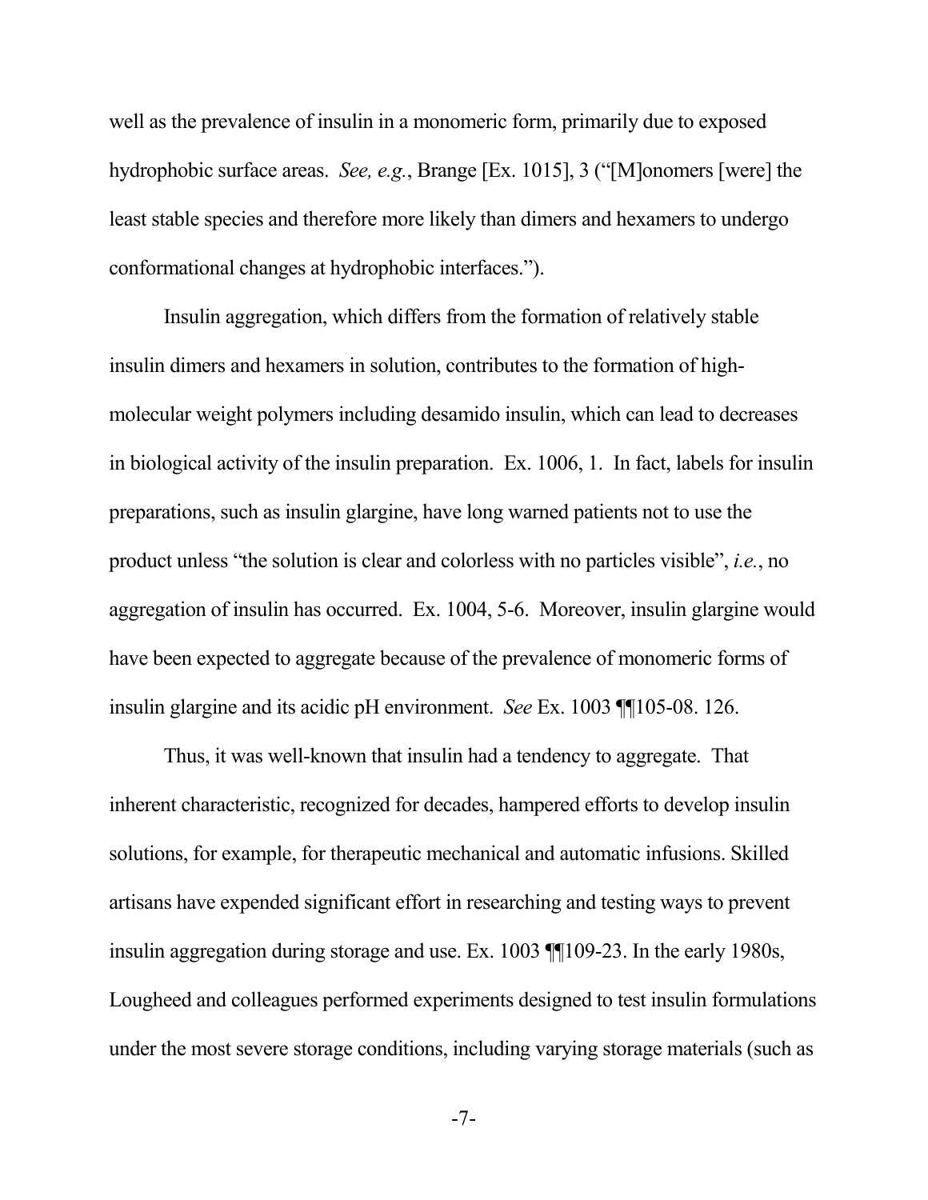well as the prevalence of insulin in a monomeric form, primarily due to exposed hydrophobic surface areas. *See, e.g.*, Brange [Ex. 1015], 3 ("[M]onomers [were] the least stable species and therefore more likely than dimers and hexamers to undergo conformational changes at hydrophobic interfaces.").

Insulin aggregation, which differs from the formation of relatively stable insulin dimers and hexamers in solution, contributes to the formation of high-molecular weight polymers including desamido insulin, which can lead to decreases in biological activity of the insulin preparation. Ex. 1006, 1. In fact, labels for insulin preparations, such as insulin glargine, have long warned patients not to use the product unless "the solution is clear and colorless with no particles visible", *i.e.*, no aggregation of insulin has occurred. Ex. 1004, 5-6. Moreover, insulin glargine would have been expected to aggregate because of the prevalence of monomeric forms of insulin glargine and its acidic pH environment. *See* Ex. 1003 ¶¶105-08. 126.

Thus, it was well-known that insulin had a tendency to aggregate. That inherent characteristic, recognized for decades, hampered efforts to develop insulin solutions, for example, for therapeutic mechanical and automatic infusions. Skilled artisans have expended significant effort in researching and testing ways to prevent insulin aggregation during storage and use. Ex. 1003 ¶¶109-23. In the early 1980s, Lougheed and colleagues performed experiments designed to test insulin formulations under the most severe storage conditions, including varying storage materials (such as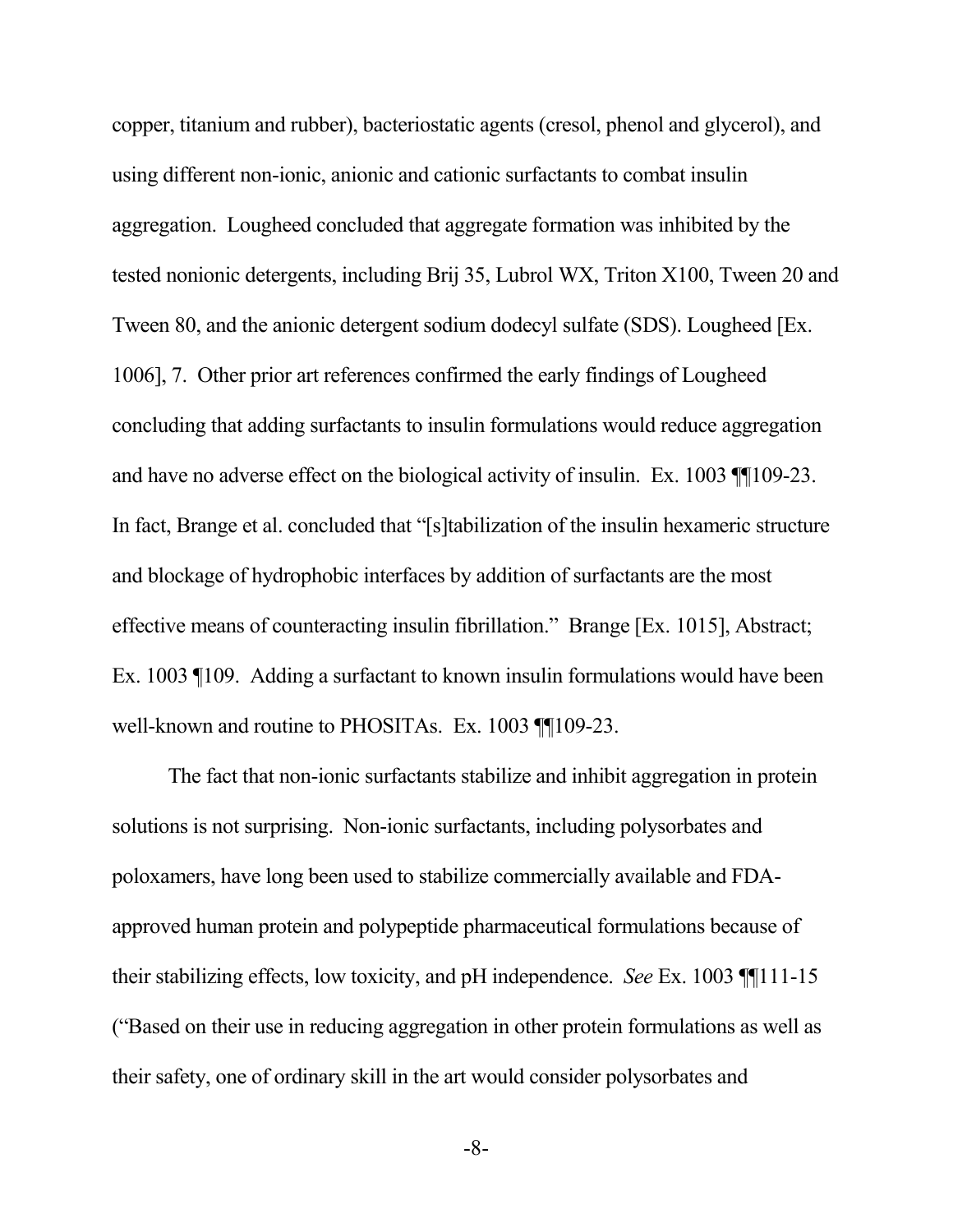copper, titanium and rubber), bacteriostatic agents (cresol, phenol and glycerol), and using different non-ionic, anionic and cationic surfactants to combat insulin aggregation. Lougheed concluded that aggregate formation was inhibited by the tested nonionic detergents, including Brij 35, Lubrol WX, Triton X100, Tween 20 and Tween 80, and the anionic detergent sodium dodecyl sulfate (SDS). Lougheed [Ex. 1006], 7. Other prior art references confirmed the early findings of Lougheed concluding that adding surfactants to insulin formulations would reduce aggregation and have no adverse effect on the biological activity of insulin. Ex. 1003 ¶¶109-23. In fact, Brange et al. concluded that "[s]tabilization of the insulin hexameric structure and blockage of hydrophobic interfaces by addition of surfactants are the most effective means of counteracting insulin fibrillation." Brange [Ex. 1015], Abstract; Ex. 1003 ¶109. Adding a surfactant to known insulin formulations would have been well-known and routine to PHOSITAs. Ex. 1003 ¶¶109-23.

The fact that non-ionic surfactants stabilize and inhibit aggregation in protein solutions is not surprising. Non-ionic surfactants, including polysorbates and poloxamers, have long been used to stabilize commercially available and FDA-approved human protein and polypeptide pharmaceutical formulations because of their stabilizing effects, low toxicity, and pH independence. *See* Ex. 1003 ¶¶111-15 ("Based on their use in reducing aggregation in other protein formulations as well as their safety, one of ordinary skill in the art would consider polysorbates and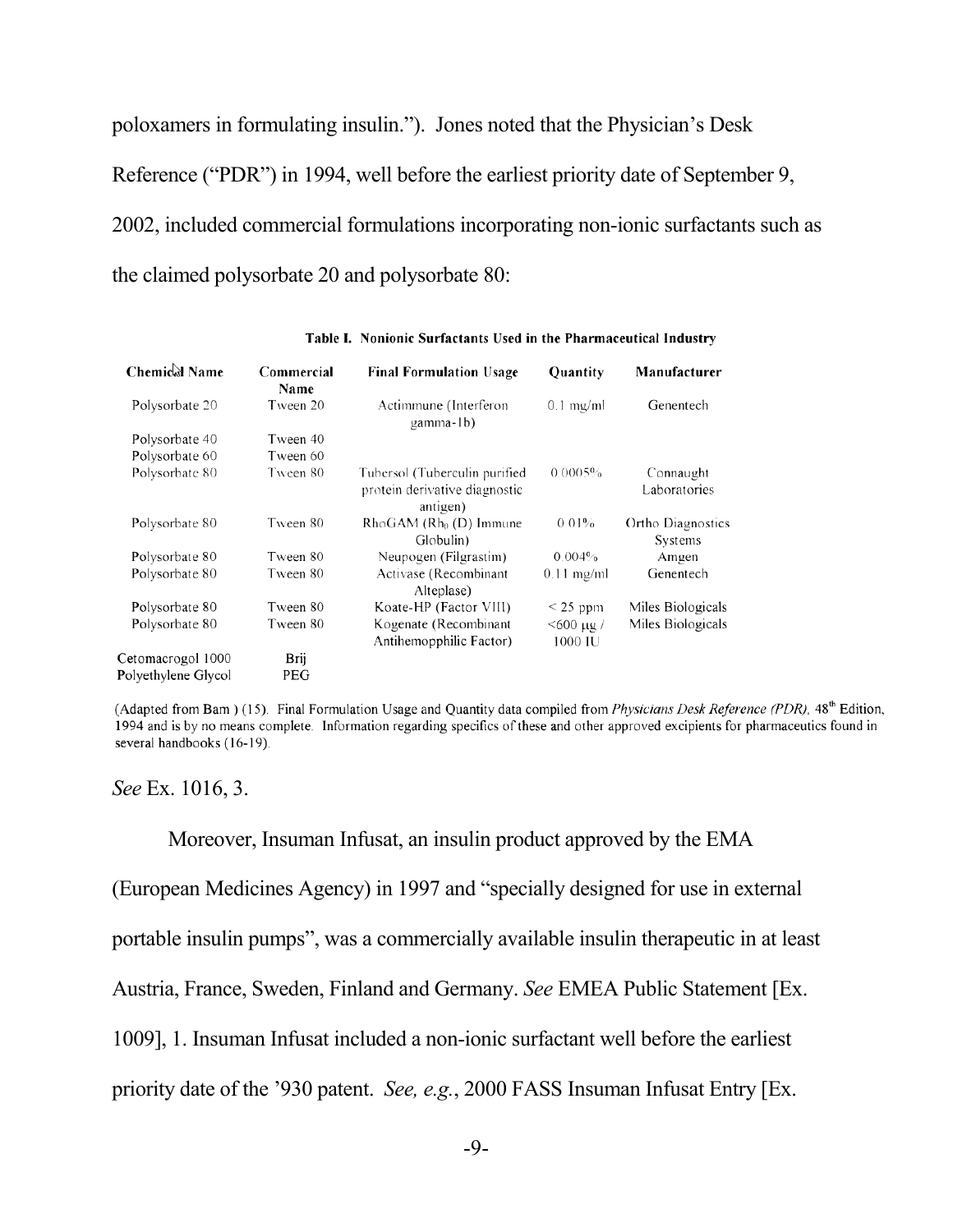poloxamers in formulating insulin."). Jones noted that the Physician's Desk Reference ("PDR") in 1994, well before the earliest priority date of September 9, 2002, included commercial formulations incorporating non-ionic surfactants such as the claimed polysorbate 20 and polysorbate 80:

**Table I. Nonionic Surfactants Used in the Pharmaceutical Industry**

| Chemical Name | Commercial Name | Final Formulation Usage | Quantity | Manufacturer |
|---|---|---|---|---|
| Polysorbate 20 | Tween 20 | Actimmune (Interferon gamma-1b) | 0.1 mg/ml | Genentech |
| Polysorbate 40 | Tween 40 | | | |
| Polysorbate 60 | Tween 60 | | | |
| Polysorbate 80 | Tween 80 | Tubersol (Tuberculin purified protein derivative diagnostic antigen) | 0.0005% | Connaught Laboratories |
| Polysorbate 80 | Tween 80 | RhoGAM ($Rh_0$ (D) Immune Globulin) | 0.01% | Ortho Diagnostics Systems |
| Polysorbate 80 | Tween 80 | Neupogen (Filgrastim) | 0.004% | Amgen |
| Polysorbate 80 | Tween 80 | Activase (Recombinant Alteplase) | 0.11 mg/ml | Genentech |
| Polysorbate 80 | Tween 80 | Koate-HP (Factor VIII) | < 25 ppm | Miles Biologicals |
| Polysorbate 80 | Tween 80 | Kogenate (Recombinant Antihemopphilic Factor) | <600 μg / 1000 IU | Miles Biologicals |
| Cetomacrogol 1000 | Brij | | | |
| Polyethylene Glycol | PEG | | | |

(Adapted from Bam ) (15). Final Formulation Usage and Quantity data compiled from *Physicians Desk Reference (PDR)*, 48th Edition, 1994 and is by no means complete. Information regarding specifics of these and other approved excipients for pharmaceutics found in several handbooks (16-19).

*See* Ex. 1016, 3.

Moreover, Insuman Infusat, an insulin product approved by the EMA (European Medicines Agency) in 1997 and "specially designed for use in external portable insulin pumps", was a commercially available insulin therapeutic in at least Austria, France, Sweden, Finland and Germany. *See* EMEA Public Statement [Ex. 1009], 1. Insuman Infusat included a non-ionic surfactant well before the earliest priority date of the '930 patent. *See, e.g.*, 2000 FASS Insuman Infusat Entry [Ex.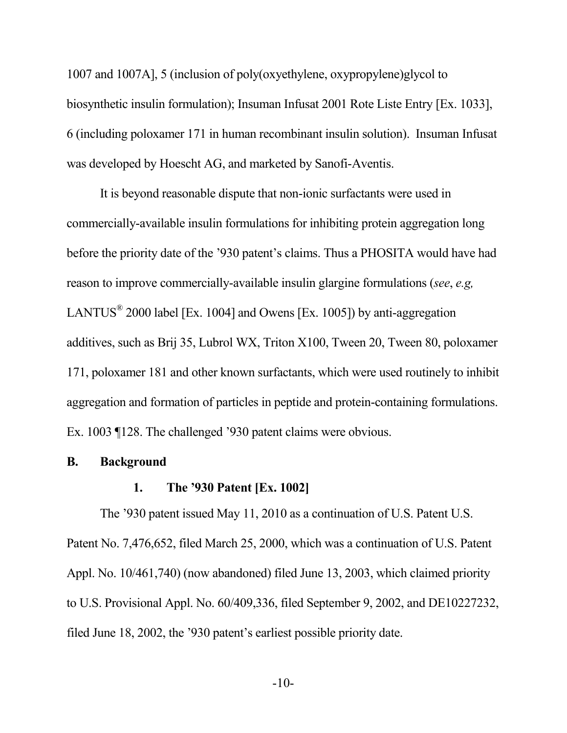1007 and 1007A], 5 (inclusion of poly(oxyethylene, oxypropylene)glycol to biosynthetic insulin formulation); Insuman Infusat 2001 Rote Liste Entry [Ex. 1033], 6 (including poloxamer 171 in human recombinant insulin solution). Insuman Infusat was developed by Hoescht AG, and marketed by Sanofi-Aventis.

It is beyond reasonable dispute that non-ionic surfactants were used in commercially-available insulin formulations for inhibiting protein aggregation long before the priority date of the '930 patent's claims. Thus a PHOSITA would have had reason to improve commercially-available insulin glargine formulations (*see*, *e.g,* LANTUS® 2000 label [Ex. 1004] and Owens [Ex. 1005]) by anti-aggregation additives, such as Brij 35, Lubrol WX, Triton X100, Tween 20, Tween 80, poloxamer 171, poloxamer 181 and other known surfactants, which were used routinely to inhibit aggregation and formation of particles in peptide and protein-containing formulations. Ex. 1003 ¶128. The challenged '930 patent claims were obvious.

## B. Background

### 1. The '930 Patent [Ex. 1002]

The '930 patent issued May 11, 2010 as a continuation of U.S. Patent U.S. Patent No. 7,476,652, filed March 25, 2000, which was a continuation of U.S. Patent Appl. No. 10/461,740) (now abandoned) filed June 13, 2003, which claimed priority to U.S. Provisional Appl. No. 60/409,336, filed September 9, 2002, and DE10227232, filed June 18, 2002, the '930 patent's earliest possible priority date.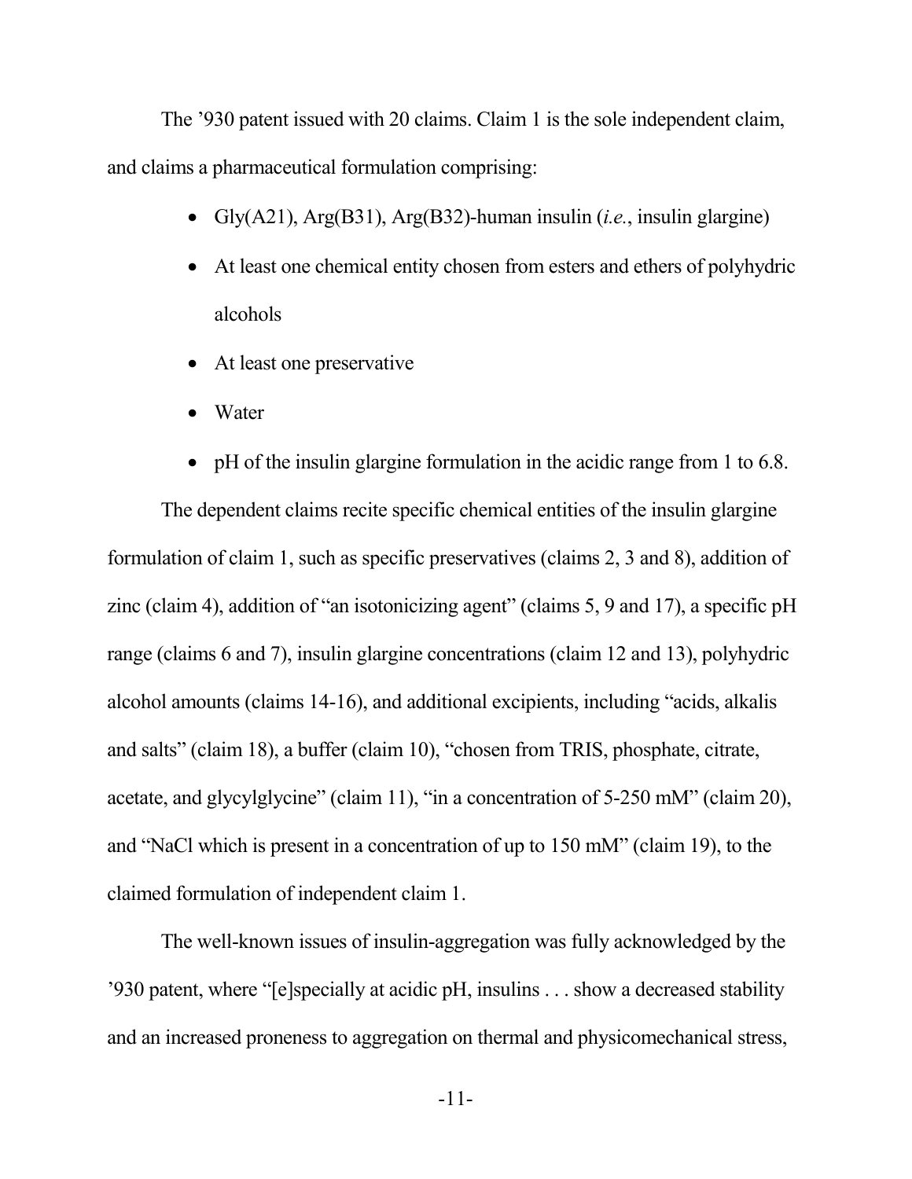The ’930 patent issued with 20 claims. Claim 1 is the sole independent claim, and claims a pharmaceutical formulation comprising:

- Gly(A21), Arg(B31), Arg(B32)-human insulin (*i.e.*, insulin glargine)
- At least one chemical entity chosen from esters and ethers of polyhydric alcohols
- At least one preservative
- Water
- pH of the insulin glargine formulation in the acidic range from 1 to 6.8.

The dependent claims recite specific chemical entities of the insulin glargine formulation of claim 1, such as specific preservatives (claims 2, 3 and 8), addition of zinc (claim 4), addition of “an isotonicizing agent” (claims 5, 9 and 17), a specific pH range (claims 6 and 7), insulin glargine concentrations (claim 12 and 13), polyhydric alcohol amounts (claims 14-16), and additional excipients, including “acids, alkalis and salts” (claim 18), a buffer (claim 10), “chosen from TRIS, phosphate, citrate, acetate, and glycylglycine” (claim 11), “in a concentration of 5-250 mM” (claim 20), and “NaCl which is present in a concentration of up to 150 mM” (claim 19), to the claimed formulation of independent claim 1.

The well-known issues of insulin-aggregation was fully acknowledged by the ’930 patent, where “[e]specially at acidic pH, insulins . . . show a decreased stability and an increased proneness to aggregation on thermal and physicomechanical stress,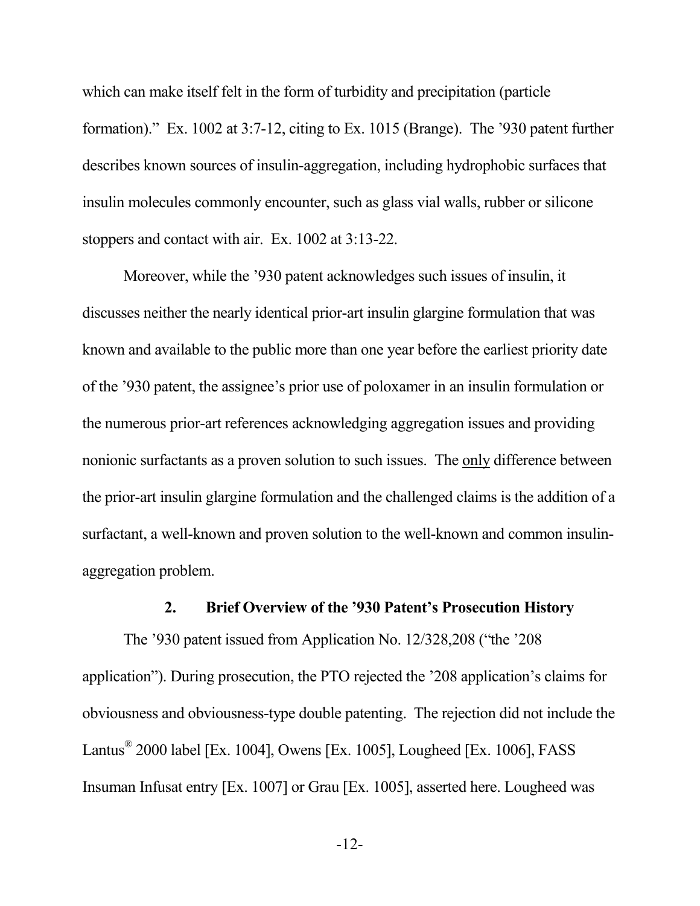which can make itself felt in the form of turbidity and precipitation (particle formation)." Ex. 1002 at 3:7-12, citing to Ex. 1015 (Brange). The '930 patent further describes known sources of insulin-aggregation, including hydrophobic surfaces that insulin molecules commonly encounter, such as glass vial walls, rubber or silicone stoppers and contact with air. Ex. 1002 at 3:13-22.

Moreover, while the '930 patent acknowledges such issues of insulin, it discusses neither the nearly identical prior-art insulin glargine formulation that was known and available to the public more than one year before the earliest priority date of the '930 patent, the assignee's prior use of poloxamer in an insulin formulation or the numerous prior-art references acknowledging aggregation issues and providing nonionic surfactants as a proven solution to such issues. The <u>only</u> difference between the prior-art insulin glargine formulation and the challenged claims is the addition of a surfactant, a well-known and proven solution to the well-known and common insulin-aggregation problem.

### 2. Brief Overview of the '930 Patent's Prosecution History

The '930 patent issued from Application No. 12/328,208 ("the '208 application"). During prosecution, the PTO rejected the '208 application's claims for obviousness and obviousness-type double patenting. The rejection did not include the Lantus® 2000 label [Ex. 1004], Owens [Ex. 1005], Lougheed [Ex. 1006], FASS Insuman Infusat entry [Ex. 1007] or Grau [Ex. 1005], asserted here. Lougheed was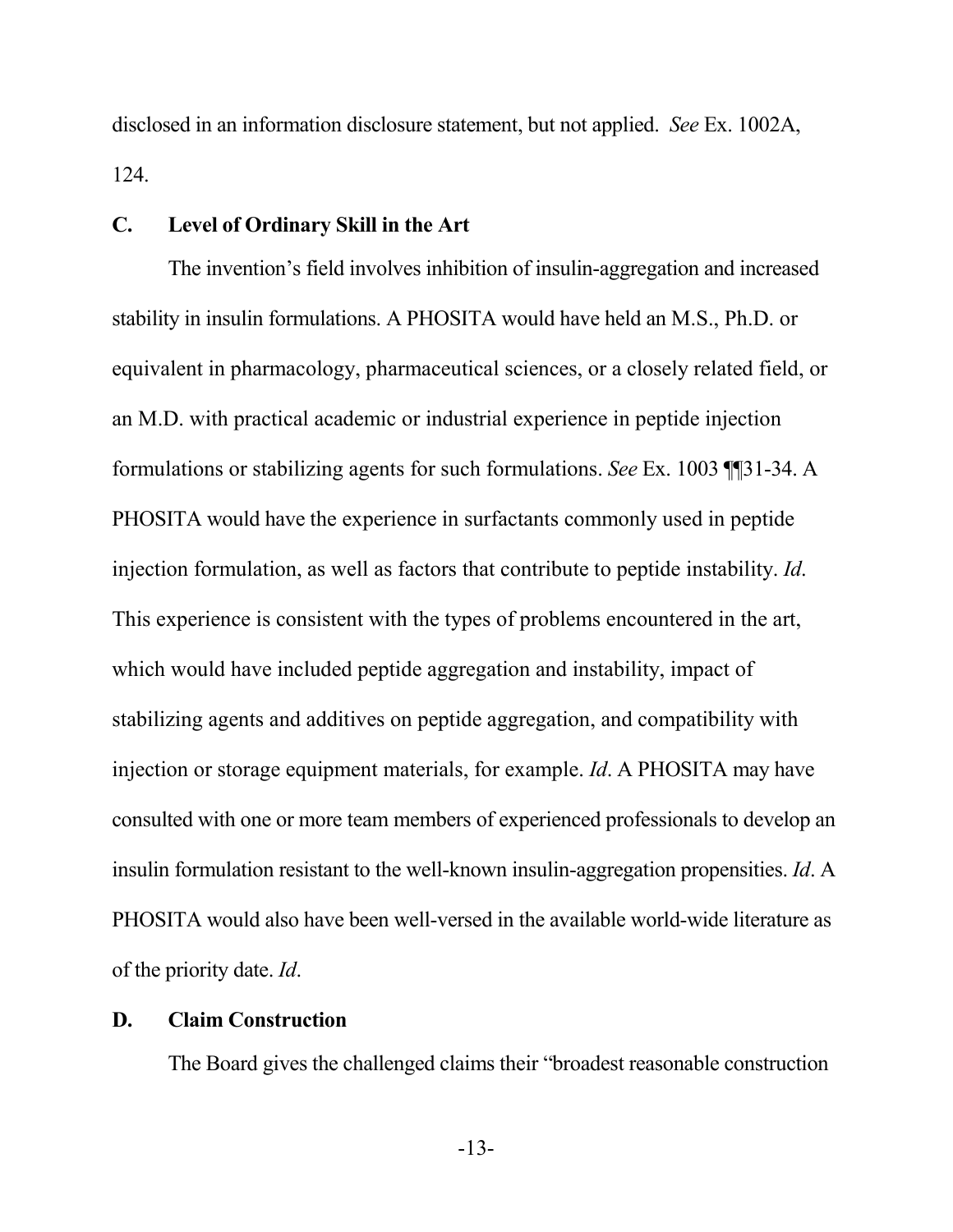disclosed in an information disclosure statement, but not applied. *See* Ex. 1002A, 124.

### C. Level of Ordinary Skill in the Art

The invention's field involves inhibition of insulin-aggregation and increased stability in insulin formulations. A PHOSITA would have held an M.S., Ph.D. or equivalent in pharmacology, pharmaceutical sciences, or a closely related field, or an M.D. with practical academic or industrial experience in peptide injection formulations or stabilizing agents for such formulations. *See* Ex. 1003 ¶¶31-34. A PHOSITA would have the experience in surfactants commonly used in peptide injection formulation, as well as factors that contribute to peptide instability. *Id*. This experience is consistent with the types of problems encountered in the art, which would have included peptide aggregation and instability, impact of stabilizing agents and additives on peptide aggregation, and compatibility with injection or storage equipment materials, for example. *Id*. A PHOSITA may have consulted with one or more team members of experienced professionals to develop an insulin formulation resistant to the well-known insulin-aggregation propensities. *Id*. A PHOSITA would also have been well-versed in the available world-wide literature as of the priority date. *Id*.

### D. Claim Construction

The Board gives the challenged claims their "broadest reasonable construction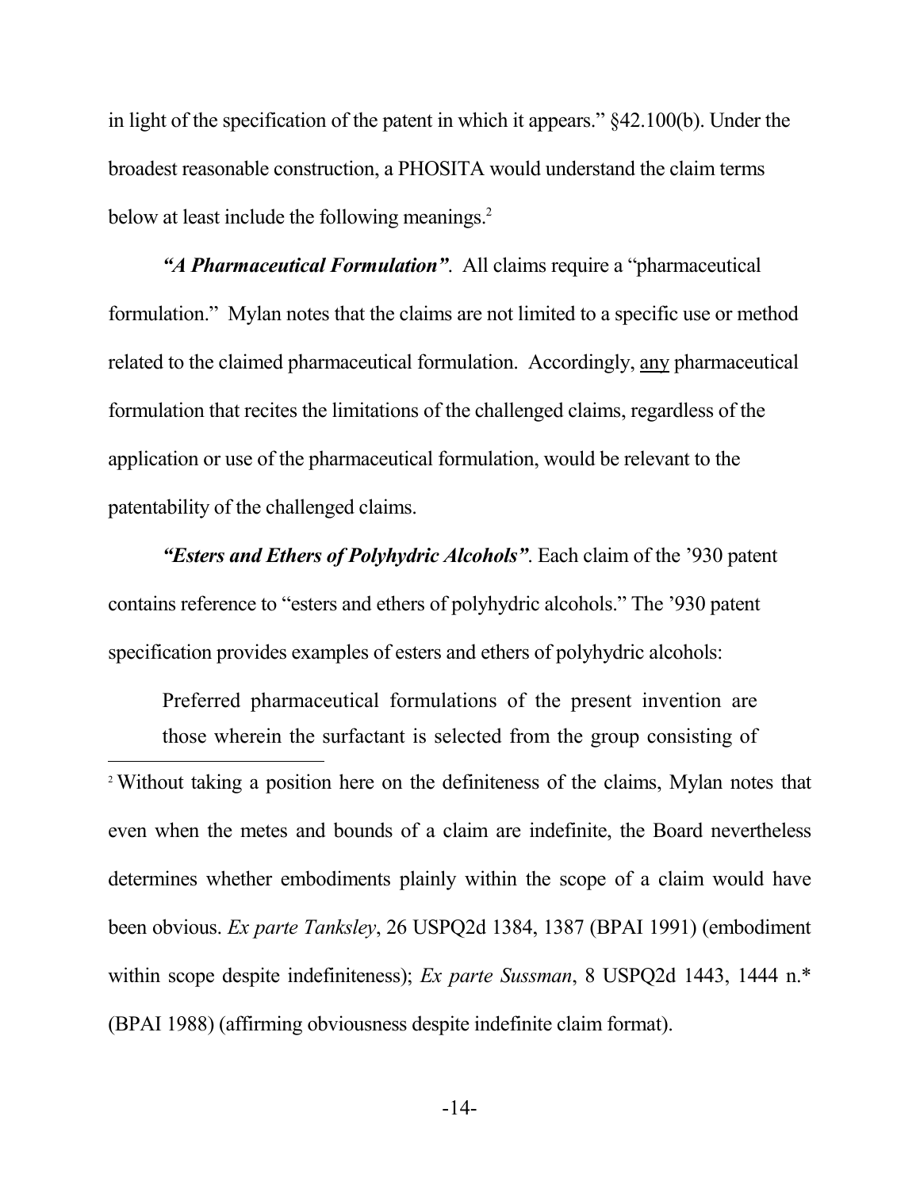in light of the specification of the patent in which it appears." §42.100(b). Under the broadest reasonable construction, a PHOSITA would understand the claim terms below at least include the following meanings.[2]

***"A Pharmaceutical Formulation"***. All claims require a "pharmaceutical formulation." Mylan notes that the claims are not limited to a specific use or method related to the claimed pharmaceutical formulation. Accordingly, <u>any</u> pharmaceutical formulation that recites the limitations of the challenged claims, regardless of the application or use of the pharmaceutical formulation, would be relevant to the patentability of the challenged claims.

***"Esters and Ethers of Polyhydric Alcohols"***. Each claim of the '930 patent contains reference to "esters and ethers of polyhydric alcohols." The '930 patent specification provides examples of esters and ethers of polyhydric alcohols:

> Preferred pharmaceutical formulations of the present invention are those wherein the surfactant is selected from the group consisting of

---

[2] Without taking a position here on the definiteness of the claims, Mylan notes that even when the metes and bounds of a claim are indefinite, the Board nevertheless determines whether embodiments plainly within the scope of a claim would have been obvious. *Ex parte Tanksley*, 26 USPQ2d 1384, 1387 (BPAI 1991) (embodiment within scope despite indefiniteness); *Ex parte Sussman*, 8 USPQ2d 1443, 1444 n.* (BPAI 1988) (affirming obviousness despite indefinite claim format).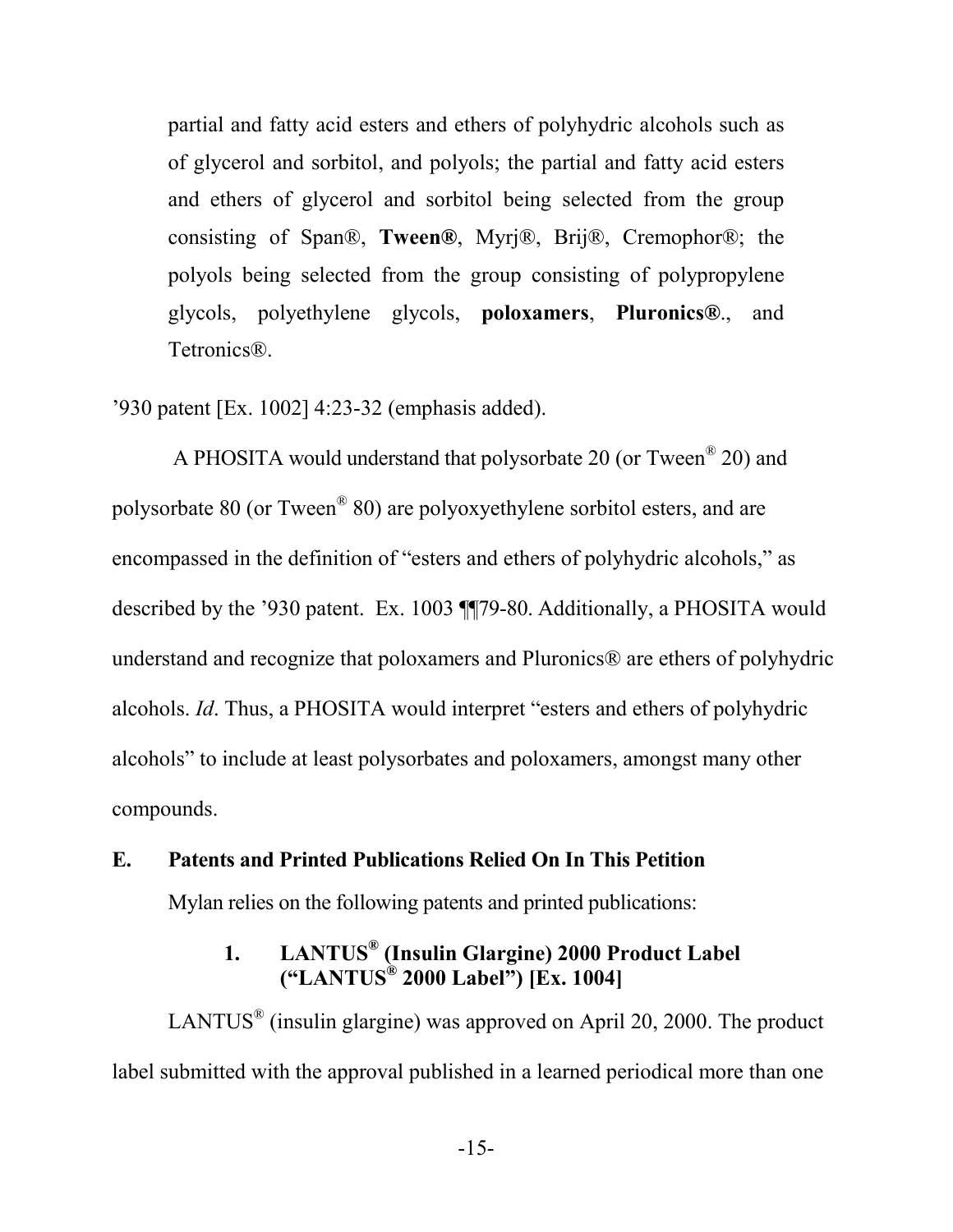> partial and fatty acid esters and ethers of polyhydric alcohols such as of glycerol and sorbitol, and polyols; the partial and fatty acid esters and ethers of glycerol and sorbitol being selected from the group consisting of Span®, **Tween®**, Myrj®, Brij®, Cremophor®; the polyols being selected from the group consisting of polypropylene glycols, polyethylene glycols, **poloxamers**, **Pluronics®**., and Tetronics®.

’930 patent [Ex. 1002] 4:23-32 (emphasis added).

A PHOSITA would understand that polysorbate 20 (or Tween® 20) and polysorbate 80 (or Tween® 80) are polyoxyethylene sorbitol esters, and are encompassed in the definition of “esters and ethers of polyhydric alcohols,” as described by the ’930 patent. Ex. 1003 ¶¶79-80. Additionally, a PHOSITA would understand and recognize that poloxamers and Pluronics® are ethers of polyhydric alcohols. *Id*. Thus, a PHOSITA would interpret “esters and ethers of polyhydric alcohols” to include at least polysorbates and poloxamers, amongst many other compounds.

### E. Patents and Printed Publications Relied On In This Petition

Mylan relies on the following patents and printed publications:

#### 1. LANTUS® (Insulin Glargine) 2000 Product Label (“LANTUS® 2000 Label”) [Ex. 1004]

LANTUS® (insulin glargine) was approved on April 20, 2000. The product label submitted with the approval published in a learned periodical more than one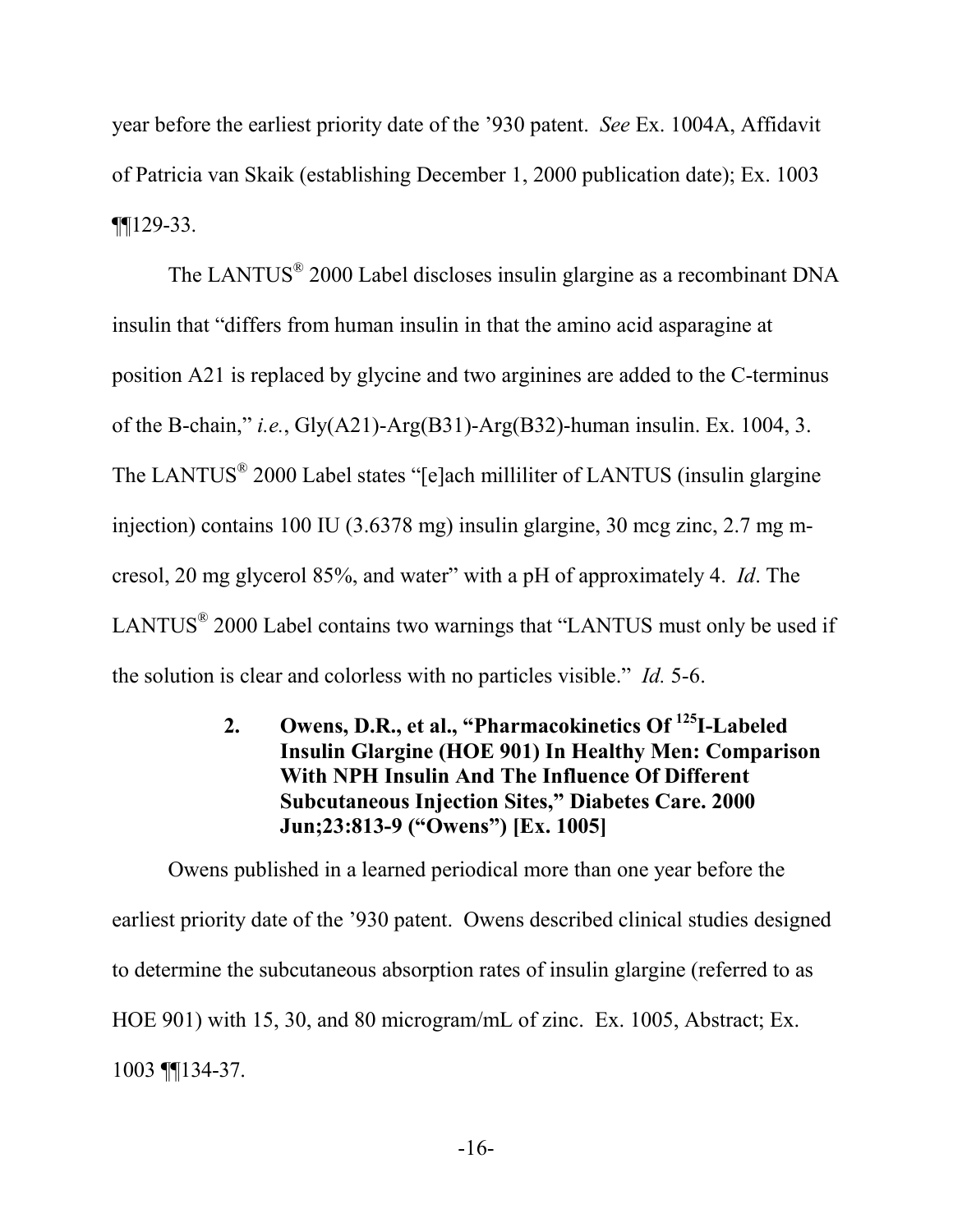year before the earliest priority date of the '930 patent. *See* Ex. 1004A, Affidavit of Patricia van Skaik (establishing December 1, 2000 publication date); Ex. 1003 ¶¶129-33.

The LANTUS® 2000 Label discloses insulin glargine as a recombinant DNA insulin that "differs from human insulin in that the amino acid asparagine at position A21 is replaced by glycine and two arginines are added to the C-terminus of the B-chain," *i.e.*, Gly(A21)-Arg(B31)-Arg(B32)-human insulin. Ex. 1004, 3. The LANTUS® 2000 Label states "[e]ach milliliter of LANTUS (insulin glargine injection) contains 100 IU (3.6378 mg) insulin glargine, 30 mcg zinc, 2.7 mg m-cresol, 20 mg glycerol 85%, and water" with a pH of approximately 4. *Id*. The LANTUS® 2000 Label contains two warnings that "LANTUS must only be used if the solution is clear and colorless with no particles visible." *Id.* 5-6.

#### 2. Owens, D.R., et al., "Pharmacokinetics Of $^{125}$I-Labeled Insulin Glargine (HOE 901) In Healthy Men: Comparison With NPH Insulin And The Influence Of Different Subcutaneous Injection Sites," Diabetes Care. 2000 Jun;23:813-9 ("Owens") [Ex. 1005]

Owens published in a learned periodical more than one year before the earliest priority date of the '930 patent. Owens described clinical studies designed to determine the subcutaneous absorption rates of insulin glargine (referred to as HOE 901) with 15, 30, and 80 microgram/mL of zinc. Ex. 1005, Abstract; Ex. 1003 ¶¶134-37.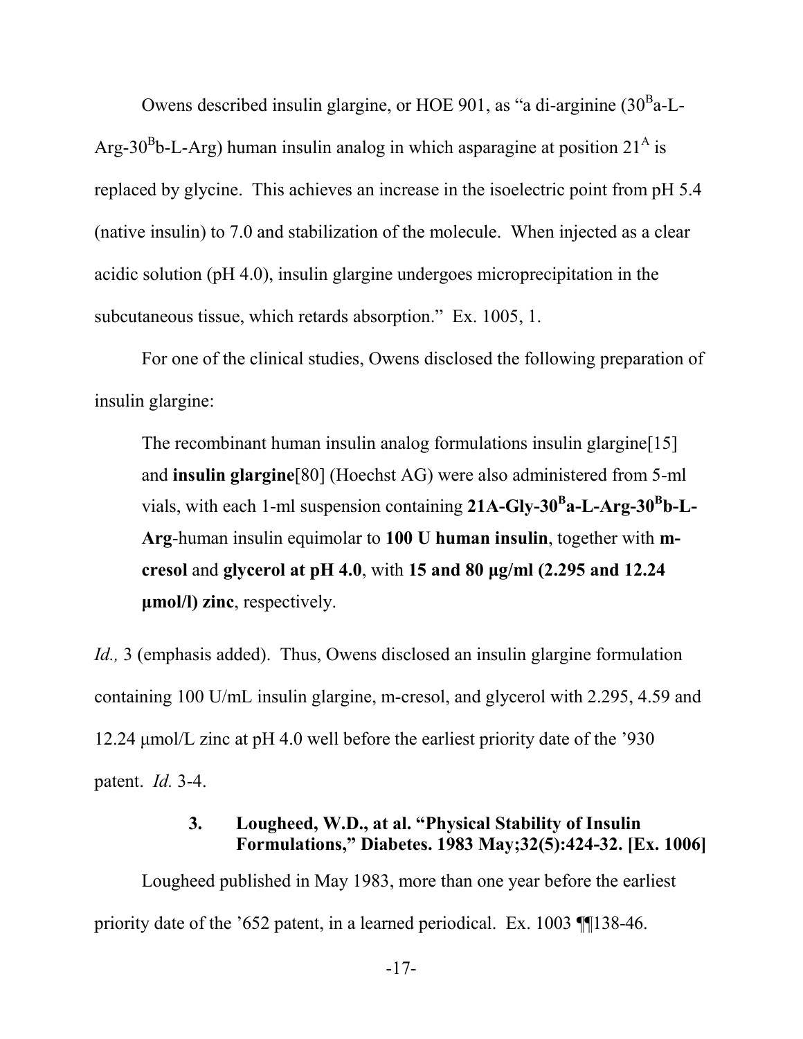Owens described insulin glargine, or HOE 901, as "a di-arginine ($30^B$a-L-Arg-$30^B$b-L-Arg) human insulin analog in which asparagine at position $21^A$ is replaced by glycine. This achieves an increase in the isoelectric point from pH 5.4 (native insulin) to 7.0 and stabilization of the molecule. When injected as a clear acidic solution (pH 4.0), insulin glargine undergoes microprecipitation in the subcutaneous tissue, which retards absorption." Ex. 1005, 1.

For one of the clinical studies, Owens disclosed the following preparation of insulin glargine:

> The recombinant human insulin analog formulations insulin glargine[15] and **insulin glargine**[80] (Hoechst AG) were also administered from 5-ml vials, with each 1-ml suspension containing **21A-Gly-$30^B$a-L-Arg-$30^B$b-L-Arg**-human insulin equimolar to **100 U human insulin**, together with **m-cresol** and **glycerol at pH 4.0**, with **15 and 80 μg/ml (2.295 and 12.24 μmol/l) zinc**, respectively.

*Id.,* 3 (emphasis added). Thus, Owens disclosed an insulin glargine formulation containing 100 U/mL insulin glargine, m-cresol, and glycerol with 2.295, 4.59 and 12.24 μmol/L zinc at pH 4.0 well before the earliest priority date of the '930 patent. *Id.* 3-4.

### 3. Lougheed, W.D., at al. "Physical Stability of Insulin Formulations," Diabetes. 1983 May;32(5):424-32. [Ex. 1006]

Lougheed published in May 1983, more than one year before the earliest priority date of the '652 patent, in a learned periodical. Ex. 1003 ¶¶138-46.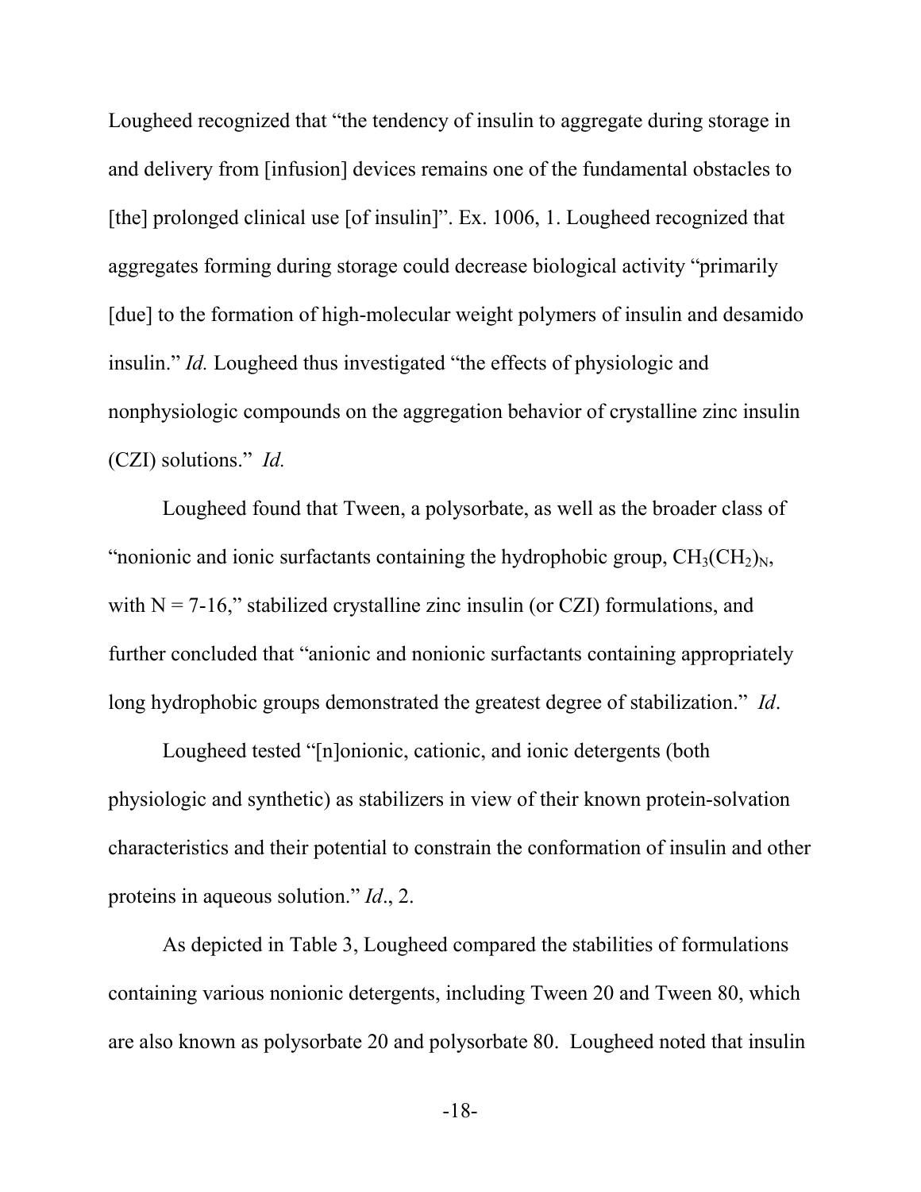Lougheed recognized that "the tendency of insulin to aggregate during storage in and delivery from [infusion] devices remains one of the fundamental obstacles to [the] prolonged clinical use [of insulin]". Ex. 1006, 1. Lougheed recognized that aggregates forming during storage could decrease biological activity "primarily [due] to the formation of high-molecular weight polymers of insulin and desamido insulin." *Id.* Lougheed thus investigated "the effects of physiologic and nonphysiologic compounds on the aggregation behavior of crystalline zinc insulin (CZI) solutions." *Id.*

Lougheed found that Tween, a polysorbate, as well as the broader class of "nonionic and ionic surfactants containing the hydrophobic group, $CH_3(CH_2)_N$, with N = 7-16," stabilized crystalline zinc insulin (or CZI) formulations, and further concluded that "anionic and nonionic surfactants containing appropriately long hydrophobic groups demonstrated the greatest degree of stabilization." *Id*.

Lougheed tested "[n]onionic, cationic, and ionic detergents (both physiologic and synthetic) as stabilizers in view of their known protein-solvation characteristics and their potential to constrain the conformation of insulin and other proteins in aqueous solution." *Id*., 2.

As depicted in Table 3, Lougheed compared the stabilities of formulations containing various nonionic detergents, including Tween 20 and Tween 80, which are also known as polysorbate 20 and polysorbate 80. Lougheed noted that insulin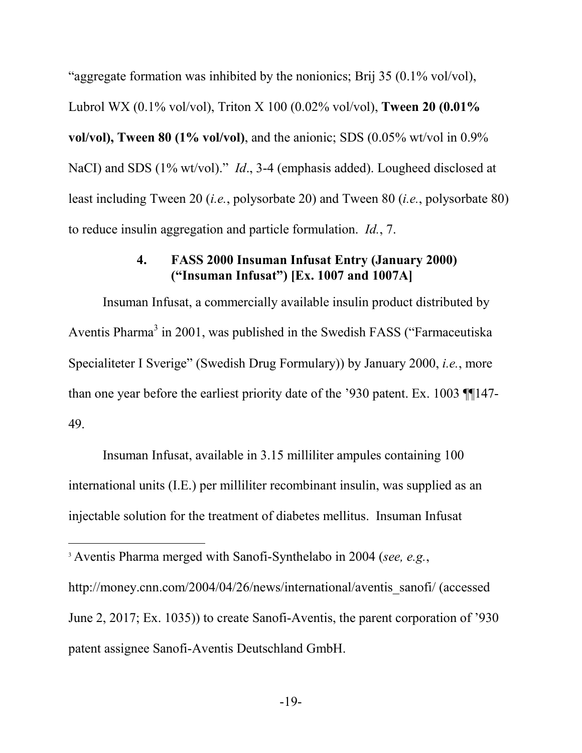"aggregate formation was inhibited by the nonionics; Brij 35 (0.1% vol/vol), Lubrol WX (0.1% vol/vol), Triton X 100 (0.02% vol/vol), **Tween 20 (0.01% vol/vol), Tween 80 (1% vol/vol)**, and the anionic; SDS (0.05% wt/vol in 0.9% NaCI) and SDS (1% wt/vol)." *Id*., 3-4 (emphasis added). Lougheed disclosed at least including Tween 20 (*i.e.*, polysorbate 20) and Tween 80 (*i.e.*, polysorbate 80) to reduce insulin aggregation and particle formulation. *Id.*, 7.

#### 4. FASS 2000 Insuman Infusat Entry (January 2000) ("Insuman Infusat") [Ex. 1007 and 1007A]

Insuman Infusat, a commercially available insulin product distributed by Aventis Pharma[3] in 2001, was published in the Swedish FASS ("Farmaceutiska Specialiteter I Sverige" (Swedish Drug Formulary)) by January 2000, *i.e.*, more than one year before the earliest priority date of the '930 patent. Ex. 1003 ¶¶147-49.

Insuman Infusat, available in 3.15 milliliter ampules containing 100 international units (I.E.) per milliliter recombinant insulin, was supplied as an injectable solution for the treatment of diabetes mellitus. Insuman Infusat

[3] Aventis Pharma merged with Sanofi-Synthelabo in 2004 (*see, e.g.*, http://money.cnn.com/2004/04/26/news/international/aventis_sanofi/ (accessed June 2, 2017; Ex. 1035)) to create Sanofi-Aventis, the parent corporation of '930 patent assignee Sanofi-Aventis Deutschland GmbH.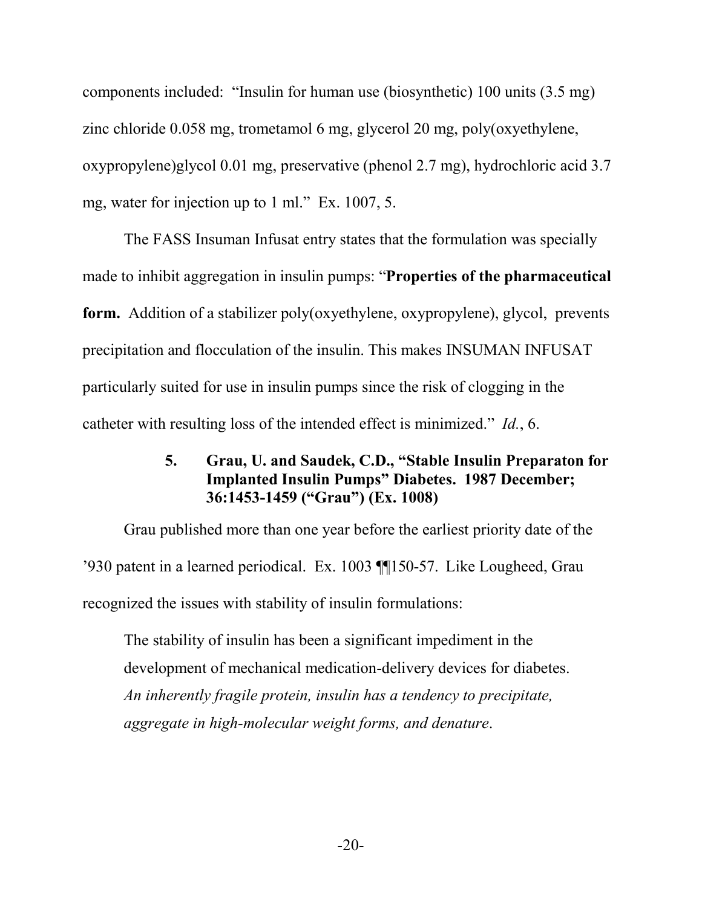components included: "Insulin for human use (biosynthetic) 100 units (3.5 mg) zinc chloride 0.058 mg, trometamol 6 mg, glycerol 20 mg, poly(oxyethylene, oxypropylene)glycol 0.01 mg, preservative (phenol 2.7 mg), hydrochloric acid 3.7 mg, water for injection up to 1 ml." Ex. 1007, 5.

The FASS Insuman Infusat entry states that the formulation was specially made to inhibit aggregation in insulin pumps: "**Properties of the pharmaceutical form.** Addition of a stabilizer poly(oxyethylene, oxypropylene), glycol, prevents precipitation and flocculation of the insulin. This makes INSUMAN INFUSAT particularly suited for use in insulin pumps since the risk of clogging in the catheter with resulting loss of the intended effect is minimized." *Id.*, 6.

### 5. Grau, U. and Saudek, C.D., "Stable Insulin Preparaton for Implanted Insulin Pumps" Diabetes. 1987 December; 36:1453-1459 ("Grau") (Ex. 1008)

Grau published more than one year before the earliest priority date of the '930 patent in a learned periodical. Ex. 1003 ¶¶150-57. Like Lougheed, Grau recognized the issues with stability of insulin formulations:

> The stability of insulin has been a significant impediment in the development of mechanical medication-delivery devices for diabetes. *An inherently fragile protein, insulin has a tendency to precipitate, aggregate in high-molecular weight forms, and denature*.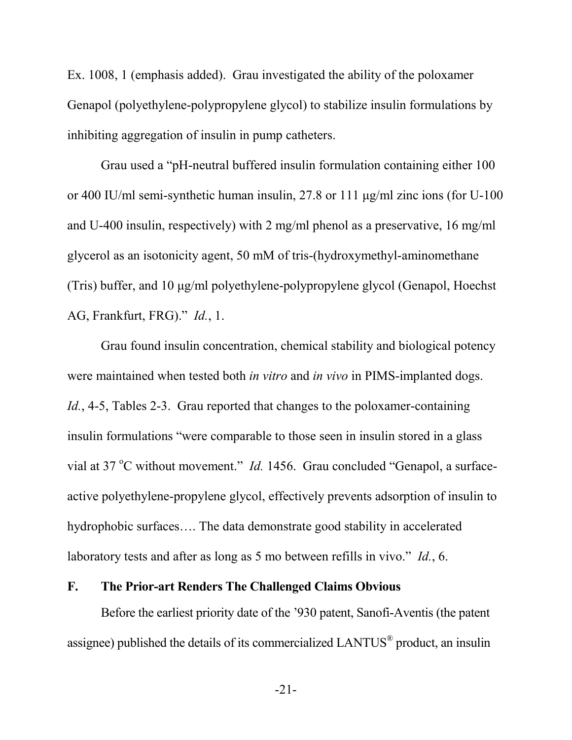Ex. 1008, 1 (emphasis added). Grau investigated the ability of the poloxamer Genapol (polyethylene-polypropylene glycol) to stabilize insulin formulations by inhibiting aggregation of insulin in pump catheters.

Grau used a "pH-neutral buffered insulin formulation containing either 100 or 400 IU/ml semi-synthetic human insulin, 27.8 or 111 μg/ml zinc ions (for U-100 and U-400 insulin, respectively) with 2 mg/ml phenol as a preservative, 16 mg/ml glycerol as an isotonicity agent, 50 mM of tris-(hydroxymethyl-aminomethane (Tris) buffer, and 10 μg/ml polyethylene-polypropylene glycol (Genapol, Hoechst AG, Frankfurt, FRG)." *Id.*, 1.

Grau found insulin concentration, chemical stability and biological potency were maintained when tested both *in vitro* and *in vivo* in PIMS-implanted dogs. *Id.*, 4-5, Tables 2-3. Grau reported that changes to the poloxamer-containing insulin formulations "were comparable to those seen in insulin stored in a glass vial at 37 °C without movement." *Id.* 1456. Grau concluded "Genapol, a surface-active polyethylene-propylene glycol, effectively prevents adsorption of insulin to hydrophobic surfaces…. The data demonstrate good stability in accelerated laboratory tests and after as long as 5 mo between refills in vivo." *Id.*, 6.

### F. The Prior-art Renders The Challenged Claims Obvious

Before the earliest priority date of the '930 patent, Sanofi-Aventis (the patent assignee) published the details of its commercialized LANTUS® product, an insulin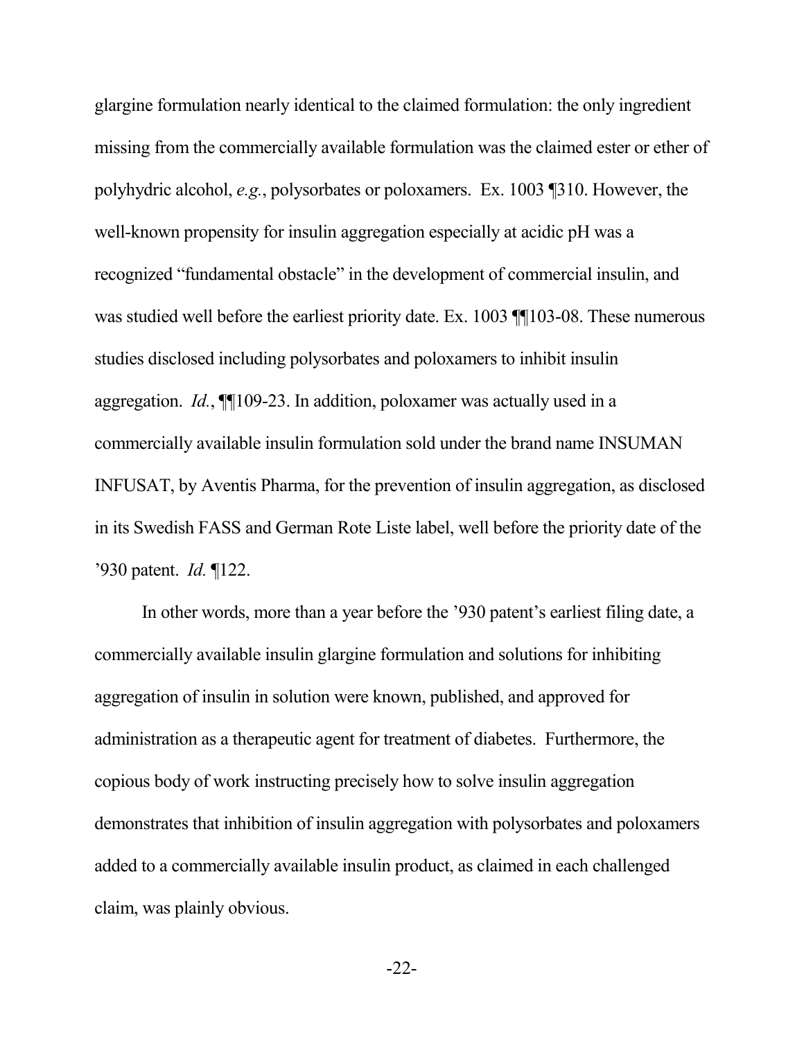glargine formulation nearly identical to the claimed formulation: the only ingredient missing from the commercially available formulation was the claimed ester or ether of polyhydric alcohol, *e.g.*, polysorbates or poloxamers. Ex. 1003 ¶310. However, the well-known propensity for insulin aggregation especially at acidic pH was a recognized "fundamental obstacle" in the development of commercial insulin, and was studied well before the earliest priority date. Ex. 1003 ¶¶103-08. These numerous studies disclosed including polysorbates and poloxamers to inhibit insulin aggregation. *Id.*, ¶¶109-23. In addition, poloxamer was actually used in a commercially available insulin formulation sold under the brand name INSUMAN INFUSAT, by Aventis Pharma, for the prevention of insulin aggregation, as disclosed in its Swedish FASS and German Rote Liste label, well before the priority date of the '930 patent. *Id.* ¶122.

In other words, more than a year before the '930 patent's earliest filing date, a commercially available insulin glargine formulation and solutions for inhibiting aggregation of insulin in solution were known, published, and approved for administration as a therapeutic agent for treatment of diabetes. Furthermore, the copious body of work instructing precisely how to solve insulin aggregation demonstrates that inhibition of insulin aggregation with polysorbates and poloxamers added to a commercially available insulin product, as claimed in each challenged claim, was plainly obvious.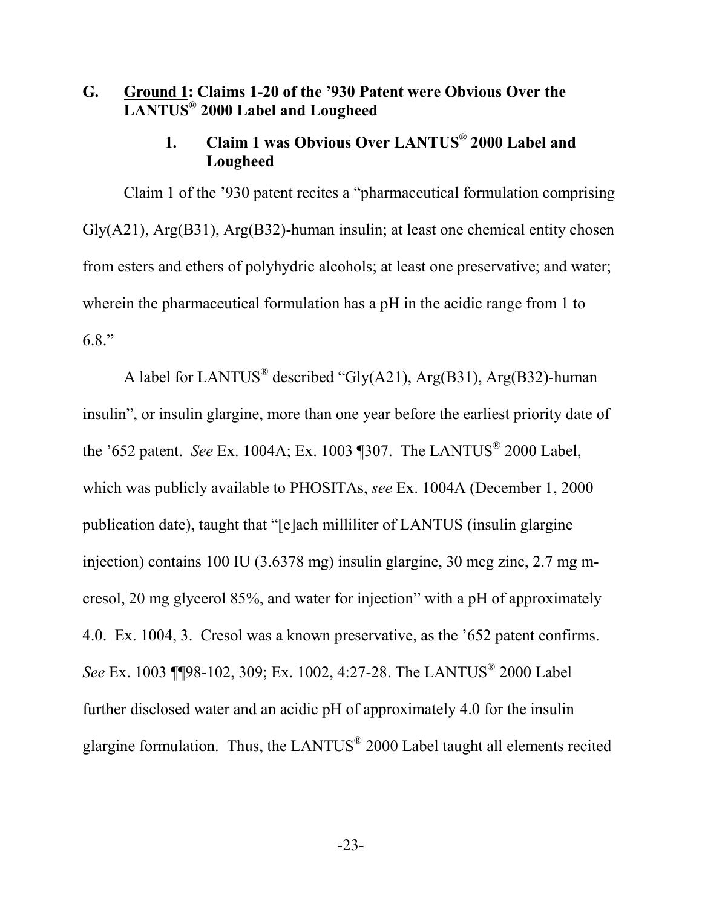## G. Ground 1: Claims 1-20 of the '930 Patent were Obvious Over the LANTUS® 2000 Label and Lougheed

### 1. Claim 1 was Obvious Over LANTUS® 2000 Label and Lougheed

Claim 1 of the '930 patent recites a "pharmaceutical formulation comprising Gly(A21), Arg(B31), Arg(B32)-human insulin; at least one chemical entity chosen from esters and ethers of polyhydric alcohols; at least one preservative; and water; wherein the pharmaceutical formulation has a pH in the acidic range from 1 to 6.8."

A label for LANTUS® described "Gly(A21), Arg(B31), Arg(B32)-human insulin", or insulin glargine, more than one year before the earliest priority date of the '652 patent. *See* Ex. 1004A; Ex. 1003 ¶307. The LANTUS® 2000 Label, which was publicly available to PHOSITAs, *see* Ex. 1004A (December 1, 2000 publication date), taught that "[e]ach milliliter of LANTUS (insulin glargine injection) contains 100 IU (3.6378 mg) insulin glargine, 30 mcg zinc, 2.7 mg m-cresol, 20 mg glycerol 85%, and water for injection" with a pH of approximately 4.0. Ex. 1004, 3. Cresol was a known preservative, as the '652 patent confirms. *See* Ex. 1003 ¶¶98-102, 309; Ex. 1002, 4:27-28. The LANTUS® 2000 Label further disclosed water and an acidic pH of approximately 4.0 for the insulin glargine formulation. Thus, the LANTUS® 2000 Label taught all elements recited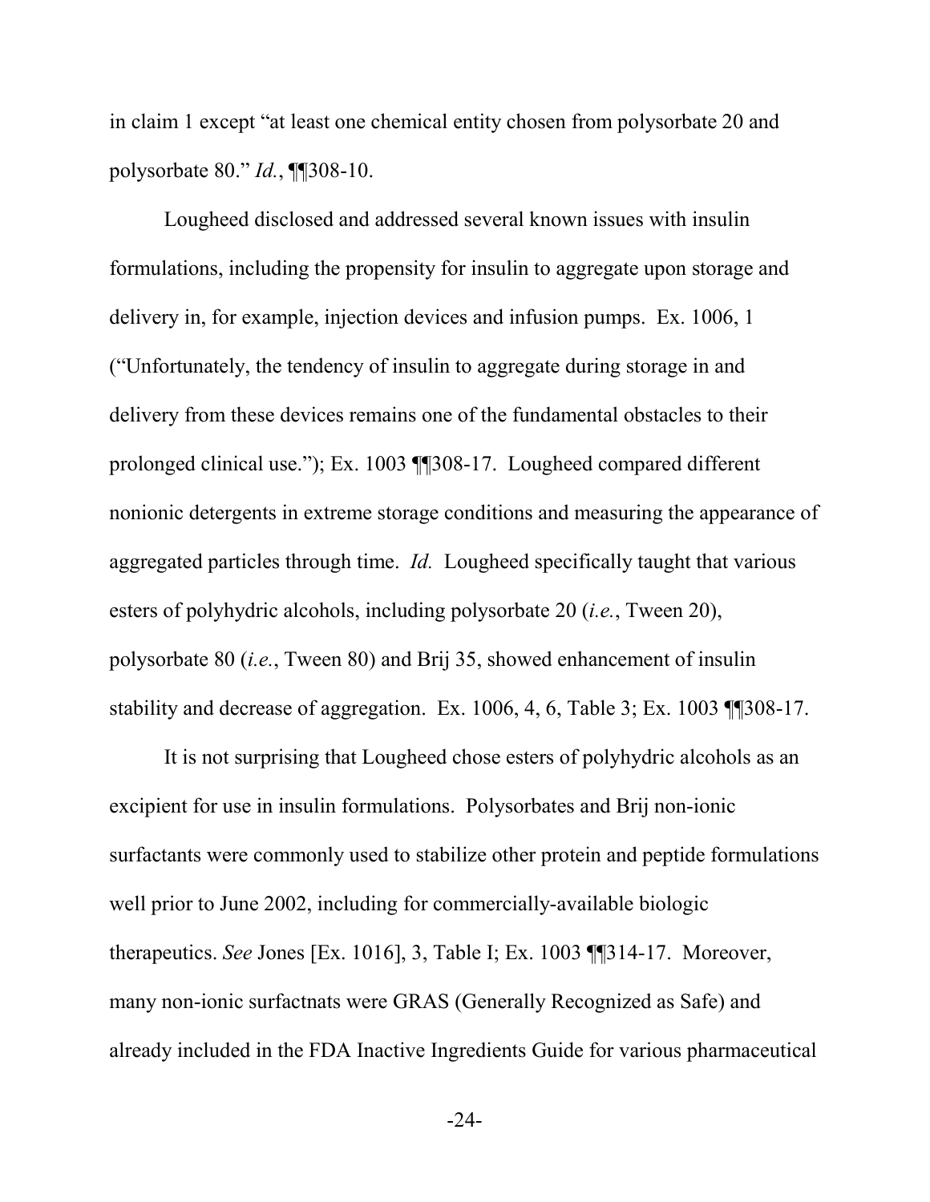in claim 1 except "at least one chemical entity chosen from polysorbate 20 and polysorbate 80." *Id.*, ¶¶308-10.

Lougheed disclosed and addressed several known issues with insulin formulations, including the propensity for insulin to aggregate upon storage and delivery in, for example, injection devices and infusion pumps. Ex. 1006, 1 ("Unfortunately, the tendency of insulin to aggregate during storage in and delivery from these devices remains one of the fundamental obstacles to their prolonged clinical use."); Ex. 1003 ¶¶308-17. Lougheed compared different nonionic detergents in extreme storage conditions and measuring the appearance of aggregated particles through time. *Id.* Lougheed specifically taught that various esters of polyhydric alcohols, including polysorbate 20 (*i.e.*, Tween 20), polysorbate 80 (*i.e.*, Tween 80) and Brij 35, showed enhancement of insulin stability and decrease of aggregation. Ex. 1006, 4, 6, Table 3; Ex. 1003 ¶¶308-17.

It is not surprising that Lougheed chose esters of polyhydric alcohols as an excipient for use in insulin formulations. Polysorbates and Brij non-ionic surfactants were commonly used to stabilize other protein and peptide formulations well prior to June 2002, including for commercially-available biologic therapeutics. *See* Jones [Ex. 1016], 3, Table I; Ex. 1003 ¶¶314-17. Moreover, many non-ionic surfactnats were GRAS (Generally Recognized as Safe) and already included in the FDA Inactive Ingredients Guide for various pharmaceutical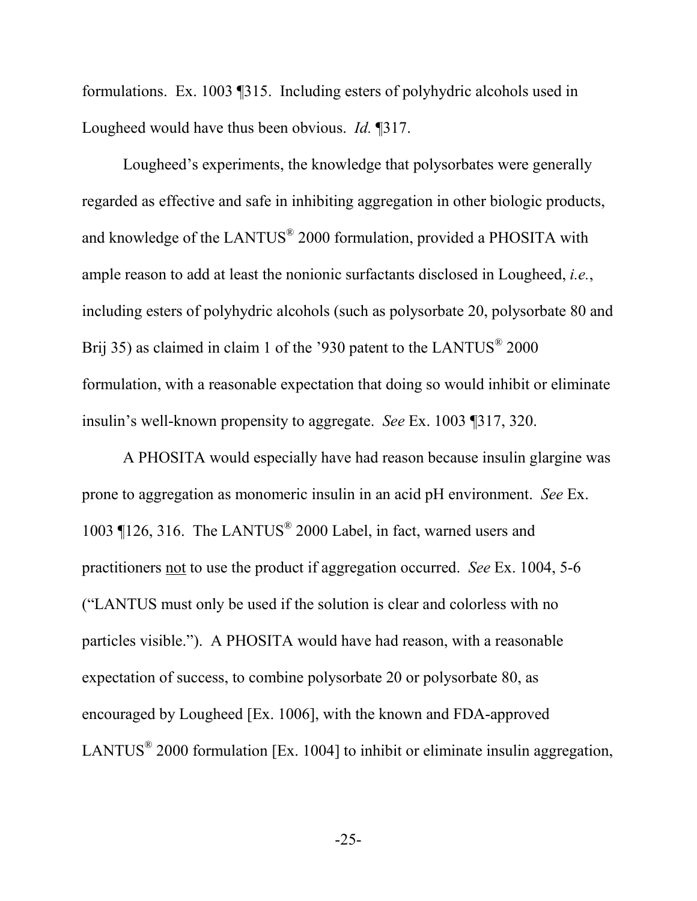formulations. Ex. 1003 ¶315. Including esters of polyhydric alcohols used in Lougheed would have thus been obvious. *Id.* ¶317.

Lougheed's experiments, the knowledge that polysorbates were generally regarded as effective and safe in inhibiting aggregation in other biologic products, and knowledge of the LANTUS® 2000 formulation, provided a PHOSITA with ample reason to add at least the nonionic surfactants disclosed in Lougheed, *i.e.*, including esters of polyhydric alcohols (such as polysorbate 20, polysorbate 80 and Brij 35) as claimed in claim 1 of the '930 patent to the LANTUS® 2000 formulation, with a reasonable expectation that doing so would inhibit or eliminate insulin's well-known propensity to aggregate. *See* Ex. 1003 ¶317, 320.

A PHOSITA would especially have had reason because insulin glargine was prone to aggregation as monomeric insulin in an acid pH environment. *See* Ex. 1003 ¶126, 316. The LANTUS® 2000 Label, in fact, warned users and practitioners <u>not</u> to use the product if aggregation occurred. *See* Ex. 1004, 5-6 ("LANTUS must only be used if the solution is clear and colorless with no particles visible."). A PHOSITA would have had reason, with a reasonable expectation of success, to combine polysorbate 20 or polysorbate 80, as encouraged by Lougheed [Ex. 1006], with the known and FDA-approved LANTUS® 2000 formulation [Ex. 1004] to inhibit or eliminate insulin aggregation,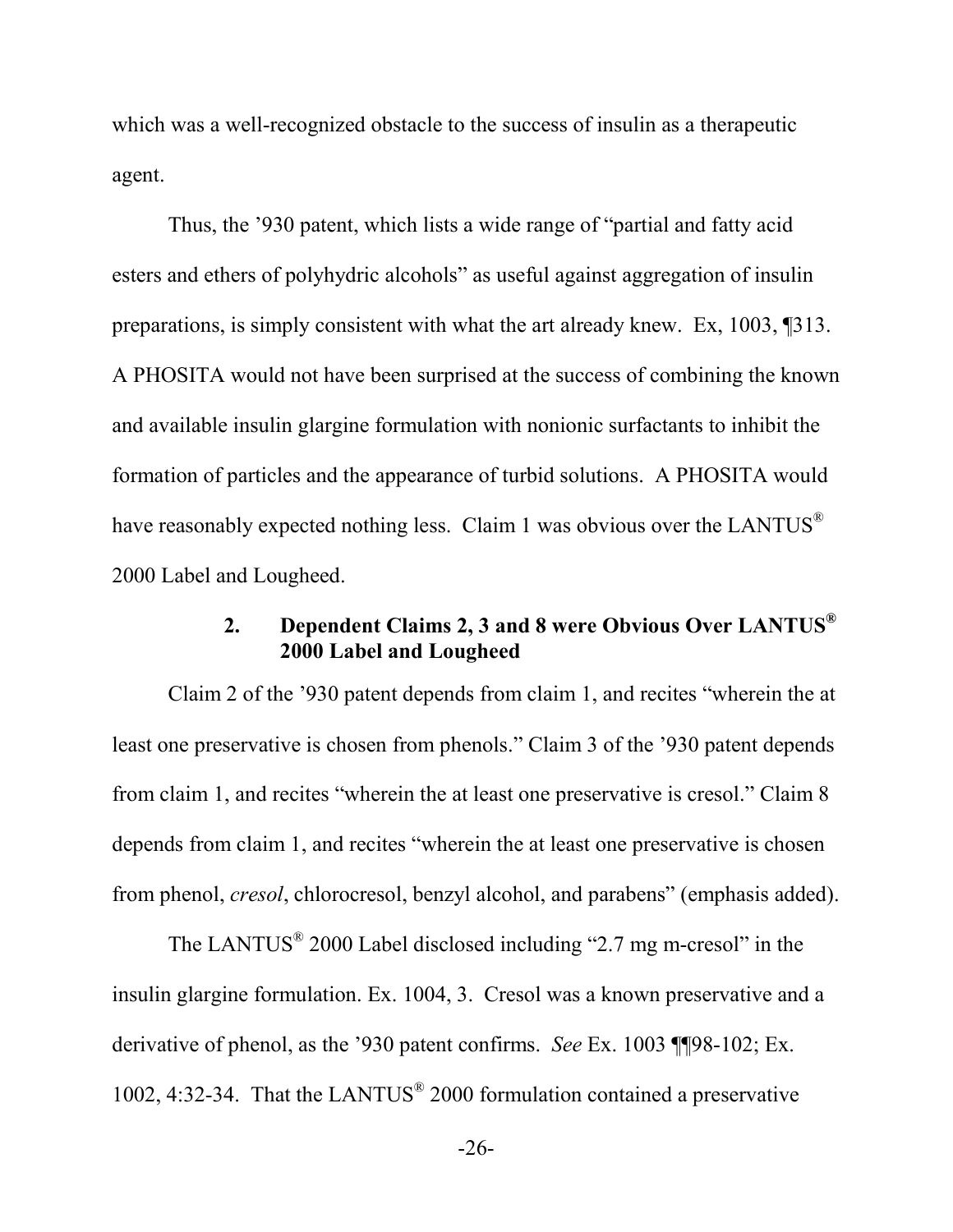which was a well-recognized obstacle to the success of insulin as a therapeutic agent.

Thus, the '930 patent, which lists a wide range of "partial and fatty acid esters and ethers of polyhydric alcohols" as useful against aggregation of insulin preparations, is simply consistent with what the art already knew. Ex, 1003, ¶313. A PHOSITA would not have been surprised at the success of combining the known and available insulin glargine formulation with nonionic surfactants to inhibit the formation of particles and the appearance of turbid solutions. A PHOSITA would have reasonably expected nothing less. Claim 1 was obvious over the LANTUS® 2000 Label and Lougheed.

### 2. Dependent Claims 2, 3 and 8 were Obvious Over LANTUS® 2000 Label and Lougheed

Claim 2 of the '930 patent depends from claim 1, and recites "wherein the at least one preservative is chosen from phenols." Claim 3 of the '930 patent depends from claim 1, and recites "wherein the at least one preservative is cresol." Claim 8 depends from claim 1, and recites "wherein the at least one preservative is chosen from phenol, *cresol*, chlorocresol, benzyl alcohol, and parabens" (emphasis added).

The LANTUS® 2000 Label disclosed including "2.7 mg m-cresol" in the insulin glargine formulation. Ex. 1004, 3. Cresol was a known preservative and a derivative of phenol, as the '930 patent confirms. *See* Ex. 1003 ¶¶98-102; Ex. 1002, 4:32-34. That the LANTUS® 2000 formulation contained a preservative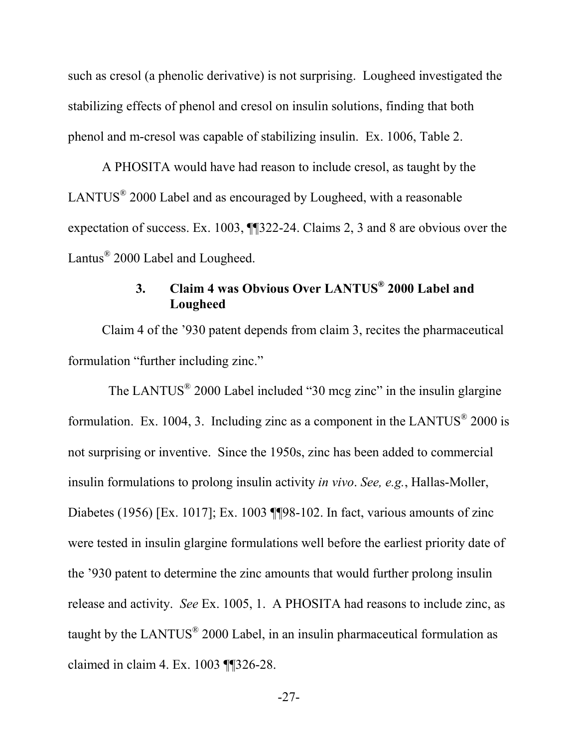such as cresol (a phenolic derivative) is not surprising. Lougheed investigated the stabilizing effects of phenol and cresol on insulin solutions, finding that both phenol and m-cresol was capable of stabilizing insulin. Ex. 1006, Table 2.

A PHOSITA would have had reason to include cresol, as taught by the LANTUS® 2000 Label and as encouraged by Lougheed, with a reasonable expectation of success. Ex. 1003, ¶¶322-24. Claims 2, 3 and 8 are obvious over the Lantus® 2000 Label and Lougheed.

### 3. Claim 4 was Obvious Over LANTUS® 2000 Label and Lougheed

Claim 4 of the '930 patent depends from claim 3, recites the pharmaceutical formulation "further including zinc."

The LANTUS® 2000 Label included "30 mcg zinc" in the insulin glargine formulation. Ex. 1004, 3. Including zinc as a component in the LANTUS® 2000 is not surprising or inventive. Since the 1950s, zinc has been added to commercial insulin formulations to prolong insulin activity *in vivo*. *See, e.g.*, Hallas-Moller, Diabetes (1956) [Ex. 1017]; Ex. 1003 ¶¶98-102. In fact, various amounts of zinc were tested in insulin glargine formulations well before the earliest priority date of the '930 patent to determine the zinc amounts that would further prolong insulin release and activity. *See* Ex. 1005, 1. A PHOSITA had reasons to include zinc, as taught by the LANTUS® 2000 Label, in an insulin pharmaceutical formulation as claimed in claim 4. Ex. 1003 ¶¶326-28.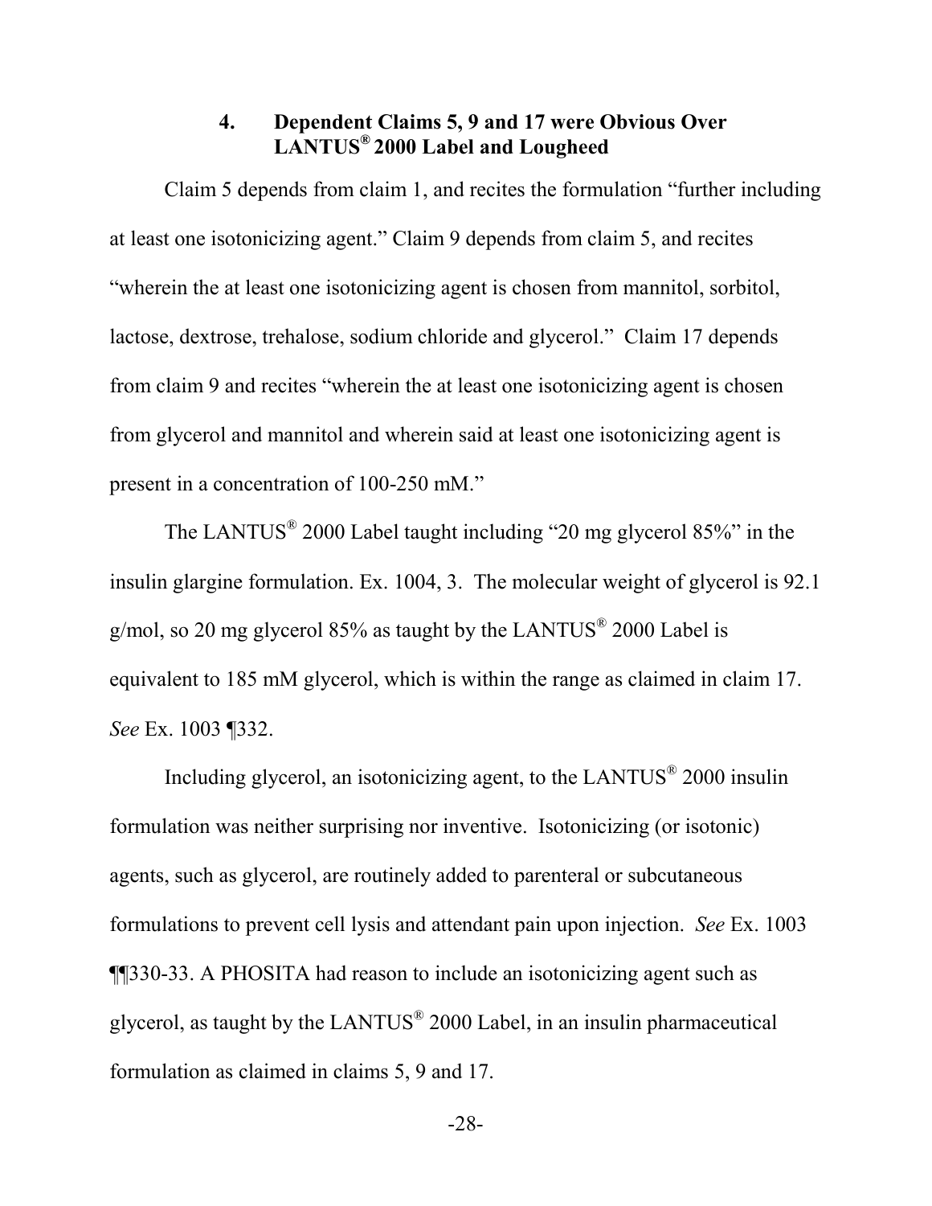#### 4. Dependent Claims 5, 9 and 17 were Obvious Over LANTUS® 2000 Label and Lougheed

Claim 5 depends from claim 1, and recites the formulation "further including at least one isotonicizing agent." Claim 9 depends from claim 5, and recites "wherein the at least one isotonicizing agent is chosen from mannitol, sorbitol, lactose, dextrose, trehalose, sodium chloride and glycerol." Claim 17 depends from claim 9 and recites "wherein the at least one isotonicizing agent is chosen from glycerol and mannitol and wherein said at least one isotonicizing agent is present in a concentration of 100-250 mM."

The LANTUS® 2000 Label taught including "20 mg glycerol 85%" in the insulin glargine formulation. Ex. 1004, 3. The molecular weight of glycerol is 92.1 g/mol, so 20 mg glycerol 85% as taught by the LANTUS® 2000 Label is equivalent to 185 mM glycerol, which is within the range as claimed in claim 17. *See* Ex. 1003 ¶332.

Including glycerol, an isotonicizing agent, to the LANTUS® 2000 insulin formulation was neither surprising nor inventive. Isotonicizing (or isotonic) agents, such as glycerol, are routinely added to parenteral or subcutaneous formulations to prevent cell lysis and attendant pain upon injection. *See* Ex. 1003 ¶¶330-33. A PHOSITA had reason to include an isotonicizing agent such as glycerol, as taught by the LANTUS® 2000 Label, in an insulin pharmaceutical formulation as claimed in claims 5, 9 and 17.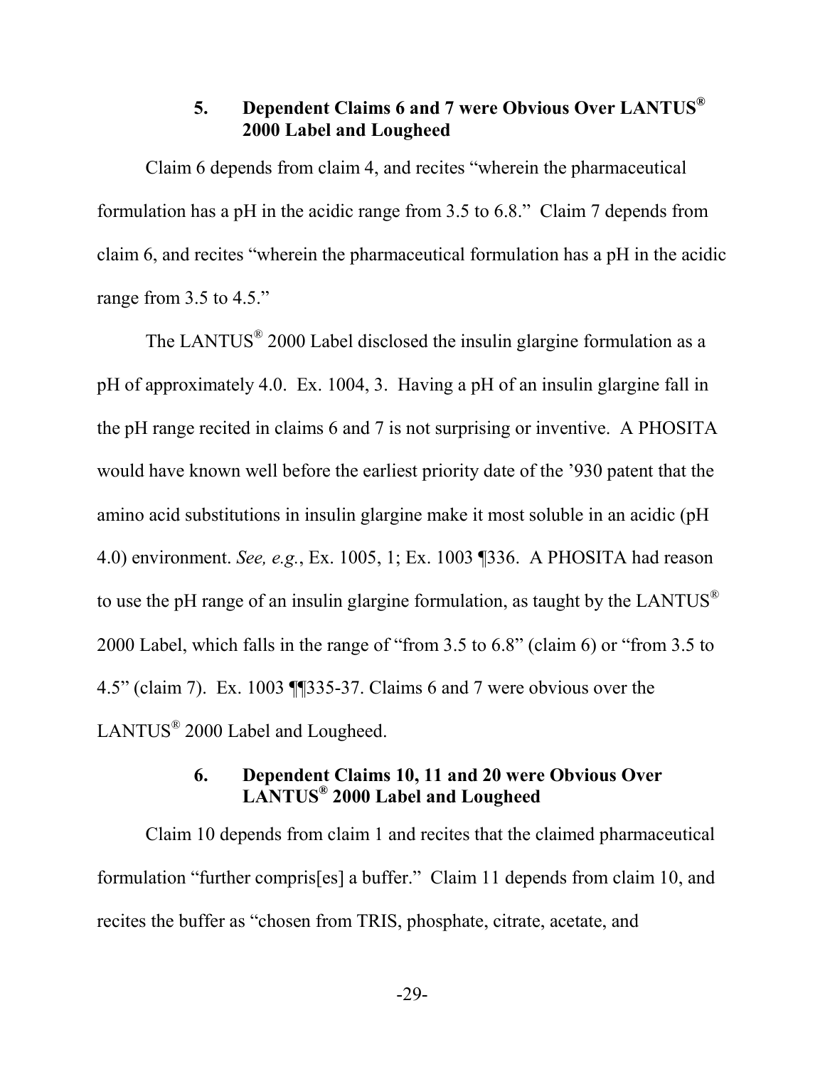### 5. Dependent Claims 6 and 7 were Obvious Over LANTUS® 2000 Label and Lougheed

Claim 6 depends from claim 4, and recites "wherein the pharmaceutical formulation has a pH in the acidic range from 3.5 to 6.8." Claim 7 depends from claim 6, and recites "wherein the pharmaceutical formulation has a pH in the acidic range from 3.5 to 4.5."

The LANTUS® 2000 Label disclosed the insulin glargine formulation as a pH of approximately 4.0. Ex. 1004, 3. Having a pH of an insulin glargine fall in the pH range recited in claims 6 and 7 is not surprising or inventive. A PHOSITA would have known well before the earliest priority date of the '930 patent that the amino acid substitutions in insulin glargine make it most soluble in an acidic (pH 4.0) environment. *See, e.g.*, Ex. 1005, 1; Ex. 1003 ¶336. A PHOSITA had reason to use the pH range of an insulin glargine formulation, as taught by the LANTUS® 2000 Label, which falls in the range of "from 3.5 to 6.8" (claim 6) or "from 3.5 to 4.5" (claim 7). Ex. 1003 ¶¶335-37. Claims 6 and 7 were obvious over the LANTUS® 2000 Label and Lougheed.

### 6. Dependent Claims 10, 11 and 20 were Obvious Over LANTUS® 2000 Label and Lougheed

Claim 10 depends from claim 1 and recites that the claimed pharmaceutical formulation "further compris[es] a buffer." Claim 11 depends from claim 10, and recites the buffer as "chosen from TRIS, phosphate, citrate, acetate, and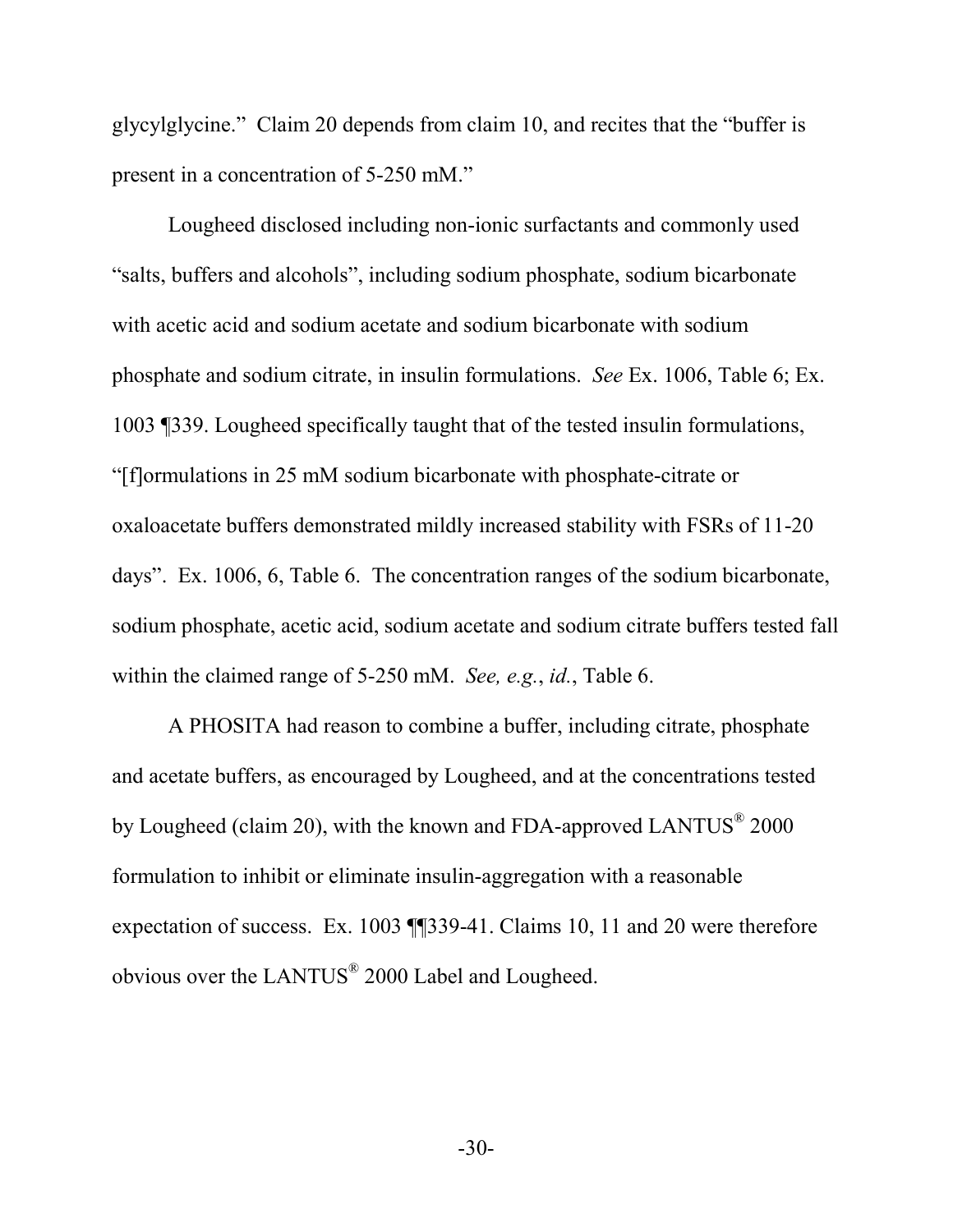glycylglycine." Claim 20 depends from claim 10, and recites that the "buffer is present in a concentration of 5-250 mM."

Lougheed disclosed including non-ionic surfactants and commonly used "salts, buffers and alcohols", including sodium phosphate, sodium bicarbonate with acetic acid and sodium acetate and sodium bicarbonate with sodium phosphate and sodium citrate, in insulin formulations. *See* Ex. 1006, Table 6; Ex. 1003 ¶339. Lougheed specifically taught that of the tested insulin formulations, "[f]ormulations in 25 mM sodium bicarbonate with phosphate-citrate or oxaloacetate buffers demonstrated mildly increased stability with FSRs of 11-20 days". Ex. 1006, 6, Table 6. The concentration ranges of the sodium bicarbonate, sodium phosphate, acetic acid, sodium acetate and sodium citrate buffers tested fall within the claimed range of 5-250 mM. *See, e.g.*, *id.*, Table 6.

A PHOSITA had reason to combine a buffer, including citrate, phosphate and acetate buffers, as encouraged by Lougheed, and at the concentrations tested by Lougheed (claim 20), with the known and FDA-approved LANTUS® 2000 formulation to inhibit or eliminate insulin-aggregation with a reasonable expectation of success. Ex. 1003 ¶¶339-41. Claims 10, 11 and 20 were therefore obvious over the LANTUS® 2000 Label and Lougheed.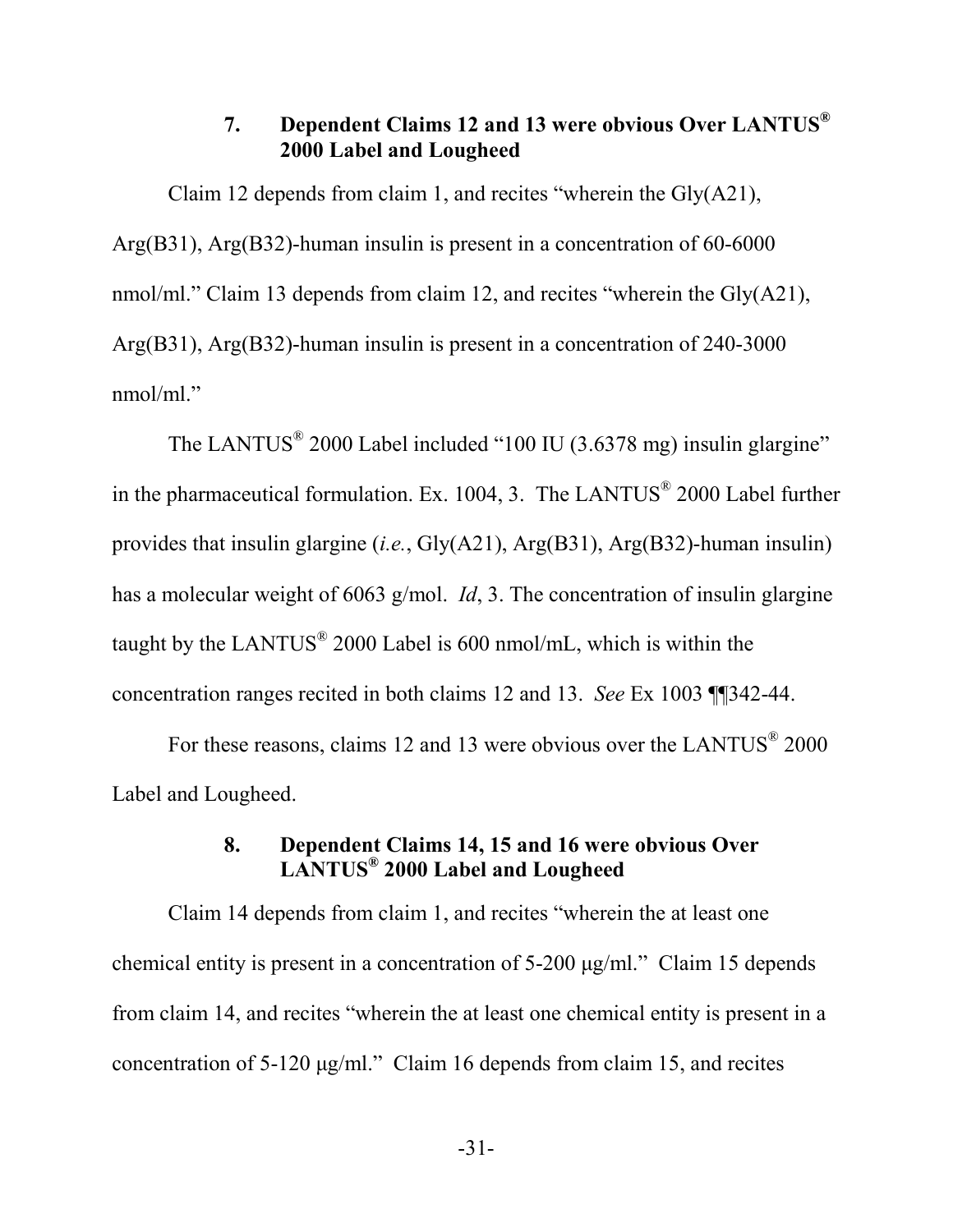### 7. Dependent Claims 12 and 13 were obvious Over LANTUS® 2000 Label and Lougheed

Claim 12 depends from claim 1, and recites "wherein the Gly(A21), Arg(B31), Arg(B32)-human insulin is present in a concentration of 60-6000 nmol/ml." Claim 13 depends from claim 12, and recites "wherein the Gly(A21), Arg(B31), Arg(B32)-human insulin is present in a concentration of 240-3000 nmol/ml."

The LANTUS® 2000 Label included "100 IU (3.6378 mg) insulin glargine" in the pharmaceutical formulation. Ex. 1004, 3. The LANTUS® 2000 Label further provides that insulin glargine (*i.e.*, Gly(A21), Arg(B31), Arg(B32)-human insulin) has a molecular weight of 6063 g/mol. *Id*, 3. The concentration of insulin glargine taught by the LANTUS® 2000 Label is 600 nmol/mL, which is within the concentration ranges recited in both claims 12 and 13. *See* Ex 1003 ¶¶342-44.

For these reasons, claims 12 and 13 were obvious over the LANTUS® 2000 Label and Lougheed.

### 8. Dependent Claims 14, 15 and 16 were obvious Over LANTUS® 2000 Label and Lougheed

Claim 14 depends from claim 1, and recites "wherein the at least one chemical entity is present in a concentration of 5-200 μg/ml." Claim 15 depends from claim 14, and recites "wherein the at least one chemical entity is present in a concentration of 5-120 μg/ml." Claim 16 depends from claim 15, and recites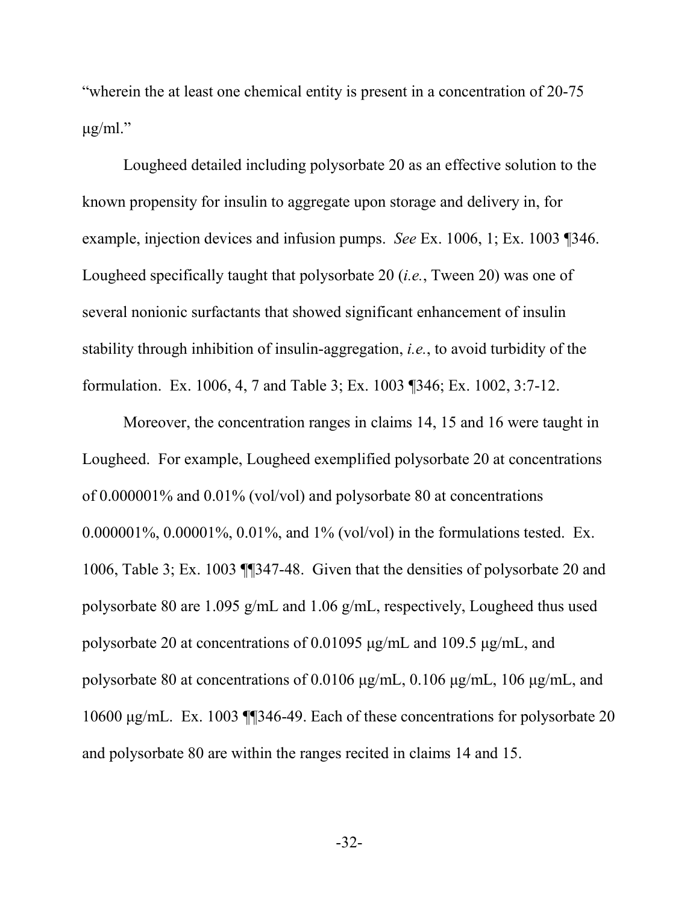"wherein the at least one chemical entity is present in a concentration of 20-75 μg/ml."

Lougheed detailed including polysorbate 20 as an effective solution to the known propensity for insulin to aggregate upon storage and delivery in, for example, injection devices and infusion pumps. *See* Ex. 1006, 1; Ex. 1003 ¶346. Lougheed specifically taught that polysorbate 20 (*i.e.*, Tween 20) was one of several nonionic surfactants that showed significant enhancement of insulin stability through inhibition of insulin-aggregation, *i.e.*, to avoid turbidity of the formulation. Ex. 1006, 4, 7 and Table 3; Ex. 1003 ¶346; Ex. 1002, 3:7-12.

Moreover, the concentration ranges in claims 14, 15 and 16 were taught in Lougheed. For example, Lougheed exemplified polysorbate 20 at concentrations of 0.000001% and 0.01% (vol/vol) and polysorbate 80 at concentrations 0.000001%, 0.00001%, 0.01%, and 1% (vol/vol) in the formulations tested. Ex. 1006, Table 3; Ex. 1003 ¶¶347-48. Given that the densities of polysorbate 20 and polysorbate 80 are 1.095 g/mL and 1.06 g/mL, respectively, Lougheed thus used polysorbate 20 at concentrations of 0.01095 μg/mL and 109.5 μg/mL, and polysorbate 80 at concentrations of 0.0106 μg/mL, 0.106 μg/mL, 106 μg/mL, and 10600 μg/mL. Ex. 1003 ¶¶346-49. Each of these concentrations for polysorbate 20 and polysorbate 80 are within the ranges recited in claims 14 and 15.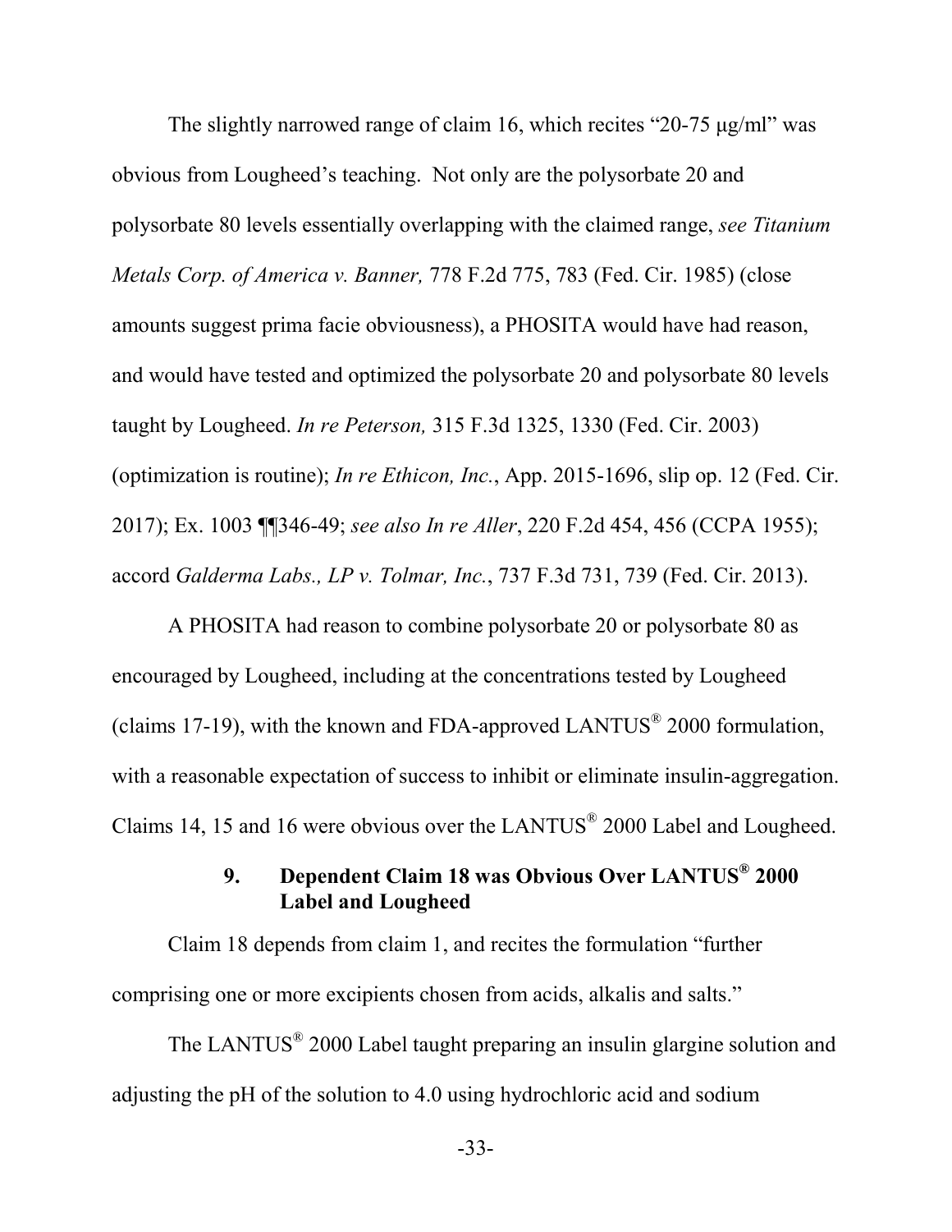The slightly narrowed range of claim 16, which recites "20-75 μg/ml" was obvious from Lougheed's teaching. Not only are the polysorbate 20 and polysorbate 80 levels essentially overlapping with the claimed range, *see Titanium Metals Corp. of America v. Banner,* 778 F.2d 775, 783 (Fed. Cir. 1985) (close amounts suggest prima facie obviousness), a PHOSITA would have had reason, and would have tested and optimized the polysorbate 20 and polysorbate 80 levels taught by Lougheed. *In re Peterson,* 315 F.3d 1325, 1330 (Fed. Cir. 2003) (optimization is routine); *In re Ethicon, Inc.*, App. 2015-1696, slip op. 12 (Fed. Cir. 2017); Ex. 1003 ¶¶346-49; *see also In re Aller*, 220 F.2d 454, 456 (CCPA 1955); accord *Galderma Labs., LP v. Tolmar, Inc.*, 737 F.3d 731, 739 (Fed. Cir. 2013).

A PHOSITA had reason to combine polysorbate 20 or polysorbate 80 as encouraged by Lougheed, including at the concentrations tested by Lougheed (claims 17-19), with the known and FDA-approved LANTUS® 2000 formulation, with a reasonable expectation of success to inhibit or eliminate insulin-aggregation. Claims 14, 15 and 16 were obvious over the LANTUS® 2000 Label and Lougheed.

### 9. Dependent Claim 18 was Obvious Over LANTUS® 2000 Label and Lougheed

Claim 18 depends from claim 1, and recites the formulation "further comprising one or more excipients chosen from acids, alkalis and salts."

The LANTUS® 2000 Label taught preparing an insulin glargine solution and adjusting the pH of the solution to 4.0 using hydrochloric acid and sodium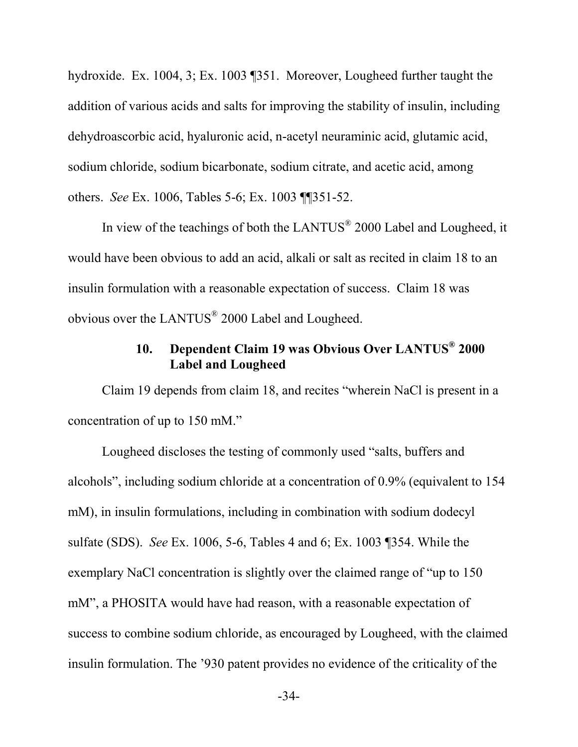hydroxide. Ex. 1004, 3; Ex. 1003 ¶351. Moreover, Lougheed further taught the addition of various acids and salts for improving the stability of insulin, including dehydroascorbic acid, hyaluronic acid, n-acetyl neuraminic acid, glutamic acid, sodium chloride, sodium bicarbonate, sodium citrate, and acetic acid, among others. *See* Ex. 1006, Tables 5-6; Ex. 1003 ¶¶351-52.

In view of the teachings of both the LANTUS® 2000 Label and Lougheed, it would have been obvious to add an acid, alkali or salt as recited in claim 18 to an insulin formulation with a reasonable expectation of success. Claim 18 was obvious over the LANTUS® 2000 Label and Lougheed.

#### 10. Dependent Claim 19 was Obvious Over LANTUS® 2000 Label and Lougheed

Claim 19 depends from claim 18, and recites "wherein NaCl is present in a concentration of up to 150 mM."

Lougheed discloses the testing of commonly used "salts, buffers and alcohols", including sodium chloride at a concentration of 0.9% (equivalent to 154 mM), in insulin formulations, including in combination with sodium dodecyl sulfate (SDS). *See* Ex. 1006, 5-6, Tables 4 and 6; Ex. 1003 ¶354. While the exemplary NaCl concentration is slightly over the claimed range of "up to 150 mM", a PHOSITA would have had reason, with a reasonable expectation of success to combine sodium chloride, as encouraged by Lougheed, with the claimed insulin formulation. The '930 patent provides no evidence of the criticality of the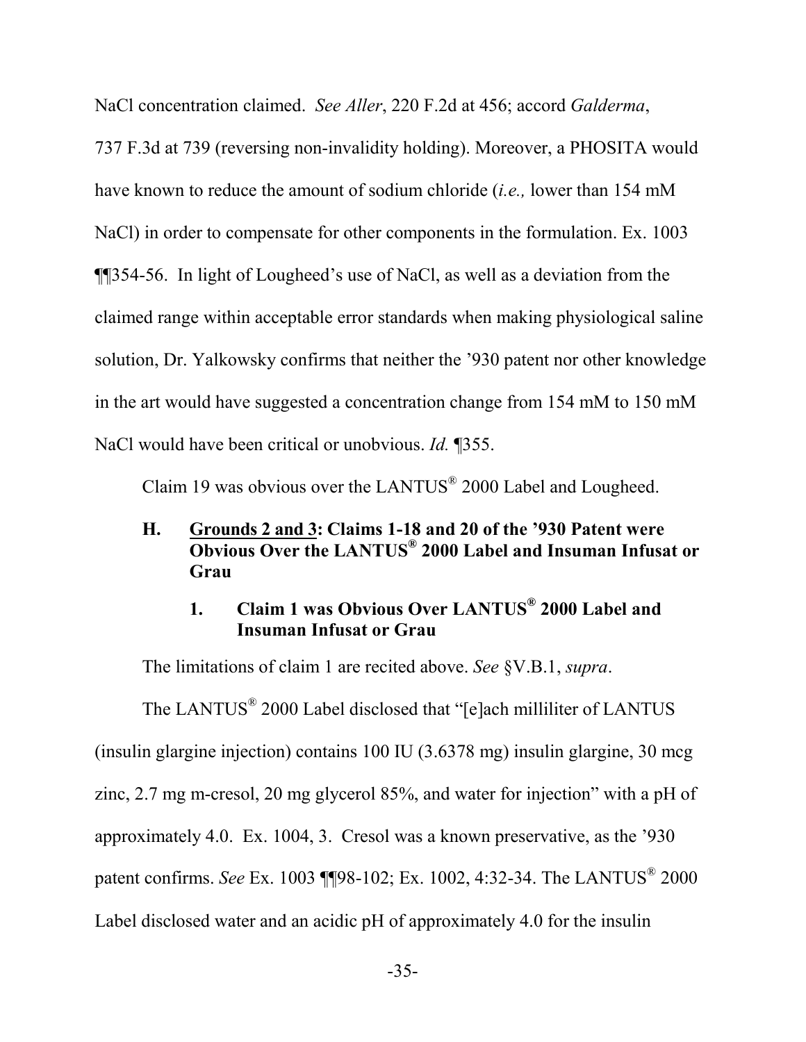NaCl concentration claimed. *See Aller*, 220 F.2d at 456; accord *Galderma*, 737 F.3d at 739 (reversing non-invalidity holding). Moreover, a PHOSITA would have known to reduce the amount of sodium chloride (*i.e.,* lower than 154 mM NaCl) in order to compensate for other components in the formulation. Ex. 1003 ¶¶354-56. In light of Lougheed's use of NaCl, as well as a deviation from the claimed range within acceptable error standards when making physiological saline solution, Dr. Yalkowsky confirms that neither the '930 patent nor other knowledge in the art would have suggested a concentration change from 154 mM to 150 mM NaCl would have been critical or unobvious. *Id.* ¶355.

Claim 19 was obvious over the LANTUS® 2000 Label and Lougheed.

### H. Grounds 2 and 3: Claims 1-18 and 20 of the '930 Patent were Obvious Over the LANTUS® 2000 Label and Insuman Infusat or Grau

#### 1. Claim 1 was Obvious Over LANTUS® 2000 Label and Insuman Infusat or Grau

The limitations of claim 1 are recited above. *See* §V.B.1, *supra*.

The LANTUS® 2000 Label disclosed that "[e]ach milliliter of LANTUS (insulin glargine injection) contains 100 IU (3.6378 mg) insulin glargine, 30 mcg zinc, 2.7 mg m-cresol, 20 mg glycerol 85%, and water for injection" with a pH of approximately 4.0. Ex. 1004, 3. Cresol was a known preservative, as the '930 patent confirms. *See* Ex. 1003 ¶¶98-102; Ex. 1002, 4:32-34. The LANTUS® 2000 Label disclosed water and an acidic pH of approximately 4.0 for the insulin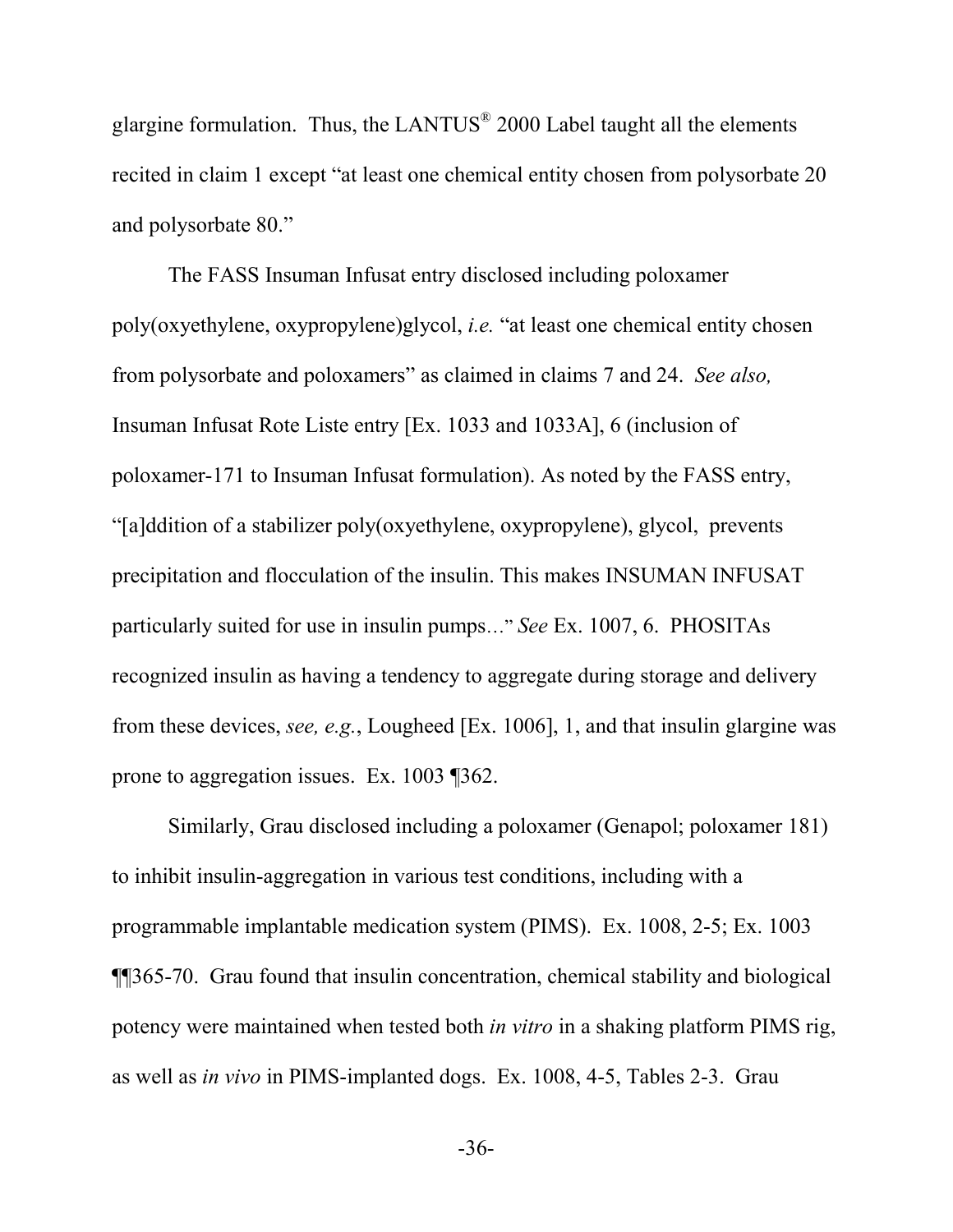glargine formulation. Thus, the LANTUS® 2000 Label taught all the elements recited in claim 1 except "at least one chemical entity chosen from polysorbate 20 and polysorbate 80."

The FASS Insuman Infusat entry disclosed including poloxamer poly(oxyethylene, oxypropylene)glycol, *i.e.* "at least one chemical entity chosen from polysorbate and poloxamers" as claimed in claims 7 and 24. *See also,* Insuman Infusat Rote Liste entry [Ex. 1033 and 1033A], 6 (inclusion of poloxamer-171 to Insuman Infusat formulation). As noted by the FASS entry, "[a]ddition of a stabilizer poly(oxyethylene, oxypropylene), glycol, prevents precipitation and flocculation of the insulin. This makes INSUMAN INFUSAT particularly suited for use in insulin pumps…" *See* Ex. 1007, 6. PHOSITAs recognized insulin as having a tendency to aggregate during storage and delivery from these devices, *see, e.g.*, Lougheed [Ex. 1006], 1, and that insulin glargine was prone to aggregation issues. Ex. 1003 ¶362.

Similarly, Grau disclosed including a poloxamer (Genapol; poloxamer 181) to inhibit insulin-aggregation in various test conditions, including with a programmable implantable medication system (PIMS). Ex. 1008, 2-5; Ex. 1003 ¶¶365-70. Grau found that insulin concentration, chemical stability and biological potency were maintained when tested both *in vitro* in a shaking platform PIMS rig, as well as *in vivo* in PIMS-implanted dogs. Ex. 1008, 4-5, Tables 2-3. Grau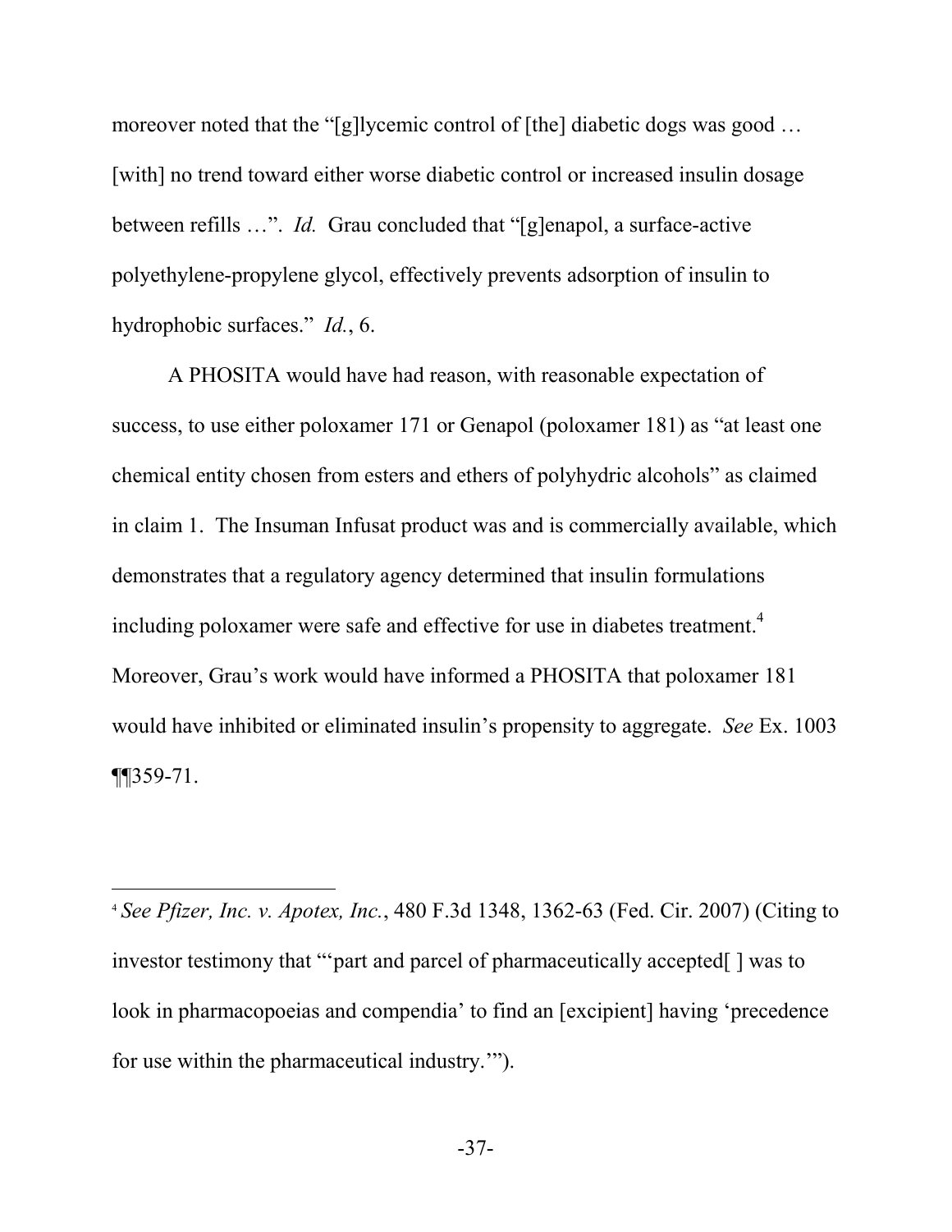moreover noted that the "[g]lycemic control of [the] diabetic dogs was good … [with] no trend toward either worse diabetic control or increased insulin dosage between refills …". *Id.* Grau concluded that "[g]enapol, a surface-active polyethylene-propylene glycol, effectively prevents adsorption of insulin to hydrophobic surfaces." *Id.*, 6.

A PHOSITA would have had reason, with reasonable expectation of success, to use either poloxamer 171 or Genapol (poloxamer 181) as "at least one chemical entity chosen from esters and ethers of polyhydric alcohols" as claimed in claim 1. The Insuman Infusat product was and is commercially available, which demonstrates that a regulatory agency determined that insulin formulations including poloxamer were safe and effective for use in diabetes treatment.[4] Moreover, Grau's work would have informed a PHOSITA that poloxamer 181 would have inhibited or eliminated insulin's propensity to aggregate. *See* Ex. 1003 ¶¶359-71.

---

[4] *See Pfizer, Inc. v. Apotex, Inc.*, 480 F.3d 1348, 1362-63 (Fed. Cir. 2007) (Citing to investor testimony that "'part and parcel of pharmaceutically accepted[ ] was to look in pharmacopoeias and compendia' to find an [excipient] having 'precedence for use within the pharmaceutical industry.'").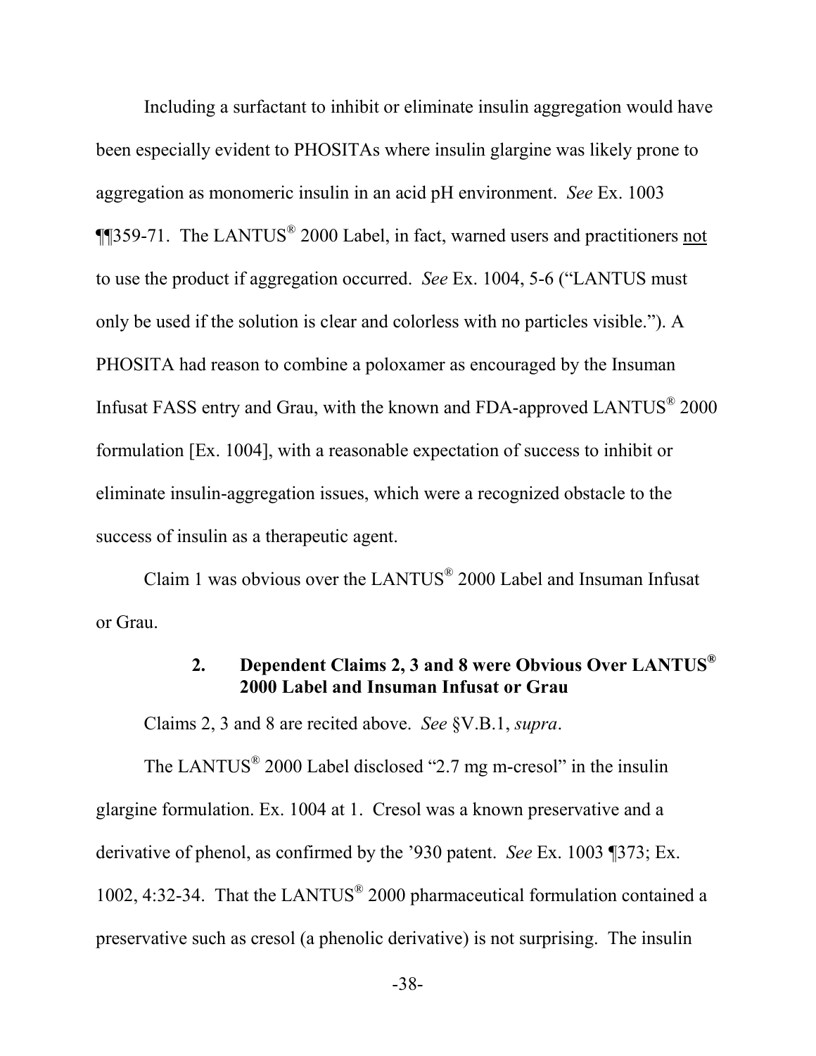Including a surfactant to inhibit or eliminate insulin aggregation would have been especially evident to PHOSITAs where insulin glargine was likely prone to aggregation as monomeric insulin in an acid pH environment. *See* Ex. 1003 ¶¶359-71. The LANTUS® 2000 Label, in fact, warned users and practitioners not to use the product if aggregation occurred. *See* Ex. 1004, 5-6 ("LANTUS must only be used if the solution is clear and colorless with no particles visible."). A PHOSITA had reason to combine a poloxamer as encouraged by the Insuman Infusat FASS entry and Grau, with the known and FDA-approved LANTUS® 2000 formulation [Ex. 1004], with a reasonable expectation of success to inhibit or eliminate insulin-aggregation issues, which were a recognized obstacle to the success of insulin as a therapeutic agent.

Claim 1 was obvious over the LANTUS® 2000 Label and Insuman Infusat or Grau.

### 2. Dependent Claims 2, 3 and 8 were Obvious Over LANTUS® 2000 Label and Insuman Infusat or Grau

Claims 2, 3 and 8 are recited above. *See* §V.B.1, *supra*.

The LANTUS® 2000 Label disclosed "2.7 mg m-cresol" in the insulin glargine formulation. Ex. 1004 at 1. Cresol was a known preservative and a derivative of phenol, as confirmed by the '930 patent. *See* Ex. 1003 ¶373; Ex. 1002, 4:32-34. That the LANTUS® 2000 pharmaceutical formulation contained a preservative such as cresol (a phenolic derivative) is not surprising. The insulin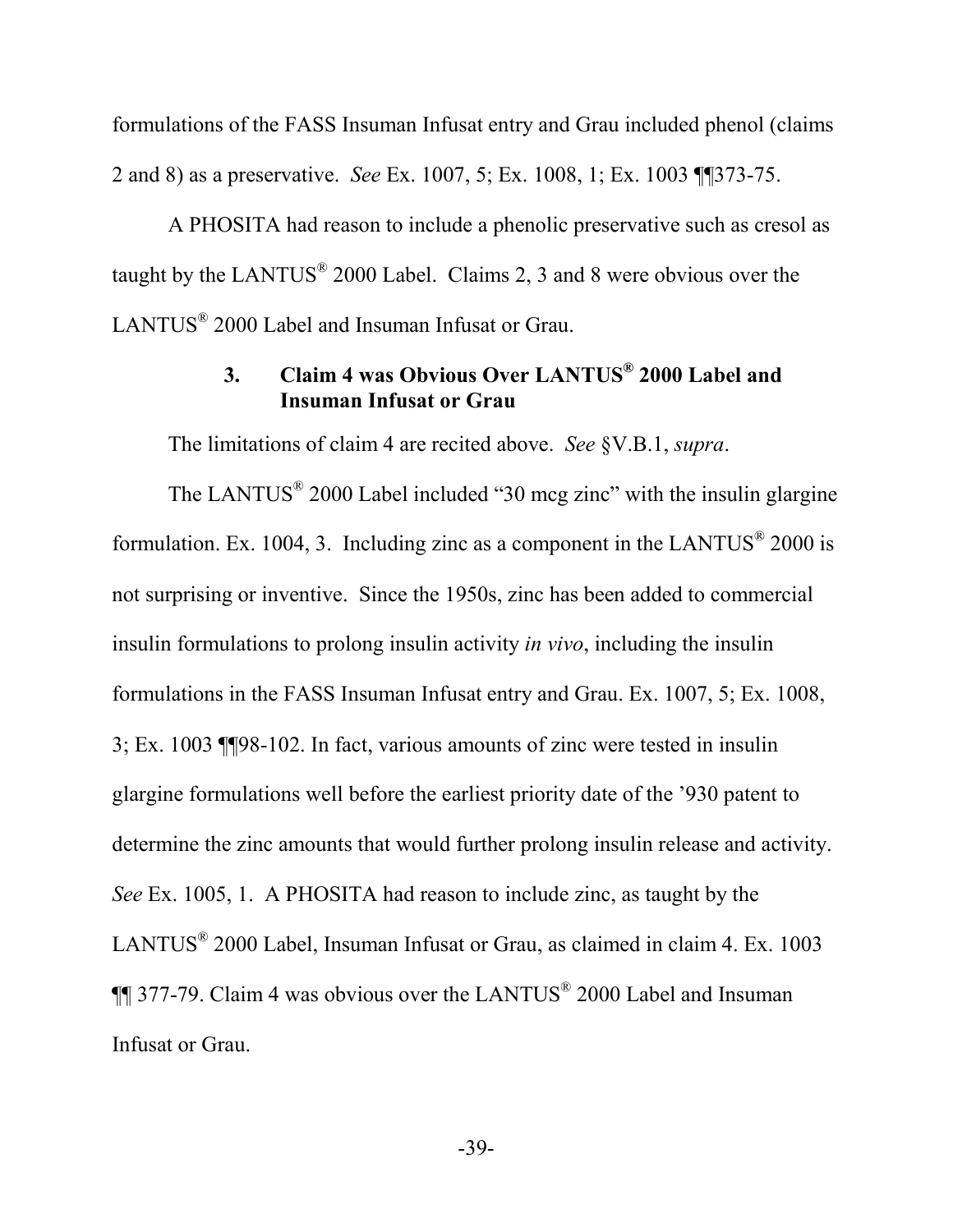formulations of the FASS Insuman Infusat entry and Grau included phenol (claims 2 and 8) as a preservative. *See* Ex. 1007, 5; Ex. 1008, 1; Ex. 1003 ¶¶373-75.

A PHOSITA had reason to include a phenolic preservative such as cresol as taught by the LANTUS® 2000 Label. Claims 2, 3 and 8 were obvious over the LANTUS® 2000 Label and Insuman Infusat or Grau.

### 3. Claim 4 was Obvious Over LANTUS® 2000 Label and Insuman Infusat or Grau

The limitations of claim 4 are recited above. *See* §V.B.1, *supra*.

The LANTUS® 2000 Label included "30 mcg zinc" with the insulin glargine formulation. Ex. 1004, 3. Including zinc as a component in the LANTUS® 2000 is not surprising or inventive. Since the 1950s, zinc has been added to commercial insulin formulations to prolong insulin activity *in vivo*, including the insulin formulations in the FASS Insuman Infusat entry and Grau. Ex. 1007, 5; Ex. 1008, 3; Ex. 1003 ¶¶98-102. In fact, various amounts of zinc were tested in insulin glargine formulations well before the earliest priority date of the '930 patent to determine the zinc amounts that would further prolong insulin release and activity. *See* Ex. 1005, 1. A PHOSITA had reason to include zinc, as taught by the LANTUS® 2000 Label, Insuman Infusat or Grau, as claimed in claim 4. Ex. 1003 ¶¶ 377-79. Claim 4 was obvious over the LANTUS® 2000 Label and Insuman Infusat or Grau.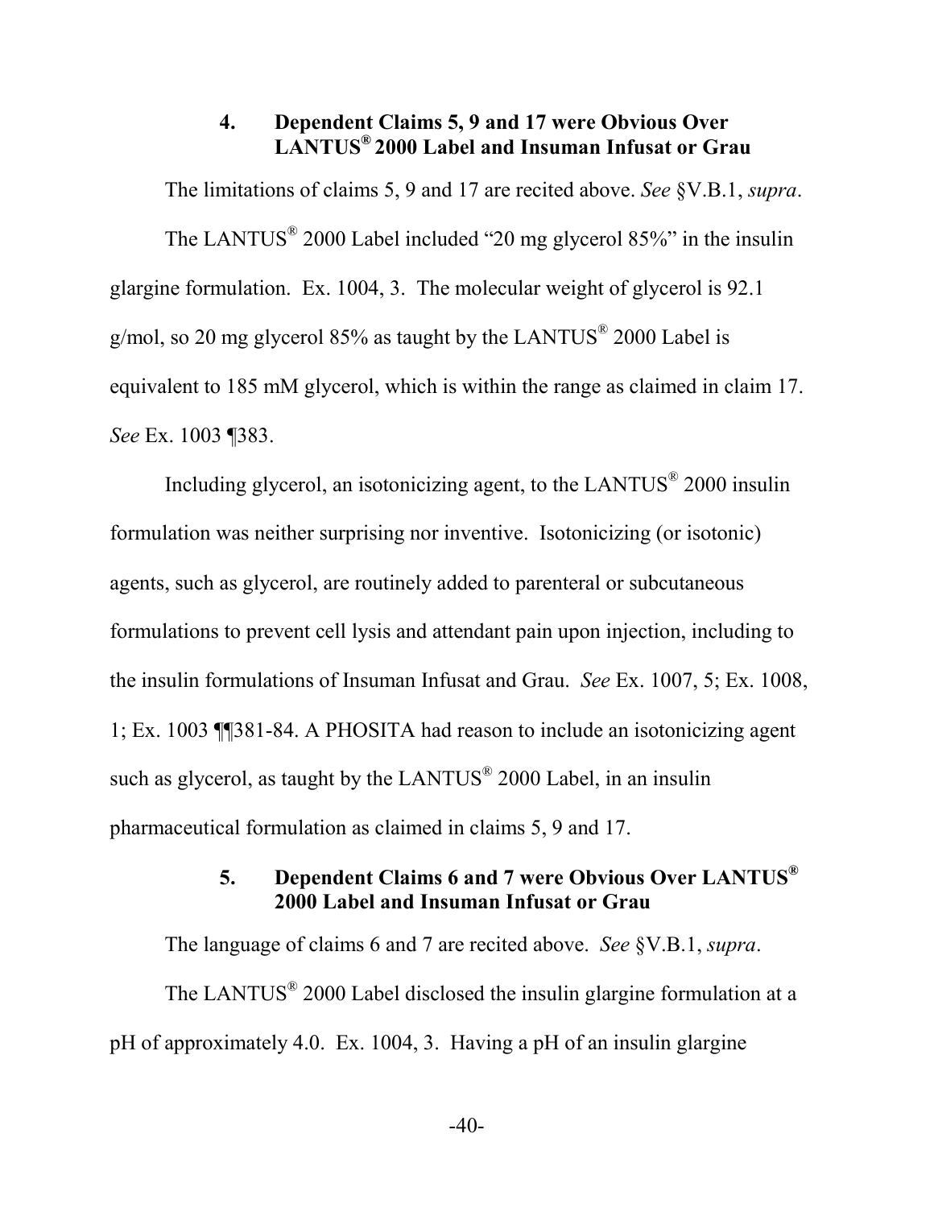#### 4. Dependent Claims 5, 9 and 17 were Obvious Over LANTUS® 2000 Label and Insuman Infusat or Grau

The limitations of claims 5, 9 and 17 are recited above. *See* §V.B.1, *supra*.

The LANTUS® 2000 Label included "20 mg glycerol 85%" in the insulin glargine formulation. Ex. 1004, 3. The molecular weight of glycerol is 92.1 g/mol, so 20 mg glycerol 85% as taught by the LANTUS® 2000 Label is equivalent to 185 mM glycerol, which is within the range as claimed in claim 17. *See* Ex. 1003 ¶383.

Including glycerol, an isotonicizing agent, to the LANTUS® 2000 insulin formulation was neither surprising nor inventive. Isotonicizing (or isotonic) agents, such as glycerol, are routinely added to parenteral or subcutaneous formulations to prevent cell lysis and attendant pain upon injection, including to the insulin formulations of Insuman Infusat and Grau. *See* Ex. 1007, 5; Ex. 1008, 1; Ex. 1003 ¶¶381-84. A PHOSITA had reason to include an isotonicizing agent such as glycerol, as taught by the LANTUS® 2000 Label, in an insulin pharmaceutical formulation as claimed in claims 5, 9 and 17.

#### 5. Dependent Claims 6 and 7 were Obvious Over LANTUS® 2000 Label and Insuman Infusat or Grau

The language of claims 6 and 7 are recited above. *See* §V.B.1, *supra*.

The LANTUS® 2000 Label disclosed the insulin glargine formulation at a pH of approximately 4.0. Ex. 1004, 3. Having a pH of an insulin glargine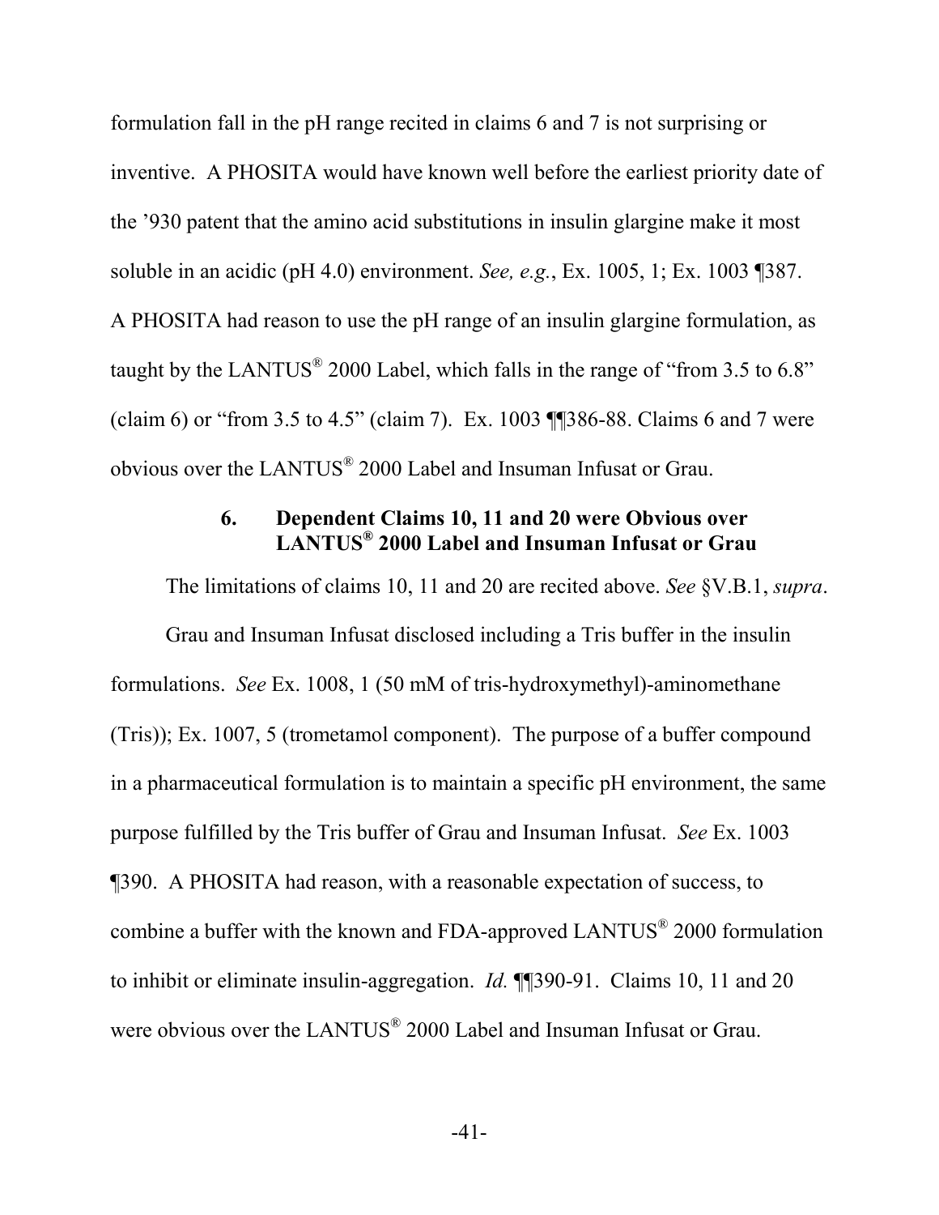formulation fall in the pH range recited in claims 6 and 7 is not surprising or inventive. A PHOSITA would have known well before the earliest priority date of the '930 patent that the amino acid substitutions in insulin glargine make it most soluble in an acidic (pH 4.0) environment. *See, e.g.*, Ex. 1005, 1; Ex. 1003 ¶387. A PHOSITA had reason to use the pH range of an insulin glargine formulation, as taught by the LANTUS® 2000 Label, which falls in the range of "from 3.5 to 6.8" (claim 6) or "from 3.5 to 4.5" (claim 7). Ex. 1003 ¶¶386-88. Claims 6 and 7 were obvious over the LANTUS® 2000 Label and Insuman Infusat or Grau.

### 6. Dependent Claims 10, 11 and 20 were Obvious over LANTUS® 2000 Label and Insuman Infusat or Grau

The limitations of claims 10, 11 and 20 are recited above. *See* §V.B.1, *supra*.

Grau and Insuman Infusat disclosed including a Tris buffer in the insulin formulations. *See* Ex. 1008, 1 (50 mM of tris-hydroxymethyl)-aminomethane (Tris)); Ex. 1007, 5 (trometamol component). The purpose of a buffer compound in a pharmaceutical formulation is to maintain a specific pH environment, the same purpose fulfilled by the Tris buffer of Grau and Insuman Infusat. *See* Ex. 1003 ¶390. A PHOSITA had reason, with a reasonable expectation of success, to combine a buffer with the known and FDA-approved LANTUS® 2000 formulation to inhibit or eliminate insulin-aggregation. *Id.* ¶¶390-91. Claims 10, 11 and 20 were obvious over the LANTUS® 2000 Label and Insuman Infusat or Grau.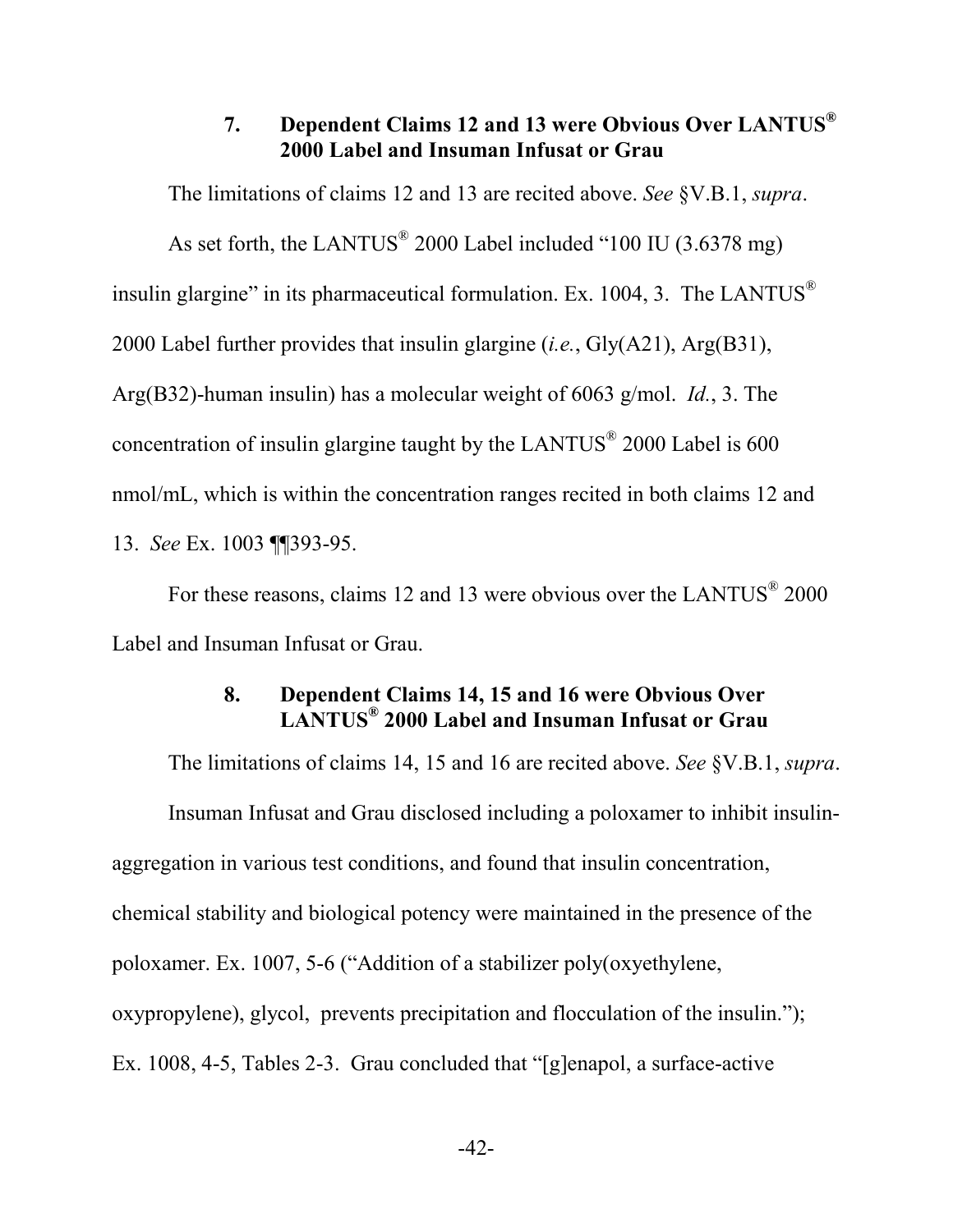### 7. Dependent Claims 12 and 13 were Obvious Over LANTUS® 2000 Label and Insuman Infusat or Grau

The limitations of claims 12 and 13 are recited above. *See* §V.B.1, *supra*.

As set forth, the LANTUS® 2000 Label included "100 IU (3.6378 mg) insulin glargine" in its pharmaceutical formulation. Ex. 1004, 3. The LANTUS® 2000 Label further provides that insulin glargine (*i.e.*, Gly(A21), Arg(B31), Arg(B32)-human insulin) has a molecular weight of 6063 g/mol. *Id.*, 3. The concentration of insulin glargine taught by the LANTUS® 2000 Label is 600 nmol/mL, which is within the concentration ranges recited in both claims 12 and 13. *See* Ex. 1003 ¶¶393-95.

For these reasons, claims 12 and 13 were obvious over the LANTUS® 2000 Label and Insuman Infusat or Grau.

### 8. Dependent Claims 14, 15 and 16 were Obvious Over LANTUS® 2000 Label and Insuman Infusat or Grau

The limitations of claims 14, 15 and 16 are recited above. *See* §V.B.1, *supra*.

Insuman Infusat and Grau disclosed including a poloxamer to inhibit insulin-aggregation in various test conditions, and found that insulin concentration, chemical stability and biological potency were maintained in the presence of the poloxamer. Ex. 1007, 5-6 ("Addition of a stabilizer poly(oxyethylene, oxypropylene), glycol, prevents precipitation and flocculation of the insulin."); Ex. 1008, 4-5, Tables 2-3. Grau concluded that "[g]enapol, a surface-active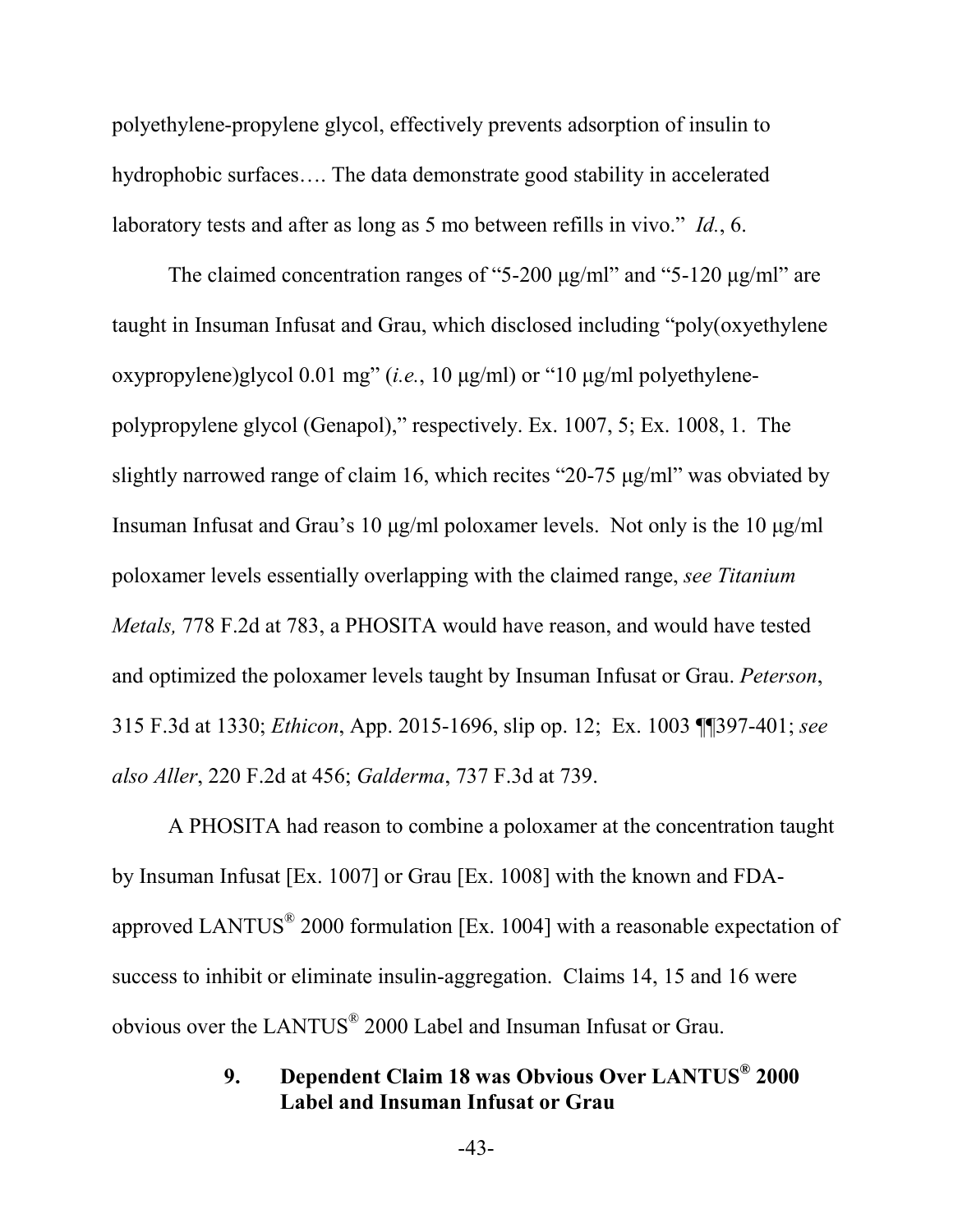polyethylene-propylene glycol, effectively prevents adsorption of insulin to hydrophobic surfaces…. The data demonstrate good stability in accelerated laboratory tests and after as long as 5 mo between refills in vivo." *Id.*, 6.

The claimed concentration ranges of "5-200 μg/ml" and "5-120 μg/ml" are taught in Insuman Infusat and Grau, which disclosed including "poly(oxyethylene oxypropylene)glycol 0.01 mg" (*i.e.*, 10 μg/ml) or "10 μg/ml polyethylene-polypropylene glycol (Genapol)," respectively. Ex. 1007, 5; Ex. 1008, 1. The slightly narrowed range of claim 16, which recites "20-75 μg/ml" was obviated by Insuman Infusat and Grau's 10 μg/ml poloxamer levels. Not only is the 10 μg/ml poloxamer levels essentially overlapping with the claimed range, *see Titanium Metals,* 778 F.2d at 783, a PHOSITA would have reason, and would have tested and optimized the poloxamer levels taught by Insuman Infusat or Grau. *Peterson*, 315 F.3d at 1330; *Ethicon*, App. 2015-1696, slip op. 12; Ex. 1003 ¶¶397-401; *see also Aller*, 220 F.2d at 456; *Galderma*, 737 F.3d at 739.

A PHOSITA had reason to combine a poloxamer at the concentration taught by Insuman Infusat [Ex. 1007] or Grau [Ex. 1008] with the known and FDA-approved LANTUS® 2000 formulation [Ex. 1004] with a reasonable expectation of success to inhibit or eliminate insulin-aggregation. Claims 14, 15 and 16 were obvious over the LANTUS® 2000 Label and Insuman Infusat or Grau.

#### 9. Dependent Claim 18 was Obvious Over LANTUS® 2000 Label and Insuman Infusat or Grau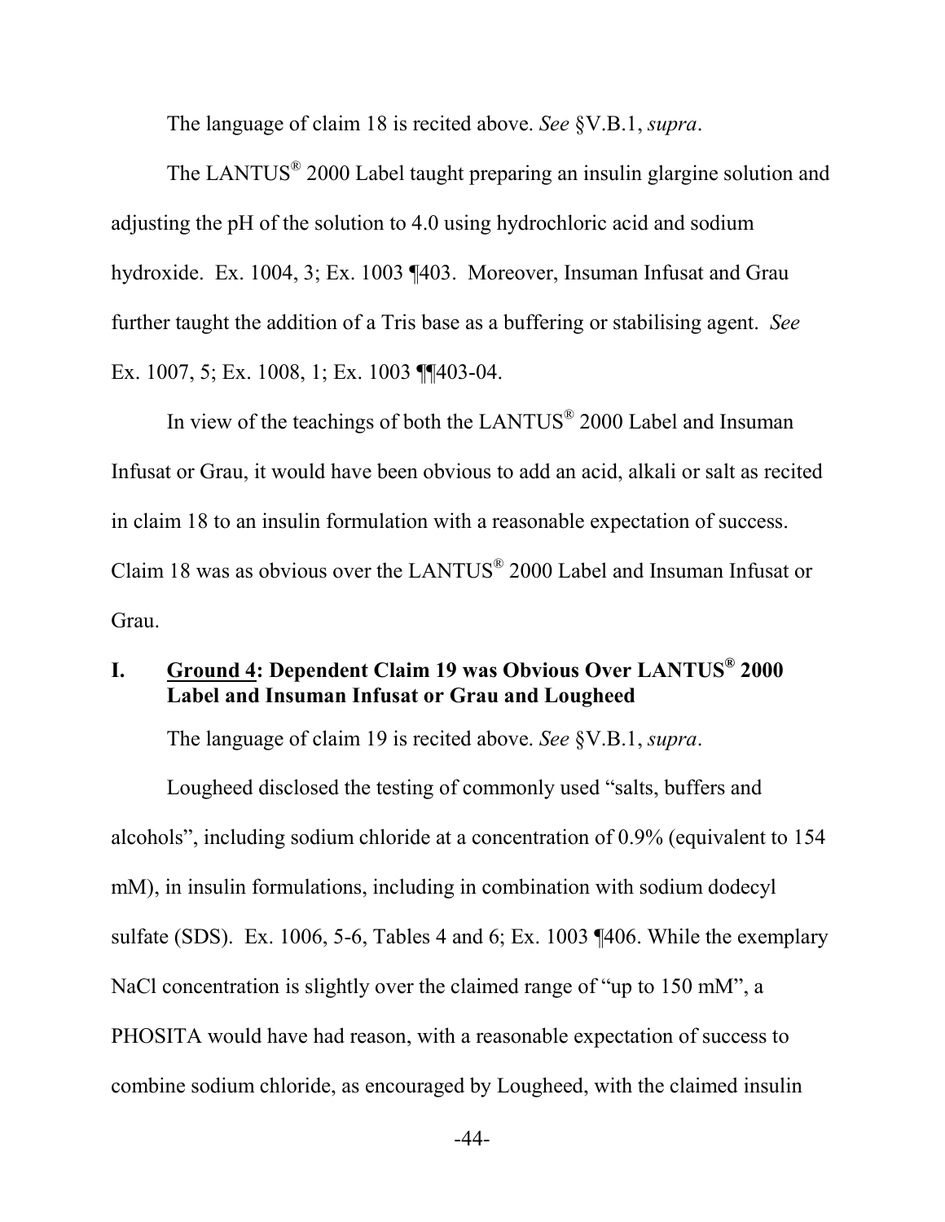The language of claim 18 is recited above. *See* §V.B.1, *supra*.

The LANTUS® 2000 Label taught preparing an insulin glargine solution and adjusting the pH of the solution to 4.0 using hydrochloric acid and sodium hydroxide. Ex. 1004, 3; Ex. 1003 ¶403. Moreover, Insuman Infusat and Grau further taught the addition of a Tris base as a buffering or stabilising agent. *See* Ex. 1007, 5; Ex. 1008, 1; Ex. 1003 ¶¶403-04.

In view of the teachings of both the LANTUS® 2000 Label and Insuman Infusat or Grau, it would have been obvious to add an acid, alkali or salt as recited in claim 18 to an insulin formulation with a reasonable expectation of success. Claim 18 was as obvious over the LANTUS® 2000 Label and Insuman Infusat or Grau.

## I. <u>Ground 4</u>: Dependent Claim 19 was Obvious Over LANTUS® 2000 Label and Insuman Infusat or Grau and Lougheed

The language of claim 19 is recited above. *See* §V.B.1, *supra*.

Lougheed disclosed the testing of commonly used "salts, buffers and alcohols", including sodium chloride at a concentration of 0.9% (equivalent to 154 mM), in insulin formulations, including in combination with sodium dodecyl sulfate (SDS). Ex. 1006, 5-6, Tables 4 and 6; Ex. 1003 ¶406. While the exemplary NaCl concentration is slightly over the claimed range of "up to 150 mM", a PHOSITA would have had reason, with a reasonable expectation of success to combine sodium chloride, as encouraged by Lougheed, with the claimed insulin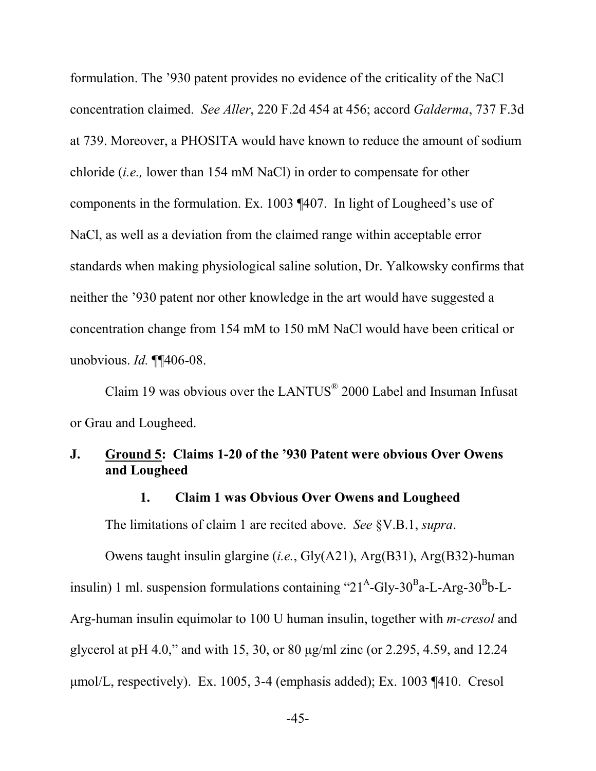formulation. The ’930 patent provides no evidence of the criticality of the NaCl concentration claimed. *See Aller*, 220 F.2d 454 at 456; accord *Galderma*, 737 F.3d at 739. Moreover, a PHOSITA would have known to reduce the amount of sodium chloride (*i.e.,* lower than 154 mM NaCl) in order to compensate for other components in the formulation. Ex. 1003 ¶407. In light of Lougheed’s use of NaCl, as well as a deviation from the claimed range within acceptable error standards when making physiological saline solution, Dr. Yalkowsky confirms that neither the ’930 patent nor other knowledge in the art would have suggested a concentration change from 154 mM to 150 mM NaCl would have been critical or unobvious. *Id.* ¶¶406-08.

Claim 19 was obvious over the LANTUS® 2000 Label and Insuman Infusat or Grau and Lougheed.

## J. Ground 5: Claims 1-20 of the ’930 Patent were obvious Over Owens and Lougheed

### 1. Claim 1 was Obvious Over Owens and Lougheed

The limitations of claim 1 are recited above. *See* §V.B.1, *supra*.

Owens taught insulin glargine (*i.e.*, Gly(A21), Arg(B31), Arg(B32)-human insulin) 1 ml. suspension formulations containing “$21^A$-Gly-$30^B$a-L-Arg-$30^B$b-L-Arg-human insulin equimolar to 100 U human insulin, together with *m-cresol* and glycerol at pH 4.0,” and with 15, 30, or 80 μg/ml zinc (or 2.295, 4.59, and 12.24 μmol/L, respectively). Ex. 1005, 3-4 (emphasis added); Ex. 1003 ¶410. Cresol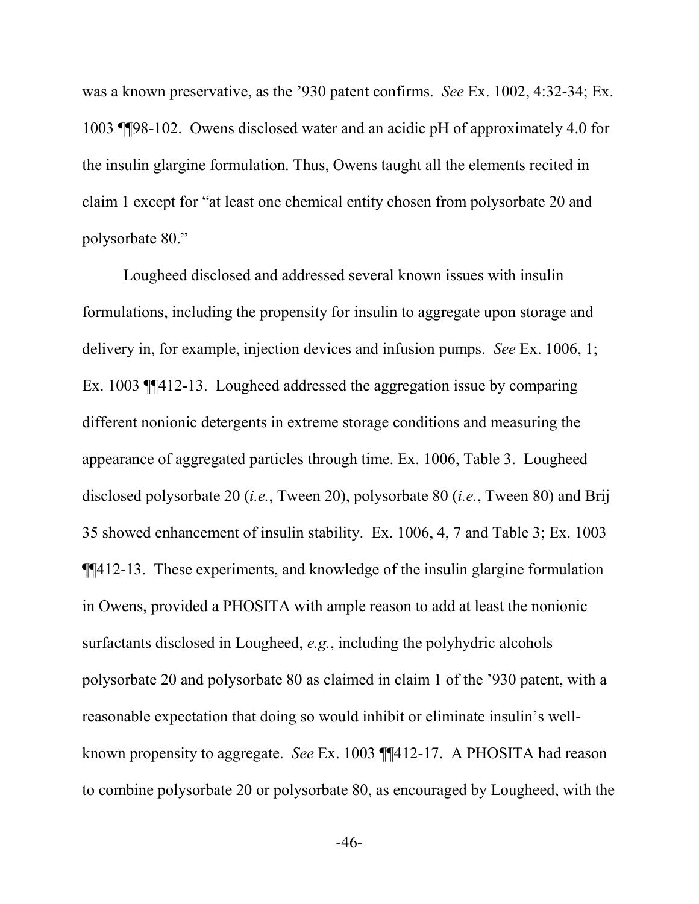was a known preservative, as the '930 patent confirms. *See* Ex. 1002, 4:32-34; Ex. 1003 ¶¶98-102. Owens disclosed water and an acidic pH of approximately 4.0 for the insulin glargine formulation. Thus, Owens taught all the elements recited in claim 1 except for "at least one chemical entity chosen from polysorbate 20 and polysorbate 80."

Lougheed disclosed and addressed several known issues with insulin formulations, including the propensity for insulin to aggregate upon storage and delivery in, for example, injection devices and infusion pumps. *See* Ex. 1006, 1; Ex. 1003 ¶¶412-13. Lougheed addressed the aggregation issue by comparing different nonionic detergents in extreme storage conditions and measuring the appearance of aggregated particles through time. Ex. 1006, Table 3. Lougheed disclosed polysorbate 20 (*i.e.*, Tween 20), polysorbate 80 (*i.e.*, Tween 80) and Brij 35 showed enhancement of insulin stability. Ex. 1006, 4, 7 and Table 3; Ex. 1003 ¶¶412-13. These experiments, and knowledge of the insulin glargine formulation in Owens, provided a PHOSITA with ample reason to add at least the nonionic surfactants disclosed in Lougheed, *e.g.*, including the polyhydric alcohols polysorbate 20 and polysorbate 80 as claimed in claim 1 of the '930 patent, with a reasonable expectation that doing so would inhibit or eliminate insulin's well-known propensity to aggregate. *See* Ex. 1003 ¶¶412-17. A PHOSITA had reason to combine polysorbate 20 or polysorbate 80, as encouraged by Lougheed, with the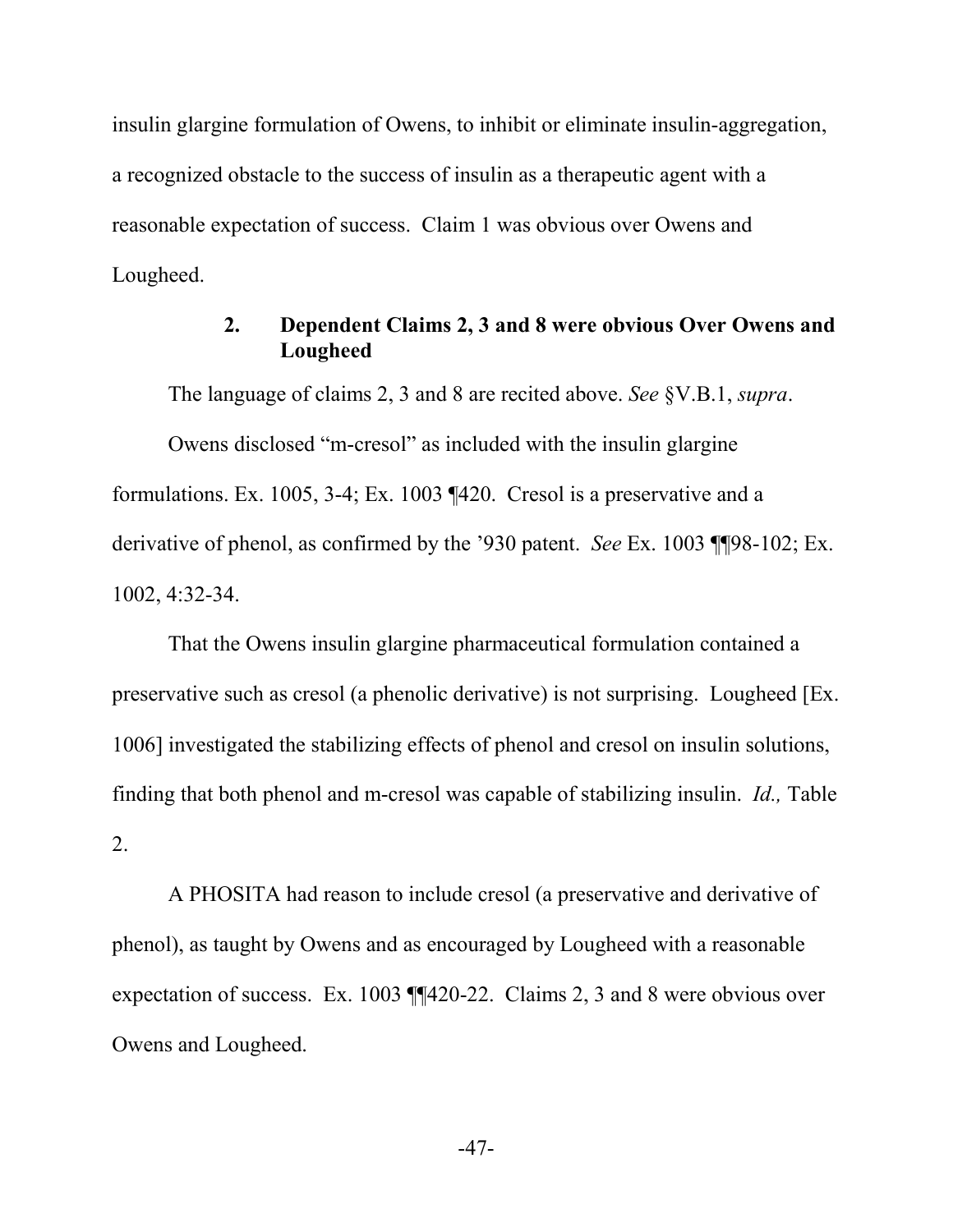insulin glargine formulation of Owens, to inhibit or eliminate insulin-aggregation, a recognized obstacle to the success of insulin as a therapeutic agent with a reasonable expectation of success. Claim 1 was obvious over Owens and Lougheed.

### 2. Dependent Claims 2, 3 and 8 were obvious Over Owens and Lougheed

The language of claims 2, 3 and 8 are recited above. *See* §V.B.1, *supra*.

Owens disclosed "m-cresol" as included with the insulin glargine formulations. Ex. 1005, 3-4; Ex. 1003 ¶420. Cresol is a preservative and a derivative of phenol, as confirmed by the '930 patent. *See* Ex. 1003 ¶¶98-102; Ex. 1002, 4:32-34.

That the Owens insulin glargine pharmaceutical formulation contained a preservative such as cresol (a phenolic derivative) is not surprising. Lougheed [Ex. 1006] investigated the stabilizing effects of phenol and cresol on insulin solutions, finding that both phenol and m-cresol was capable of stabilizing insulin. *Id.,* Table 2.

A PHOSITA had reason to include cresol (a preservative and derivative of phenol), as taught by Owens and as encouraged by Lougheed with a reasonable expectation of success. Ex. 1003 ¶¶420-22. Claims 2, 3 and 8 were obvious over Owens and Lougheed.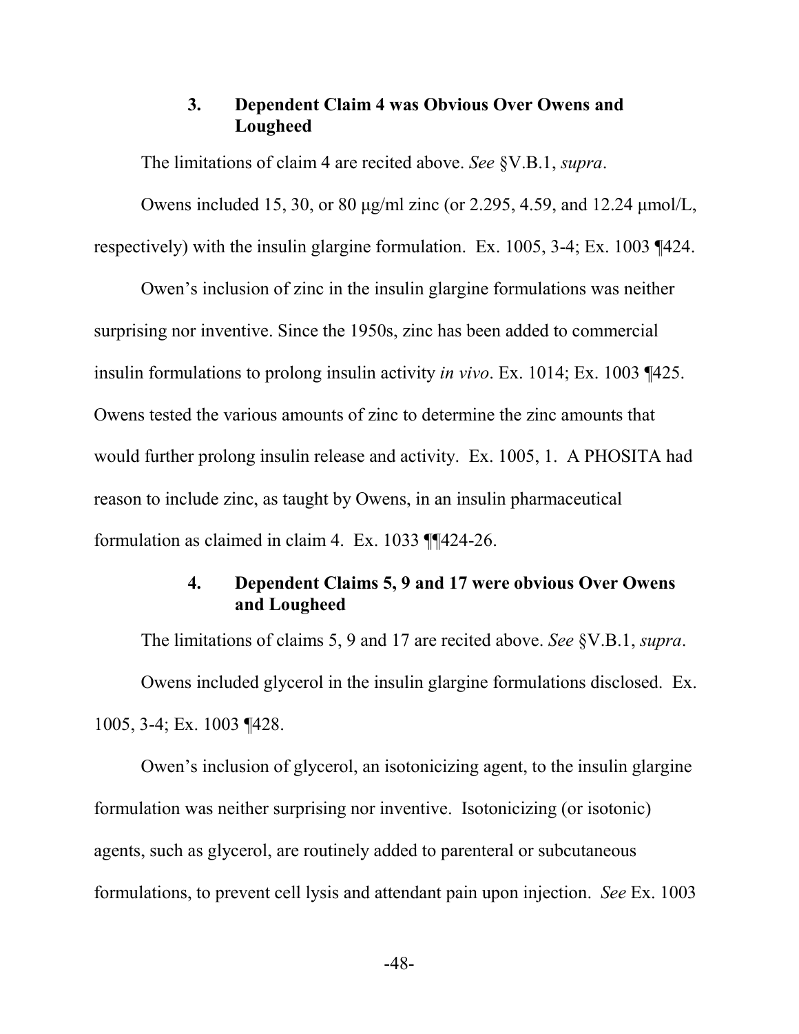### 3. Dependent Claim 4 was Obvious Over Owens and Lougheed

The limitations of claim 4 are recited above. *See* §V.B.1, *supra*.

Owens included 15, 30, or 80 μg/ml zinc (or 2.295, 4.59, and 12.24 μmol/L, respectively) with the insulin glargine formulation. Ex. 1005, 3-4; Ex. 1003 ¶424.

Owen's inclusion of zinc in the insulin glargine formulations was neither surprising nor inventive. Since the 1950s, zinc has been added to commercial insulin formulations to prolong insulin activity *in vivo*. Ex. 1014; Ex. 1003 ¶425. Owens tested the various amounts of zinc to determine the zinc amounts that would further prolong insulin release and activity. Ex. 1005, 1. A PHOSITA had reason to include zinc, as taught by Owens, in an insulin pharmaceutical formulation as claimed in claim 4. Ex. 1033 ¶¶424-26.

### 4. Dependent Claims 5, 9 and 17 were obvious Over Owens and Lougheed

The limitations of claims 5, 9 and 17 are recited above. *See* §V.B.1, *supra*.

Owens included glycerol in the insulin glargine formulations disclosed. Ex. 1005, 3-4; Ex. 1003 ¶428.

Owen's inclusion of glycerol, an isotonicizing agent, to the insulin glargine formulation was neither surprising nor inventive. Isotonicizing (or isotonic) agents, such as glycerol, are routinely added to parenteral or subcutaneous formulations, to prevent cell lysis and attendant pain upon injection. *See* Ex. 1003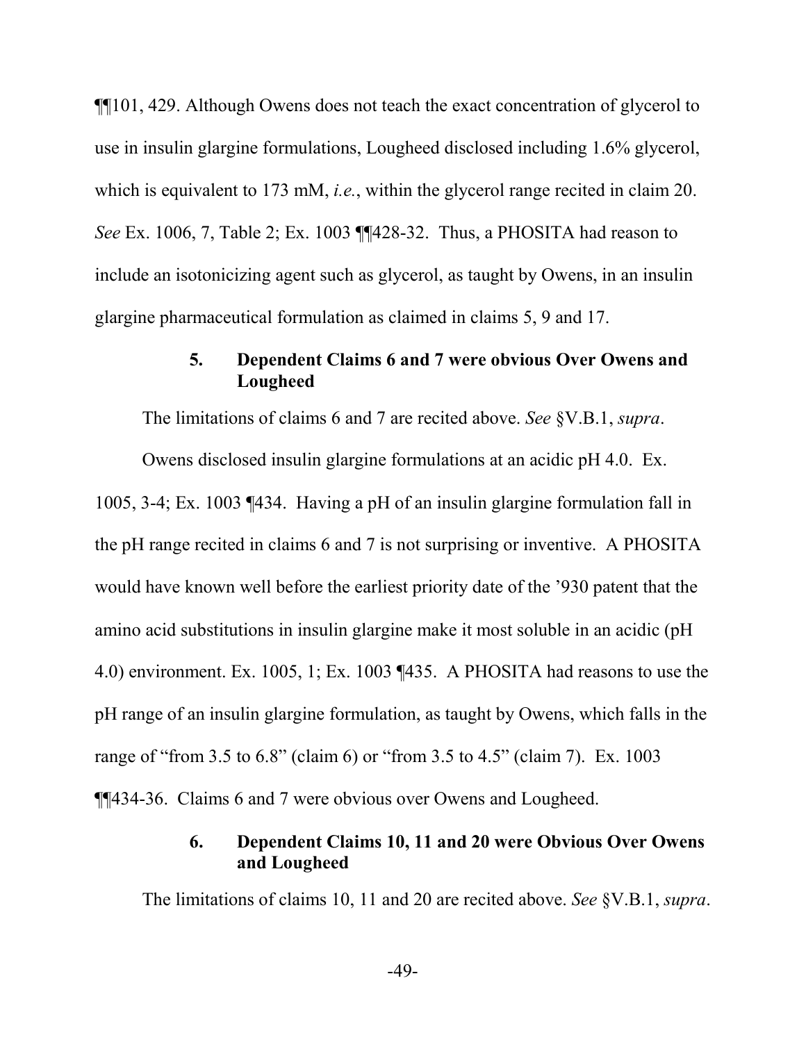¶¶101, 429. Although Owens does not teach the exact concentration of glycerol to use in insulin glargine formulations, Lougheed disclosed including 1.6% glycerol, which is equivalent to 173 mM, *i.e.*, within the glycerol range recited in claim 20. *See* Ex. 1006, 7, Table 2; Ex. 1003 ¶¶428-32. Thus, a PHOSITA had reason to include an isotonicizing agent such as glycerol, as taught by Owens, in an insulin glargine pharmaceutical formulation as claimed in claims 5, 9 and 17.

### 5. Dependent Claims 6 and 7 were obvious Over Owens and Lougheed

The limitations of claims 6 and 7 are recited above. *See* §V.B.1, *supra*.

Owens disclosed insulin glargine formulations at an acidic pH 4.0. Ex. 1005, 3-4; Ex. 1003 ¶434. Having a pH of an insulin glargine formulation fall in the pH range recited in claims 6 and 7 is not surprising or inventive. A PHOSITA would have known well before the earliest priority date of the '930 patent that the amino acid substitutions in insulin glargine make it most soluble in an acidic (pH 4.0) environment. Ex. 1005, 1; Ex. 1003 ¶435. A PHOSITA had reasons to use the pH range of an insulin glargine formulation, as taught by Owens, which falls in the range of "from 3.5 to 6.8" (claim 6) or "from 3.5 to 4.5" (claim 7). Ex. 1003 ¶¶434-36. Claims 6 and 7 were obvious over Owens and Lougheed.

### 6. Dependent Claims 10, 11 and 20 were Obvious Over Owens and Lougheed

The limitations of claims 10, 11 and 20 are recited above. *See* §V.B.1, *supra*.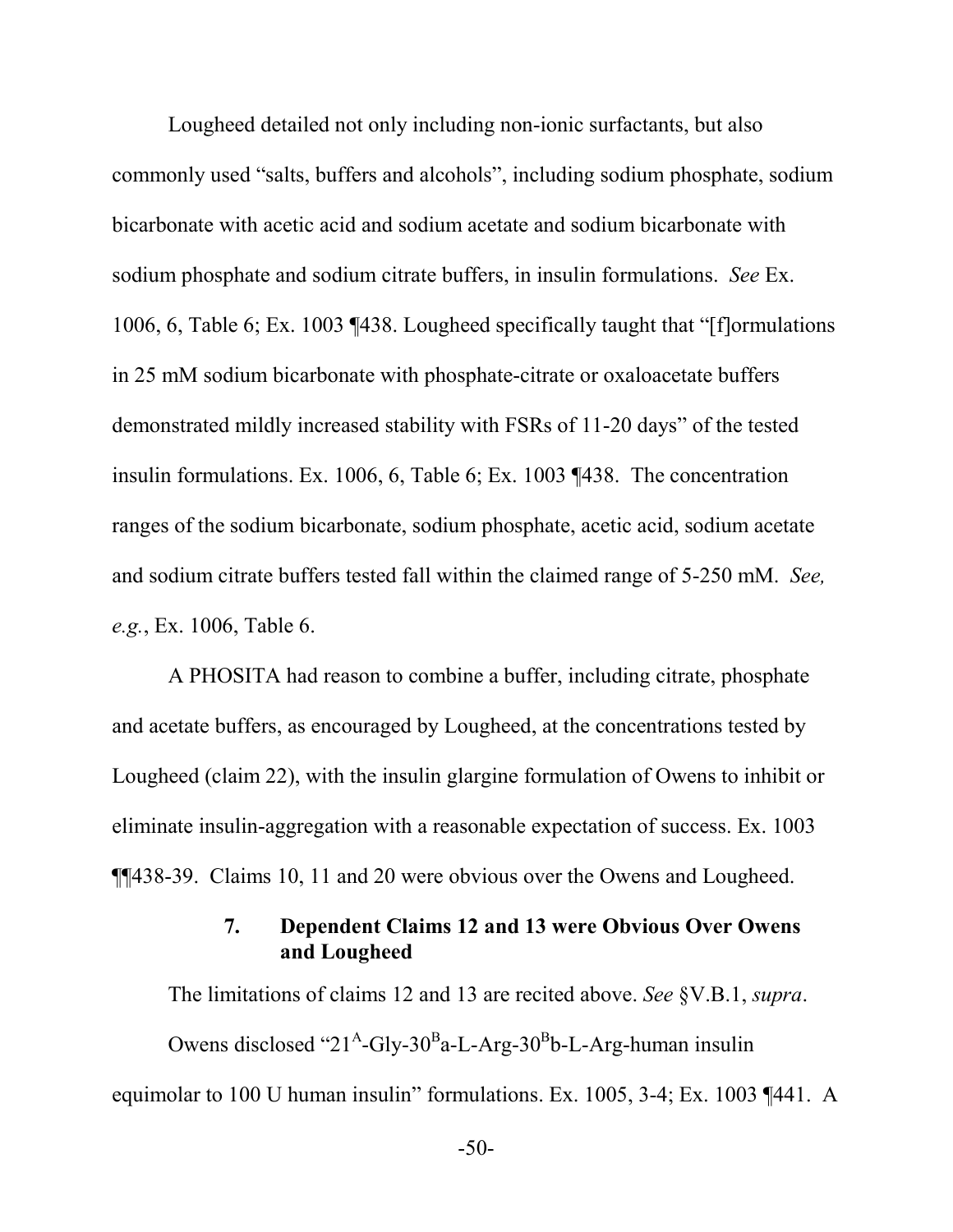Lougheed detailed not only including non-ionic surfactants, but also commonly used “salts, buffers and alcohols”, including sodium phosphate, sodium bicarbonate with acetic acid and sodium acetate and sodium bicarbonate with sodium phosphate and sodium citrate buffers, in insulin formulations. *See* Ex. 1006, 6, Table 6; Ex. 1003 ¶438. Lougheed specifically taught that “[f]ormulations in 25 mM sodium bicarbonate with phosphate-citrate or oxaloacetate buffers demonstrated mildly increased stability with FSRs of 11-20 days” of the tested insulin formulations. Ex. 1006, 6, Table 6; Ex. 1003 ¶438. The concentration ranges of the sodium bicarbonate, sodium phosphate, acetic acid, sodium acetate and sodium citrate buffers tested fall within the claimed range of 5-250 mM. *See, e.g.*, Ex. 1006, Table 6.

A PHOSITA had reason to combine a buffer, including citrate, phosphate and acetate buffers, as encouraged by Lougheed, at the concentrations tested by Lougheed (claim 22), with the insulin glargine formulation of Owens to inhibit or eliminate insulin-aggregation with a reasonable expectation of success. Ex. 1003 ¶¶438-39. Claims 10, 11 and 20 were obvious over the Owens and Lougheed.

### 7. Dependent Claims 12 and 13 were Obvious Over Owens and Lougheed

The limitations of claims 12 and 13 are recited above. *See* §V.B.1, *supra*.

Owens disclosed “$21^{A}$-Gly-$30^{B}$a-L-Arg-$30^{B}$b-L-Arg-human insulin equimolar to 100 U human insulin” formulations. Ex. 1005, 3-4; Ex. 1003 ¶441. A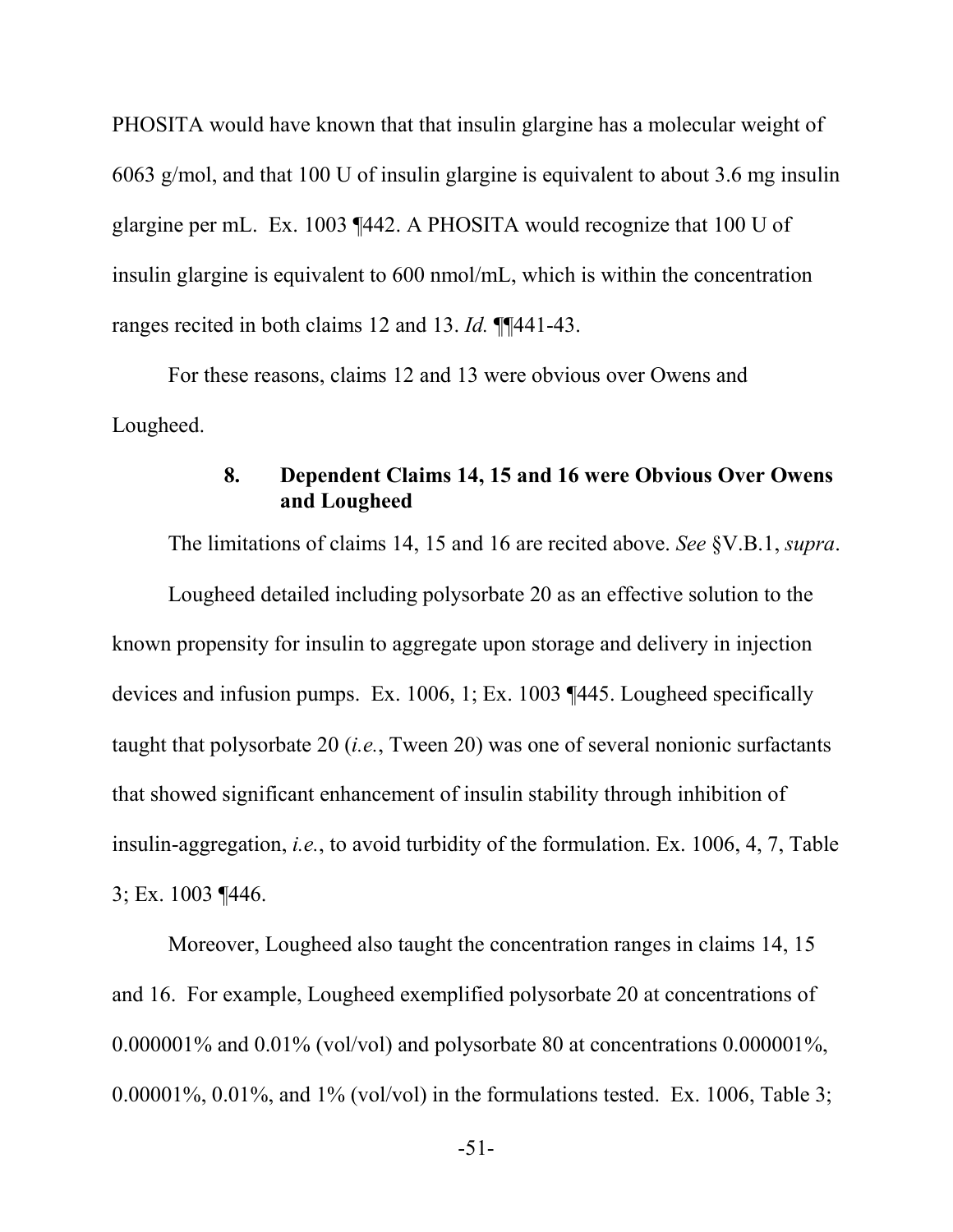PHOSITA would have known that that insulin glargine has a molecular weight of 6063 g/mol, and that 100 U of insulin glargine is equivalent to about 3.6 mg insulin glargine per mL. Ex. 1003 ¶442. A PHOSITA would recognize that 100 U of insulin glargine is equivalent to 600 nmol/mL, which is within the concentration ranges recited in both claims 12 and 13. *Id.* ¶¶441-43.

For these reasons, claims 12 and 13 were obvious over Owens and Lougheed.

### 8. Dependent Claims 14, 15 and 16 were Obvious Over Owens and Lougheed

The limitations of claims 14, 15 and 16 are recited above. *See* §V.B.1, *supra*.

Lougheed detailed including polysorbate 20 as an effective solution to the known propensity for insulin to aggregate upon storage and delivery in injection devices and infusion pumps. Ex. 1006, 1; Ex. 1003 ¶445. Lougheed specifically taught that polysorbate 20 (*i.e.*, Tween 20) was one of several nonionic surfactants that showed significant enhancement of insulin stability through inhibition of insulin-aggregation, *i.e.*, to avoid turbidity of the formulation. Ex. 1006, 4, 7, Table 3; Ex. 1003 ¶446.

Moreover, Lougheed also taught the concentration ranges in claims 14, 15 and 16. For example, Lougheed exemplified polysorbate 20 at concentrations of 0.000001% and 0.01% (vol/vol) and polysorbate 80 at concentrations 0.000001%, 0.00001%, 0.01%, and 1% (vol/vol) in the formulations tested. Ex. 1006, Table 3;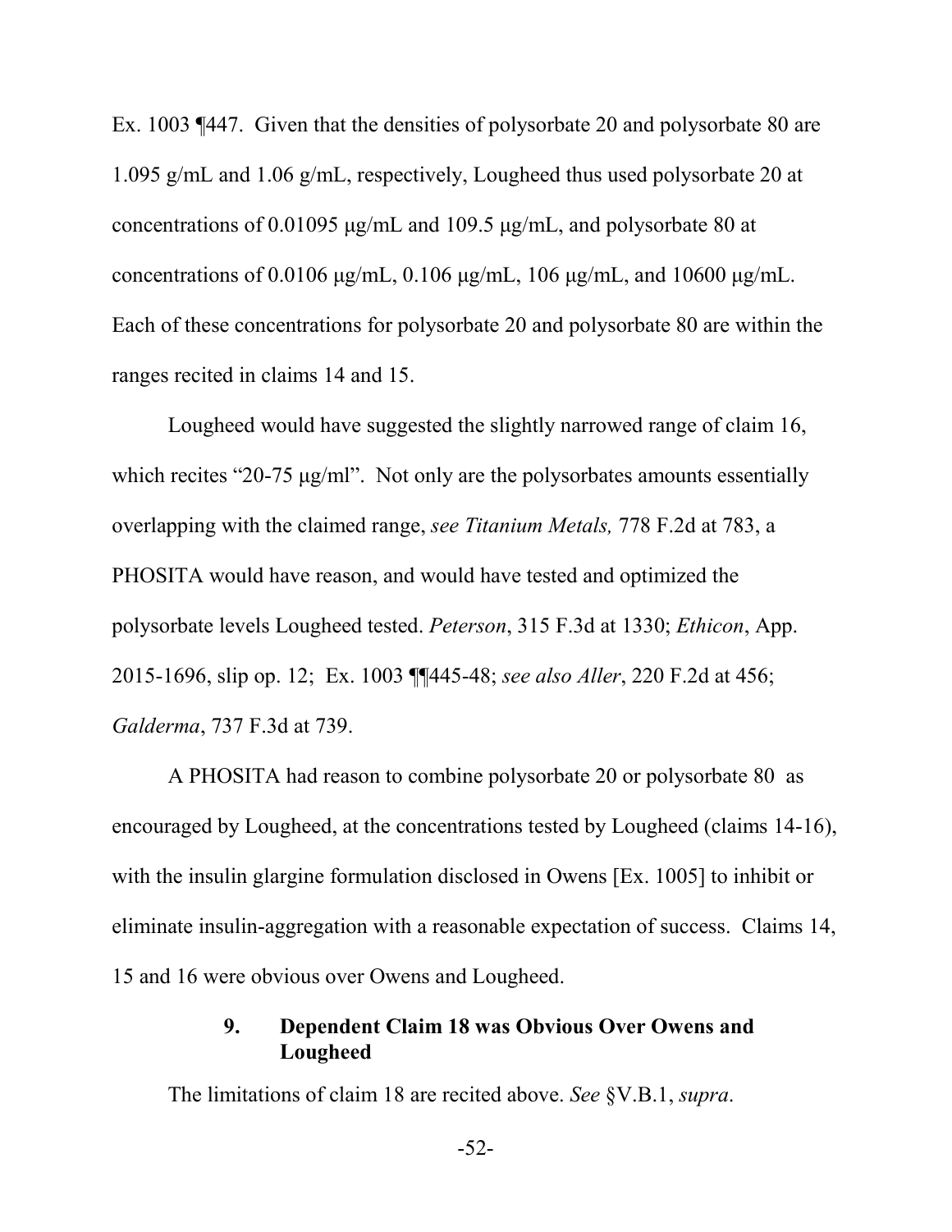Ex. 1003 ¶447. Given that the densities of polysorbate 20 and polysorbate 80 are 1.095 g/mL and 1.06 g/mL, respectively, Lougheed thus used polysorbate 20 at concentrations of 0.01095 μg/mL and 109.5 μg/mL, and polysorbate 80 at concentrations of 0.0106 μg/mL, 0.106 μg/mL, 106 μg/mL, and 10600 μg/mL. Each of these concentrations for polysorbate 20 and polysorbate 80 are within the ranges recited in claims 14 and 15.

Lougheed would have suggested the slightly narrowed range of claim 16, which recites "20-75 μg/ml". Not only are the polysorbates amounts essentially overlapping with the claimed range, *see Titanium Metals,* 778 F.2d at 783, a PHOSITA would have reason, and would have tested and optimized the polysorbate levels Lougheed tested. *Peterson*, 315 F.3d at 1330; *Ethicon*, App. 2015-1696, slip op. 12; Ex. 1003 ¶¶445-48; *see also Aller*, 220 F.2d at 456; *Galderma*, 737 F.3d at 739.

A PHOSITA had reason to combine polysorbate 20 or polysorbate 80 as encouraged by Lougheed, at the concentrations tested by Lougheed (claims 14-16), with the insulin glargine formulation disclosed in Owens [Ex. 1005] to inhibit or eliminate insulin-aggregation with a reasonable expectation of success. Claims 14, 15 and 16 were obvious over Owens and Lougheed.

#### 9. Dependent Claim 18 was Obvious Over Owens and Lougheed

The limitations of claim 18 are recited above. *See* §V.B.1, *supra*.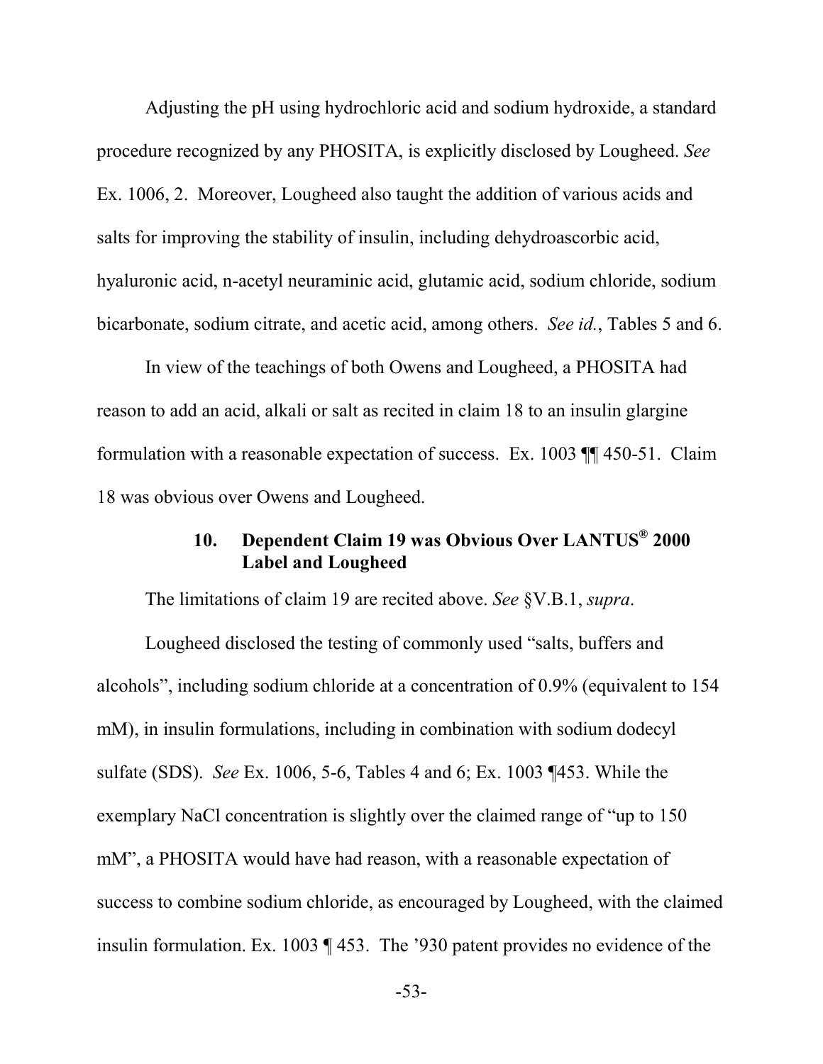Adjusting the pH using hydrochloric acid and sodium hydroxide, a standard procedure recognized by any PHOSITA, is explicitly disclosed by Lougheed. *See* Ex. 1006, 2. Moreover, Lougheed also taught the addition of various acids and salts for improving the stability of insulin, including dehydroascorbic acid, hyaluronic acid, n-acetyl neuraminic acid, glutamic acid, sodium chloride, sodium bicarbonate, sodium citrate, and acetic acid, among others. *See id.*, Tables 5 and 6.

In view of the teachings of both Owens and Lougheed, a PHOSITA had reason to add an acid, alkali or salt as recited in claim 18 to an insulin glargine formulation with a reasonable expectation of success. Ex. 1003 ¶¶ 450-51. Claim 18 was obvious over Owens and Lougheed.

#### 10. Dependent Claim 19 was Obvious Over LANTUS® 2000 Label and Lougheed

The limitations of claim 19 are recited above. *See* §V.B.1, *supra*.

Lougheed disclosed the testing of commonly used "salts, buffers and alcohols", including sodium chloride at a concentration of 0.9% (equivalent to 154 mM), in insulin formulations, including in combination with sodium dodecyl sulfate (SDS). *See* Ex. 1006, 5-6, Tables 4 and 6; Ex. 1003 ¶453. While the exemplary NaCl concentration is slightly over the claimed range of "up to 150 mM", a PHOSITA would have had reason, with a reasonable expectation of success to combine sodium chloride, as encouraged by Lougheed, with the claimed insulin formulation. Ex. 1003 ¶ 453. The '930 patent provides no evidence of the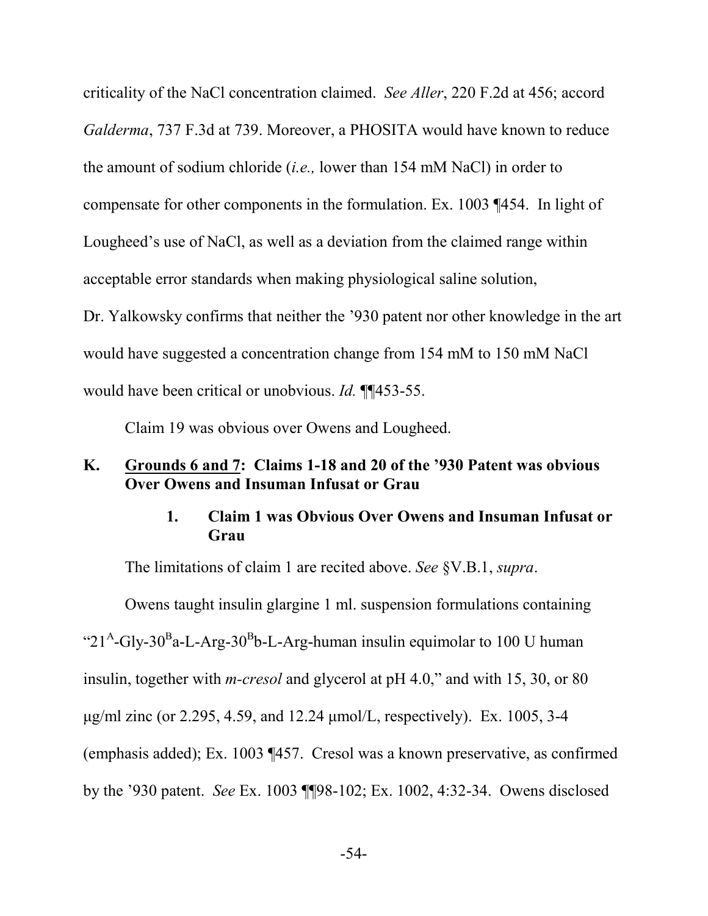criticality of the NaCl concentration claimed. *See Aller*, 220 F.2d at 456; accord *Galderma*, 737 F.3d at 739. Moreover, a PHOSITA would have known to reduce the amount of sodium chloride (*i.e.,* lower than 154 mM NaCl) in order to compensate for other components in the formulation. Ex. 1003 ¶454. In light of Lougheed's use of NaCl, as well as a deviation from the claimed range within acceptable error standards when making physiological saline solution, Dr. Yalkowsky confirms that neither the '930 patent nor other knowledge in the art would have suggested a concentration change from 154 mM to 150 mM NaCl would have been critical or unobvious. *Id.* ¶¶453-55.

Claim 19 was obvious over Owens and Lougheed.

## K. Grounds 6 and 7: Claims 1-18 and 20 of the '930 Patent was obvious Over Owens and Insuman Infusat or Grau

### 1. Claim 1 was Obvious Over Owens and Insuman Infusat or Grau

The limitations of claim 1 are recited above. *See* §V.B.1, *supra*.

Owens taught insulin glargine 1 ml. suspension formulations containing "$21^A$-Gly-$30^B$a-L-Arg-$30^B$b-L-Arg-human insulin equimolar to 100 U human insulin, together with *m-cresol* and glycerol at pH 4.0," and with 15, 30, or 80 μg/ml zinc (or 2.295, 4.59, and 12.24 μmol/L, respectively). Ex. 1005, 3-4 (emphasis added); Ex. 1003 ¶457. Cresol was a known preservative, as confirmed by the '930 patent. *See* Ex. 1003 ¶¶98-102; Ex. 1002, 4:32-34. Owens disclosed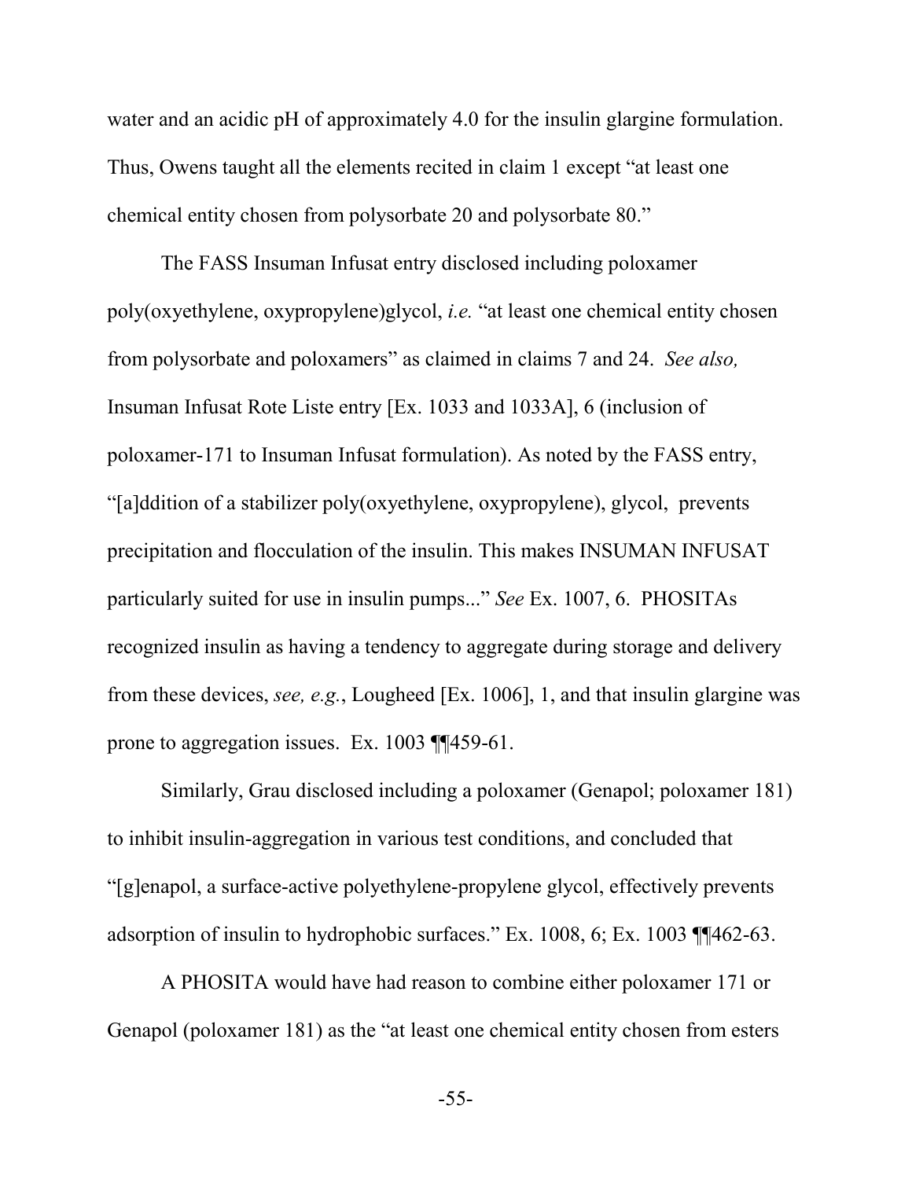water and an acidic pH of approximately 4.0 for the insulin glargine formulation. Thus, Owens taught all the elements recited in claim 1 except "at least one chemical entity chosen from polysorbate 20 and polysorbate 80."

The FASS Insuman Infusat entry disclosed including poloxamer poly(oxyethylene, oxypropylene)glycol, *i.e.* "at least one chemical entity chosen from polysorbate and poloxamers" as claimed in claims 7 and 24. *See also,* Insuman Infusat Rote Liste entry [Ex. 1033 and 1033A], 6 (inclusion of poloxamer-171 to Insuman Infusat formulation). As noted by the FASS entry, "[a]ddition of a stabilizer poly(oxyethylene, oxypropylene), glycol, prevents precipitation and flocculation of the insulin. This makes INSUMAN INFUSAT particularly suited for use in insulin pumps..." *See* Ex. 1007, 6. PHOSITAs recognized insulin as having a tendency to aggregate during storage and delivery from these devices, *see, e.g.*, Lougheed [Ex. 1006], 1, and that insulin glargine was prone to aggregation issues. Ex. 1003 ¶¶459-61.

Similarly, Grau disclosed including a poloxamer (Genapol; poloxamer 181) to inhibit insulin-aggregation in various test conditions, and concluded that "[g]enapol, a surface-active polyethylene-propylene glycol, effectively prevents adsorption of insulin to hydrophobic surfaces." Ex. 1008, 6; Ex. 1003 ¶¶462-63.

A PHOSITA would have had reason to combine either poloxamer 171 or Genapol (poloxamer 181) as the "at least one chemical entity chosen from esters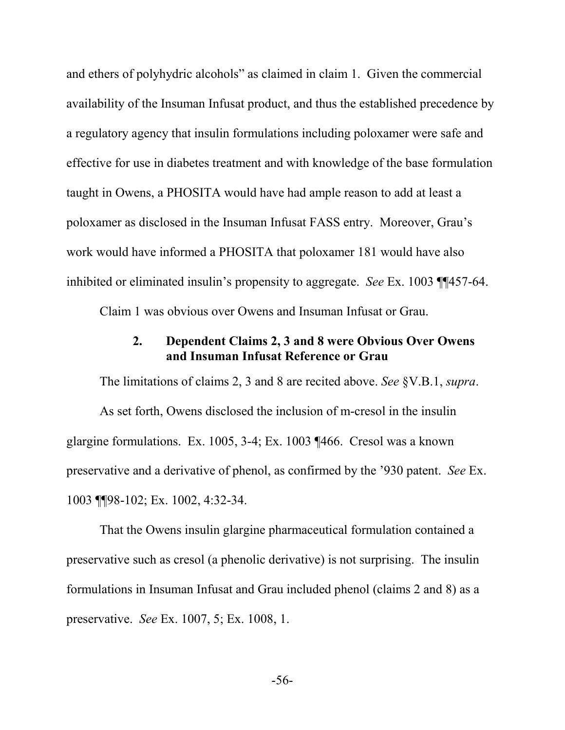and ethers of polyhydric alcohols" as claimed in claim 1. Given the commercial availability of the Insuman Infusat product, and thus the established precedence by a regulatory agency that insulin formulations including poloxamer were safe and effective for use in diabetes treatment and with knowledge of the base formulation taught in Owens, a PHOSITA would have had ample reason to add at least a poloxamer as disclosed in the Insuman Infusat FASS entry. Moreover, Grau's work would have informed a PHOSITA that poloxamer 181 would have also inhibited or eliminated insulin's propensity to aggregate. *See* Ex. 1003 ¶¶457-64.

Claim 1 was obvious over Owens and Insuman Infusat or Grau.

### 2. Dependent Claims 2, 3 and 8 were Obvious Over Owens and Insuman Infusat Reference or Grau

The limitations of claims 2, 3 and 8 are recited above. *See* §V.B.1, *supra*.

As set forth, Owens disclosed the inclusion of m-cresol in the insulin glargine formulations. Ex. 1005, 3-4; Ex. 1003 ¶466. Cresol was a known preservative and a derivative of phenol, as confirmed by the '930 patent. *See* Ex. 1003 ¶¶98-102; Ex. 1002, 4:32-34.

That the Owens insulin glargine pharmaceutical formulation contained a preservative such as cresol (a phenolic derivative) is not surprising. The insulin formulations in Insuman Infusat and Grau included phenol (claims 2 and 8) as a preservative. *See* Ex. 1007, 5; Ex. 1008, 1.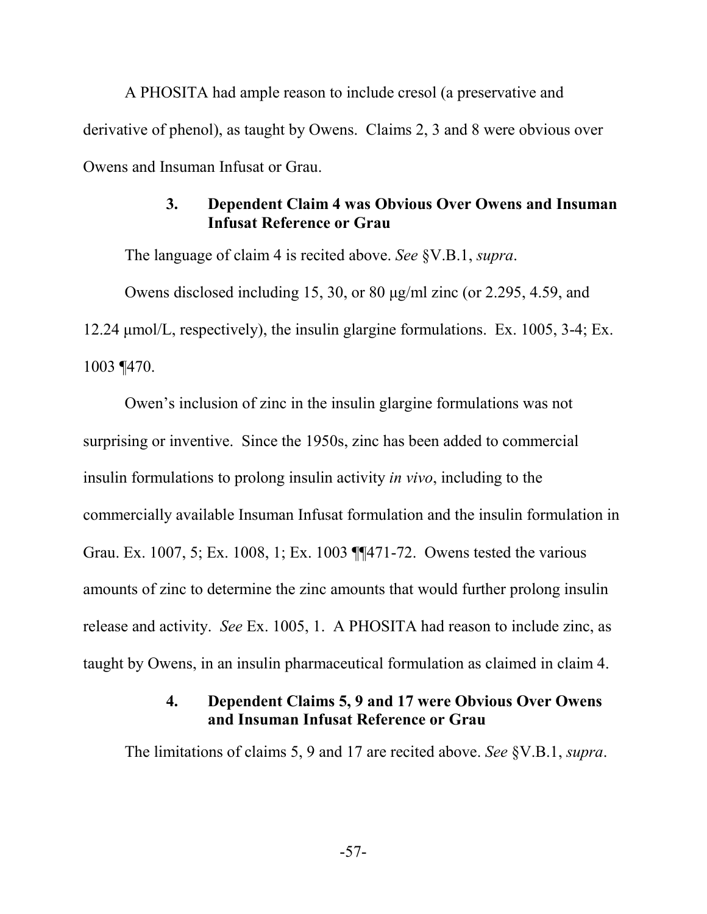A PHOSITA had ample reason to include cresol (a preservative and derivative of phenol), as taught by Owens. Claims 2, 3 and 8 were obvious over Owens and Insuman Infusat or Grau.

### 3. Dependent Claim 4 was Obvious Over Owens and Insuman Infusat Reference or Grau

The language of claim 4 is recited above. *See* §V.B.1, *supra*.

Owens disclosed including 15, 30, or 80 μg/ml zinc (or 2.295, 4.59, and 12.24 μmol/L, respectively), the insulin glargine formulations. Ex. 1005, 3-4; Ex. 1003 ¶470.

Owen's inclusion of zinc in the insulin glargine formulations was not surprising or inventive. Since the 1950s, zinc has been added to commercial insulin formulations to prolong insulin activity *in vivo*, including to the commercially available Insuman Infusat formulation and the insulin formulation in Grau. Ex. 1007, 5; Ex. 1008, 1; Ex. 1003 ¶¶471-72. Owens tested the various amounts of zinc to determine the zinc amounts that would further prolong insulin release and activity. *See* Ex. 1005, 1. A PHOSITA had reason to include zinc, as taught by Owens, in an insulin pharmaceutical formulation as claimed in claim 4.

### 4. Dependent Claims 5, 9 and 17 were Obvious Over Owens and Insuman Infusat Reference or Grau

The limitations of claims 5, 9 and 17 are recited above. *See* §V.B.1, *supra*.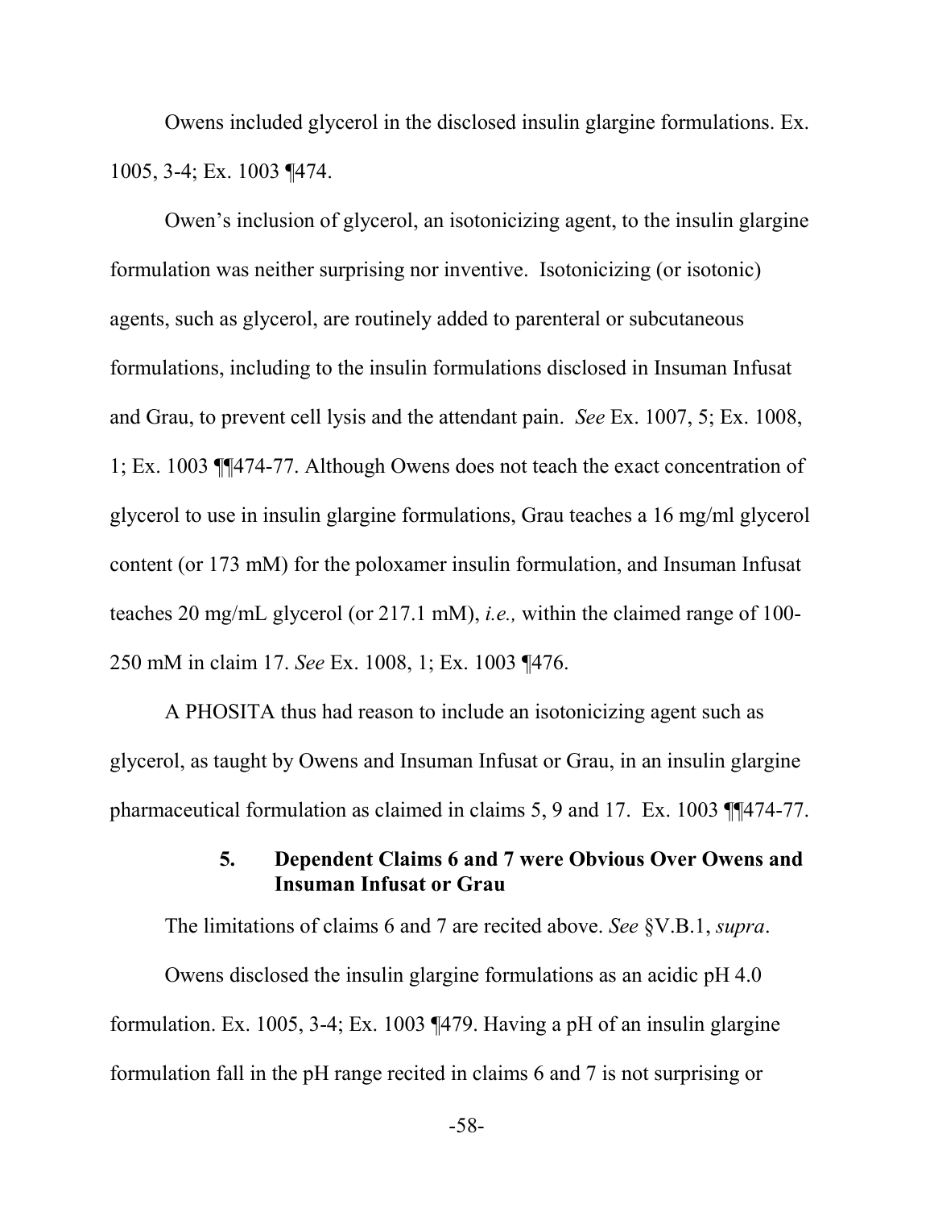Owens included glycerol in the disclosed insulin glargine formulations. Ex. 1005, 3-4; Ex. 1003 ¶474.

Owen's inclusion of glycerol, an isotonicizing agent, to the insulin glargine formulation was neither surprising nor inventive. Isotonicizing (or isotonic) agents, such as glycerol, are routinely added to parenteral or subcutaneous formulations, including to the insulin formulations disclosed in Insuman Infusat and Grau, to prevent cell lysis and the attendant pain. *See* Ex. 1007, 5; Ex. 1008, 1; Ex. 1003 ¶¶474-77. Although Owens does not teach the exact concentration of glycerol to use in insulin glargine formulations, Grau teaches a 16 mg/ml glycerol content (or 173 mM) for the poloxamer insulin formulation, and Insuman Infusat teaches 20 mg/mL glycerol (or 217.1 mM), *i.e.,* within the claimed range of 100-250 mM in claim 17. *See* Ex. 1008, 1; Ex. 1003 ¶476.

A PHOSITA thus had reason to include an isotonicizing agent such as glycerol, as taught by Owens and Insuman Infusat or Grau, in an insulin glargine pharmaceutical formulation as claimed in claims 5, 9 and 17. Ex. 1003 ¶¶474-77.

### 5. Dependent Claims 6 and 7 were Obvious Over Owens and Insuman Infusat or Grau

The limitations of claims 6 and 7 are recited above. *See* §V.B.1, *supra*.

Owens disclosed the insulin glargine formulations as an acidic pH 4.0 formulation. Ex. 1005, 3-4; Ex. 1003 ¶479. Having a pH of an insulin glargine formulation fall in the pH range recited in claims 6 and 7 is not surprising or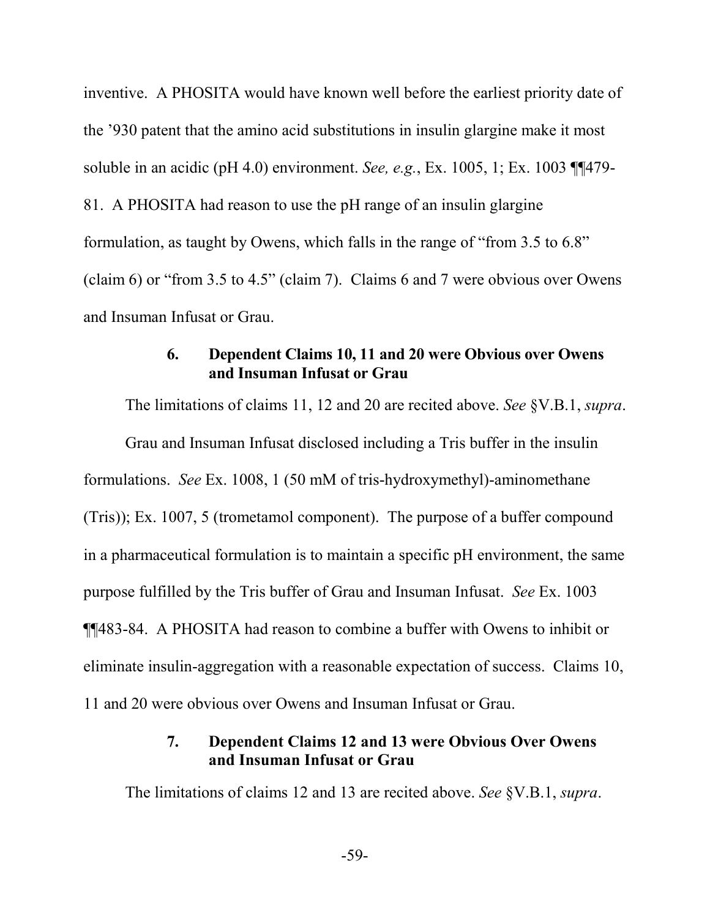inventive. A PHOSITA would have known well before the earliest priority date of the '930 patent that the amino acid substitutions in insulin glargine make it most soluble in an acidic (pH 4.0) environment. *See, e.g.*, Ex. 1005, 1; Ex. 1003 ¶¶479-81. A PHOSITA had reason to use the pH range of an insulin glargine formulation, as taught by Owens, which falls in the range of "from 3.5 to 6.8" (claim 6) or "from 3.5 to 4.5" (claim 7). Claims 6 and 7 were obvious over Owens and Insuman Infusat or Grau.

### 6. Dependent Claims 10, 11 and 20 were Obvious over Owens and Insuman Infusat or Grau

The limitations of claims 11, 12 and 20 are recited above. *See* §V.B.1, *supra*.

Grau and Insuman Infusat disclosed including a Tris buffer in the insulin formulations. *See* Ex. 1008, 1 (50 mM of tris-hydroxymethyl)-aminomethane (Tris)); Ex. 1007, 5 (trometamol component). The purpose of a buffer compound in a pharmaceutical formulation is to maintain a specific pH environment, the same purpose fulfilled by the Tris buffer of Grau and Insuman Infusat. *See* Ex. 1003 ¶¶483-84. A PHOSITA had reason to combine a buffer with Owens to inhibit or eliminate insulin-aggregation with a reasonable expectation of success. Claims 10, 11 and 20 were obvious over Owens and Insuman Infusat or Grau.

### 7. Dependent Claims 12 and 13 were Obvious Over Owens and Insuman Infusat or Grau

The limitations of claims 12 and 13 are recited above. *See* §V.B.1, *supra*.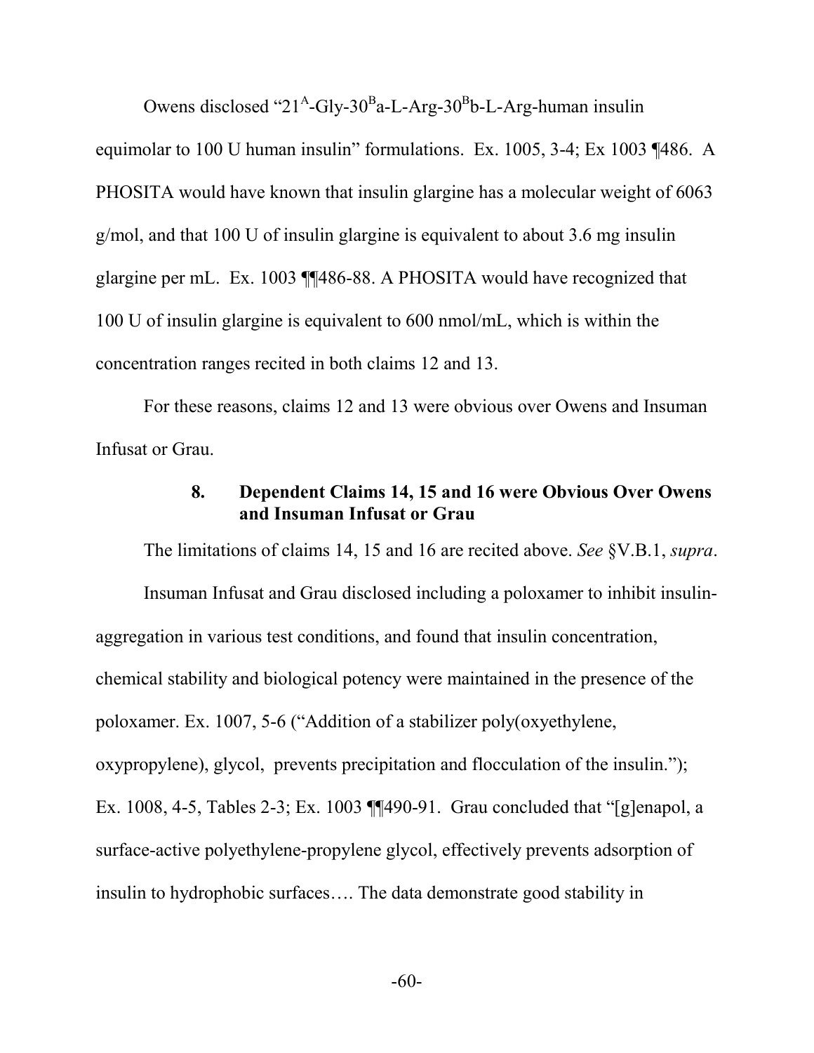Owens disclosed "$21^A$-Gly-$30^B$a-L-Arg-$30^B$b-L-Arg-human insulin equimolar to 100 U human insulin" formulations. Ex. 1005, 3-4; Ex 1003 ¶486. A PHOSITA would have known that insulin glargine has a molecular weight of 6063 g/mol, and that 100 U of insulin glargine is equivalent to about 3.6 mg insulin glargine per mL. Ex. 1003 ¶¶486-88. A PHOSITA would have recognized that 100 U of insulin glargine is equivalent to 600 nmol/mL, which is within the concentration ranges recited in both claims 12 and 13.

For these reasons, claims 12 and 13 were obvious over Owens and Insuman Infusat or Grau.

#### 8. Dependent Claims 14, 15 and 16 were Obvious Over Owens and Insuman Infusat or Grau

The limitations of claims 14, 15 and 16 are recited above. *See* §V.B.1, *supra*.

Insuman Infusat and Grau disclosed including a poloxamer to inhibit insulin-aggregation in various test conditions, and found that insulin concentration, chemical stability and biological potency were maintained in the presence of the poloxamer. Ex. 1007, 5-6 ("Addition of a stabilizer poly(oxyethylene, oxypropylene), glycol, prevents precipitation and flocculation of the insulin."); Ex. 1008, 4-5, Tables 2-3; Ex. 1003 ¶¶490-91. Grau concluded that "[g]enapol, a surface-active polyethylene-propylene glycol, effectively prevents adsorption of insulin to hydrophobic surfaces…. The data demonstrate good stability in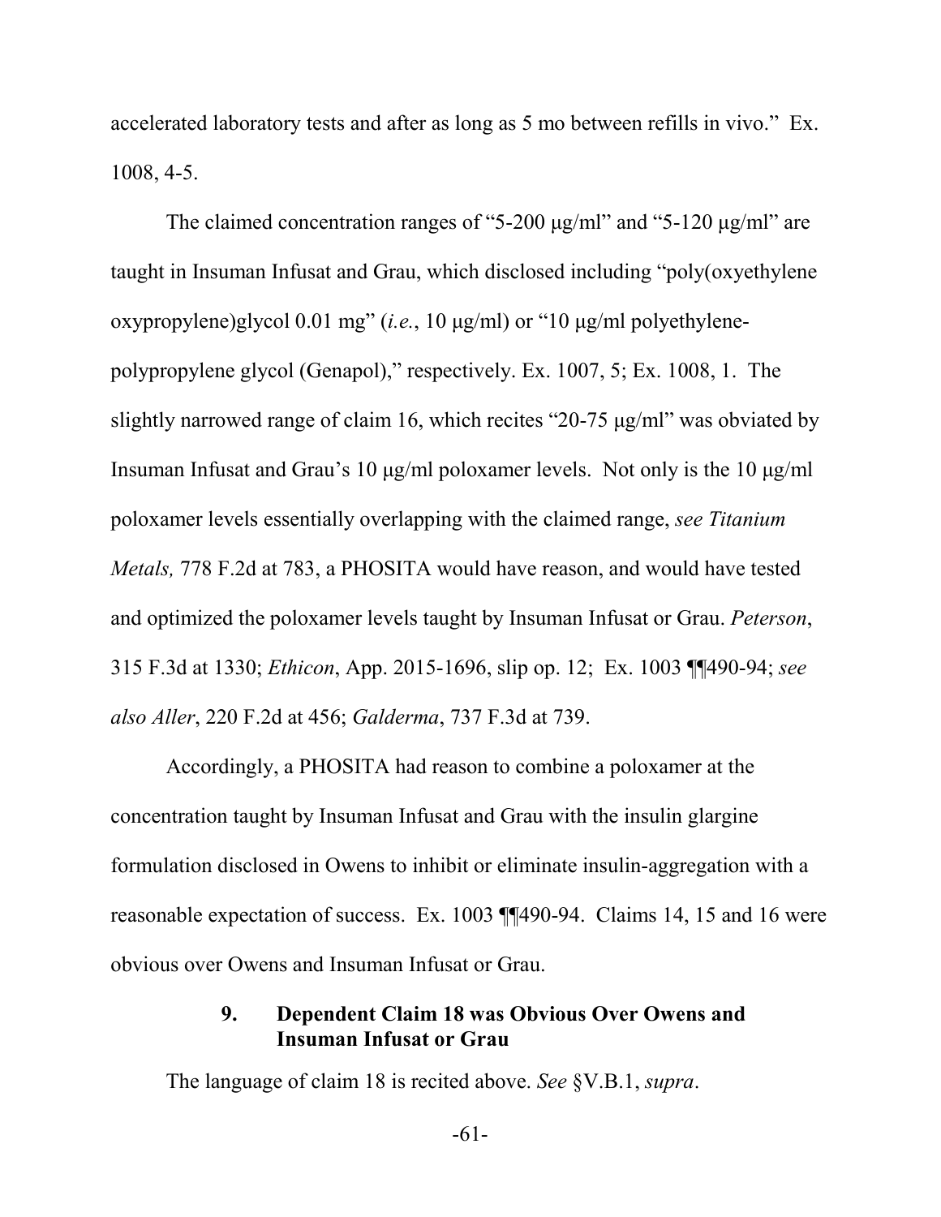accelerated laboratory tests and after as long as 5 mo between refills in vivo." Ex. 1008, 4-5.

The claimed concentration ranges of "5-200 μg/ml" and "5-120 μg/ml" are taught in Insuman Infusat and Grau, which disclosed including "poly(oxyethylene oxypropylene)glycol 0.01 mg" (*i.e.*, 10 μg/ml) or "10 μg/ml polyethylene-polypropylene glycol (Genapol)," respectively. Ex. 1007, 5; Ex. 1008, 1. The slightly narrowed range of claim 16, which recites "20-75 μg/ml" was obviated by Insuman Infusat and Grau's 10 μg/ml poloxamer levels. Not only is the 10 μg/ml poloxamer levels essentially overlapping with the claimed range, *see Titanium Metals,* 778 F.2d at 783, a PHOSITA would have reason, and would have tested and optimized the poloxamer levels taught by Insuman Infusat or Grau. *Peterson*, 315 F.3d at 1330; *Ethicon*, App. 2015-1696, slip op. 12; Ex. 1003 ¶¶490-94; *see also Aller*, 220 F.2d at 456; *Galderma*, 737 F.3d at 739.

Accordingly, a PHOSITA had reason to combine a poloxamer at the concentration taught by Insuman Infusat and Grau with the insulin glargine formulation disclosed in Owens to inhibit or eliminate insulin-aggregation with a reasonable expectation of success. Ex. 1003 ¶¶490-94. Claims 14, 15 and 16 were obvious over Owens and Insuman Infusat or Grau.

#### 9. Dependent Claim 18 was Obvious Over Owens and Insuman Infusat or Grau

The language of claim 18 is recited above. *See* §V.B.1, *supra*.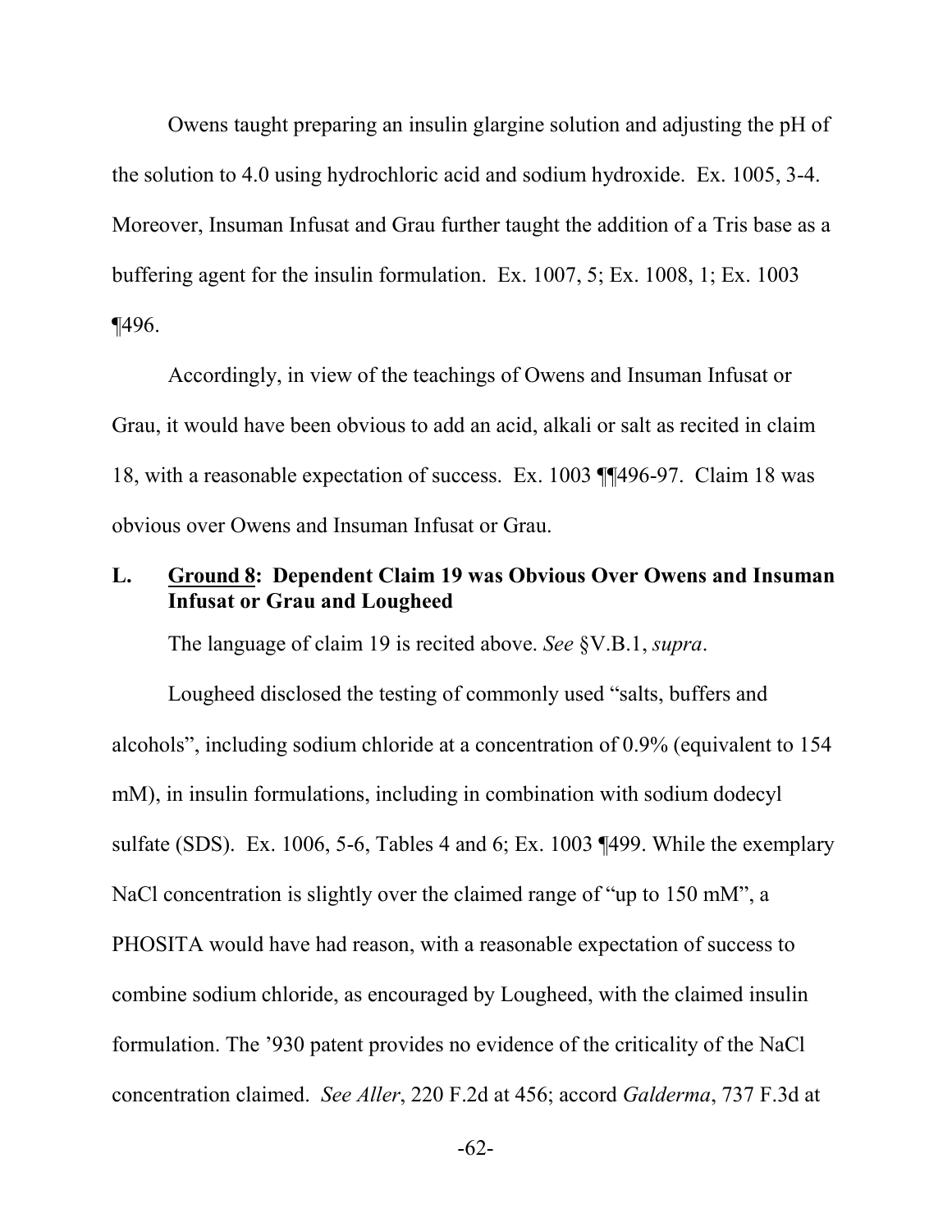Owens taught preparing an insulin glargine solution and adjusting the pH of the solution to 4.0 using hydrochloric acid and sodium hydroxide. Ex. 1005, 3-4. Moreover, Insuman Infusat and Grau further taught the addition of a Tris base as a buffering agent for the insulin formulation. Ex. 1007, 5; Ex. 1008, 1; Ex. 1003 ¶496.

Accordingly, in view of the teachings of Owens and Insuman Infusat or Grau, it would have been obvious to add an acid, alkali or salt as recited in claim 18, with a reasonable expectation of success. Ex. 1003 ¶¶496-97. Claim 18 was obvious over Owens and Insuman Infusat or Grau.

## L. <u>Ground 8</u>: Dependent Claim 19 was Obvious Over Owens and Insuman Infusat or Grau and Lougheed

The language of claim 19 is recited above. *See* §V.B.1, *supra*.

Lougheed disclosed the testing of commonly used "salts, buffers and alcohols", including sodium chloride at a concentration of 0.9% (equivalent to 154 mM), in insulin formulations, including in combination with sodium dodecyl sulfate (SDS). Ex. 1006, 5-6, Tables 4 and 6; Ex. 1003 ¶499. While the exemplary NaCl concentration is slightly over the claimed range of "up to 150 mM", a PHOSITA would have had reason, with a reasonable expectation of success to combine sodium chloride, as encouraged by Lougheed, with the claimed insulin formulation. The '930 patent provides no evidence of the criticality of the NaCl concentration claimed. *See Aller*, 220 F.2d at 456; accord *Galderma*, 737 F.3d at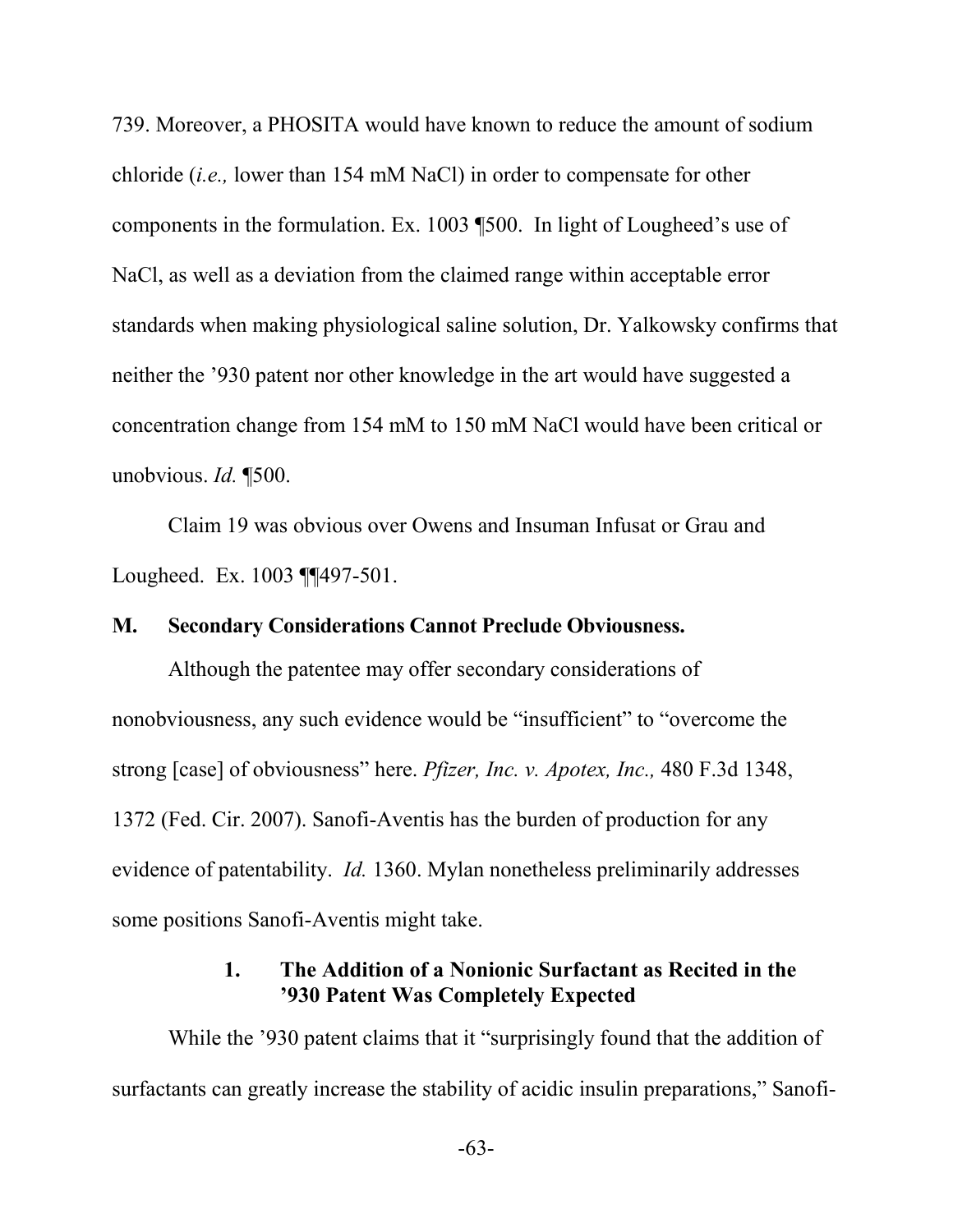739. Moreover, a PHOSITA would have known to reduce the amount of sodium chloride (*i.e.,* lower than 154 mM NaCl) in order to compensate for other components in the formulation. Ex. 1003 ¶500. In light of Lougheed's use of NaCl, as well as a deviation from the claimed range within acceptable error standards when making physiological saline solution, Dr. Yalkowsky confirms that neither the '930 patent nor other knowledge in the art would have suggested a concentration change from 154 mM to 150 mM NaCl would have been critical or unobvious. *Id.* ¶500.

Claim 19 was obvious over Owens and Insuman Infusat or Grau and Lougheed. Ex. 1003 ¶¶497-501.

### M. Secondary Considerations Cannot Preclude Obviousness.

Although the patentee may offer secondary considerations of nonobviousness, any such evidence would be "insufficient" to "overcome the strong [case] of obviousness" here. *Pfizer, Inc. v. Apotex, Inc.,* 480 F.3d 1348, 1372 (Fed. Cir. 2007). Sanofi-Aventis has the burden of production for any evidence of patentability. *Id.* 1360. Mylan nonetheless preliminarily addresses some positions Sanofi-Aventis might take.

#### 1. The Addition of a Nonionic Surfactant as Recited in the '930 Patent Was Completely Expected

While the '930 patent claims that it "surprisingly found that the addition of surfactants can greatly increase the stability of acidic insulin preparations," Sanofi-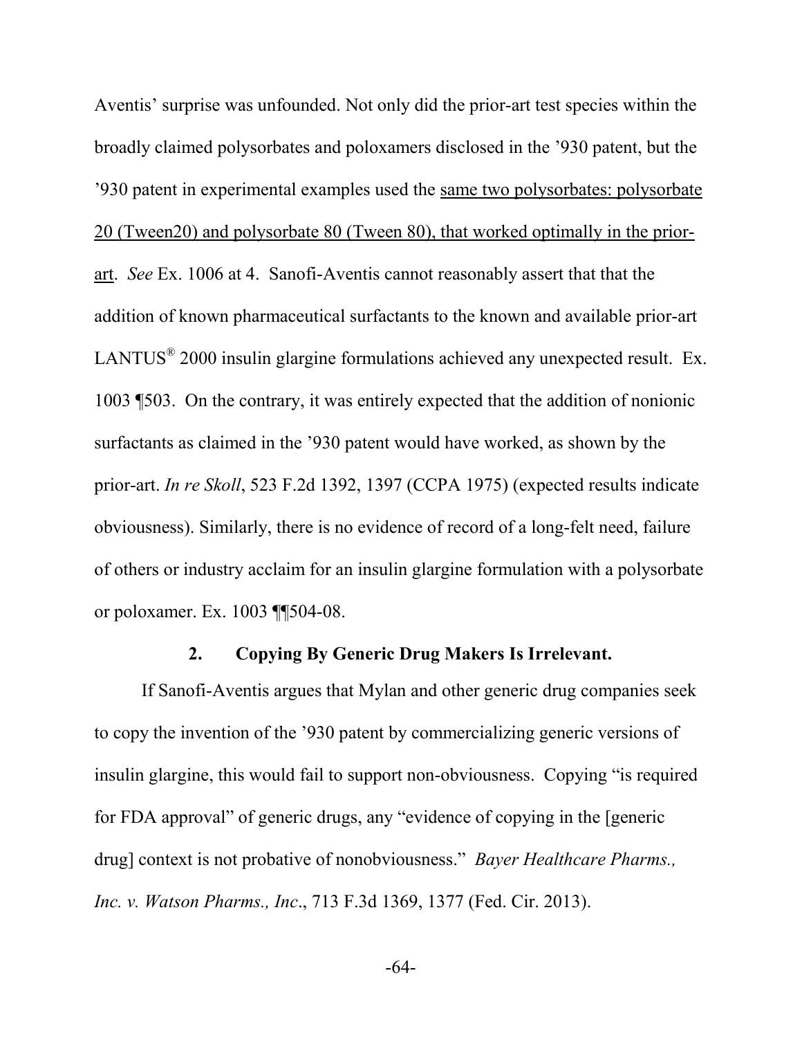Aventis' surprise was unfounded. Not only did the prior-art test species within the broadly claimed polysorbates and poloxamers disclosed in the '930 patent, but the '930 patent in experimental examples used the <u>same two polysorbates: polysorbate 20 (Tween20) and polysorbate 80 (Tween 80), that worked optimally in the prior-art</u>. *See* Ex. 1006 at 4. Sanofi-Aventis cannot reasonably assert that that the addition of known pharmaceutical surfactants to the known and available prior-art LANTUS® 2000 insulin glargine formulations achieved any unexpected result. Ex. 1003 ¶503. On the contrary, it was entirely expected that the addition of nonionic surfactants as claimed in the '930 patent would have worked, as shown by the prior-art. *In re Skoll*, 523 F.2d 1392, 1397 (CCPA 1975) (expected results indicate obviousness). Similarly, there is no evidence of record of a long-felt need, failure of others or industry acclaim for an insulin glargine formulation with a polysorbate or poloxamer. Ex. 1003 ¶¶504-08.

### 2. Copying By Generic Drug Makers Is Irrelevant.

If Sanofi-Aventis argues that Mylan and other generic drug companies seek to copy the invention of the '930 patent by commercializing generic versions of insulin glargine, this would fail to support non-obviousness. Copying "is required for FDA approval" of generic drugs, any "evidence of copying in the [generic drug] context is not probative of nonobviousness." *Bayer Healthcare Pharms., Inc. v. Watson Pharms., Inc*., 713 F.3d 1369, 1377 (Fed. Cir. 2013).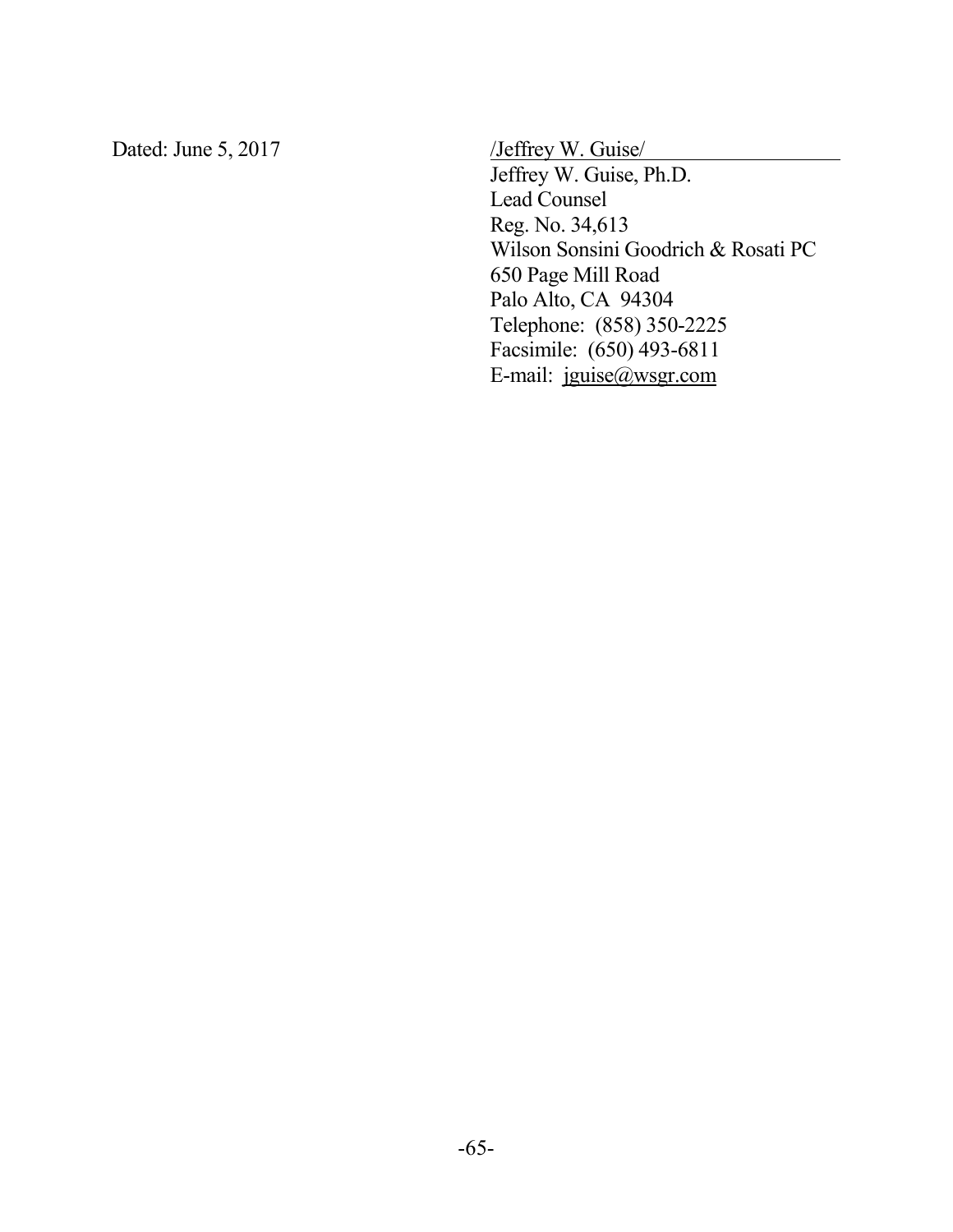Dated: June 5, 2017

/Jeffrey W. Guise/
Jeffrey W. Guise, Ph.D.
Lead Counsel
Reg. No. 34,613
Wilson Sonsini Goodrich & Rosati PC
650 Page Mill Road
Palo Alto, CA 94304
Telephone: (858) 350-2225
Facsimile: (650) 493-6811
E-mail: jguise@wsgr.com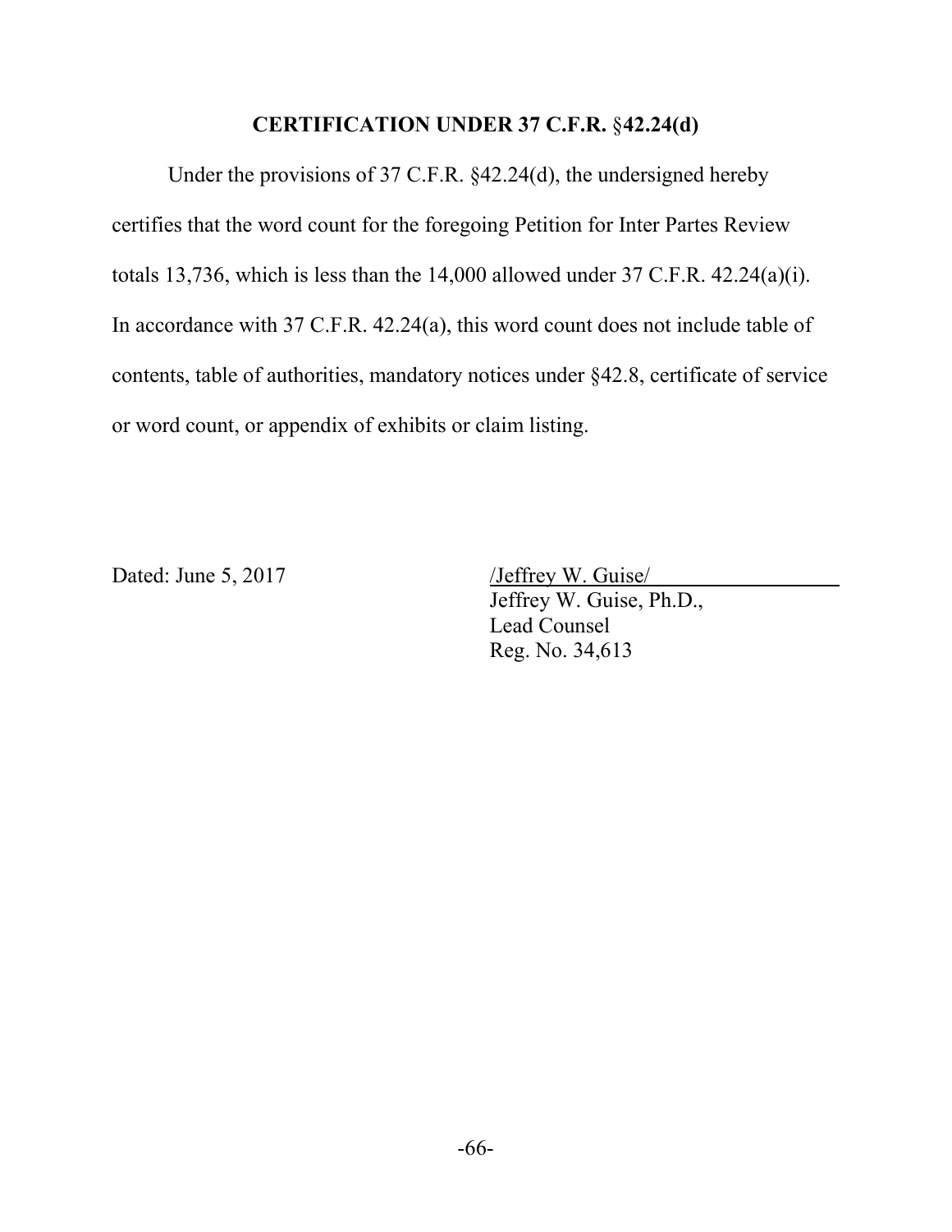## CERTIFICATION UNDER 37 C.F.R. §42.24(d)

Under the provisions of 37 C.F.R. §42.24(d), the undersigned hereby certifies that the word count for the foregoing Petition for Inter Partes Review totals 13,736, which is less than the 14,000 allowed under 37 C.F.R. 42.24(a)(i). In accordance with 37 C.F.R. 42.24(a), this word count does not include table of contents, table of authorities, mandatory notices under §42.8, certificate of service or word count, or appendix of exhibits or claim listing.

Dated: June 5, 2017

/Jeffrey W. Guise/
Jeffrey W. Guise, Ph.D.,
Lead Counsel
Reg. No. 34,613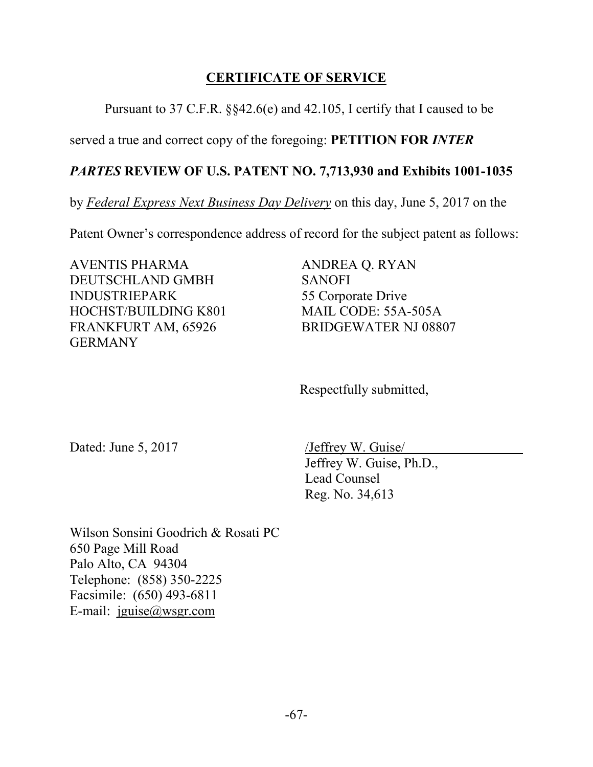## CERTIFICATE OF SERVICE

Pursuant to 37 C.F.R. §§42.6(e) and 42.105, I certify that I caused to be served a true and correct copy of the foregoing: **PETITION FOR *INTER PARTES* REVIEW OF U.S. PATENT NO. 7,713,930 and Exhibits 1001-1035** by ***Federal Express Next Business Day Delivery*** on this day, June 5, 2017 on the Patent Owner's correspondence address of record for the subject patent as follows:

AVENTIS PHARMA
DEUTSCHLAND GMBH
INDUSTRIEPARK
HOCHST/BUILDING K801
FRANKFURT AM, 65926
GERMANY

ANDREA Q. RYAN
SANOFI
55 Corporate Drive
MAIL CODE: 55A-505A
BRIDGEWATER NJ 08807

Respectfully submitted,

Dated: June 5, 2017

/Jeffrey W. Guise/
Jeffrey W. Guise, Ph.D.,
Lead Counsel
Reg. No. 34,613

Wilson Sonsini Goodrich & Rosati PC
650 Page Mill Road
Palo Alto, CA 94304
Telephone: (858) 350-2225
Facsimile: (650) 493-6811
E-mail: jguise@wsgr.com